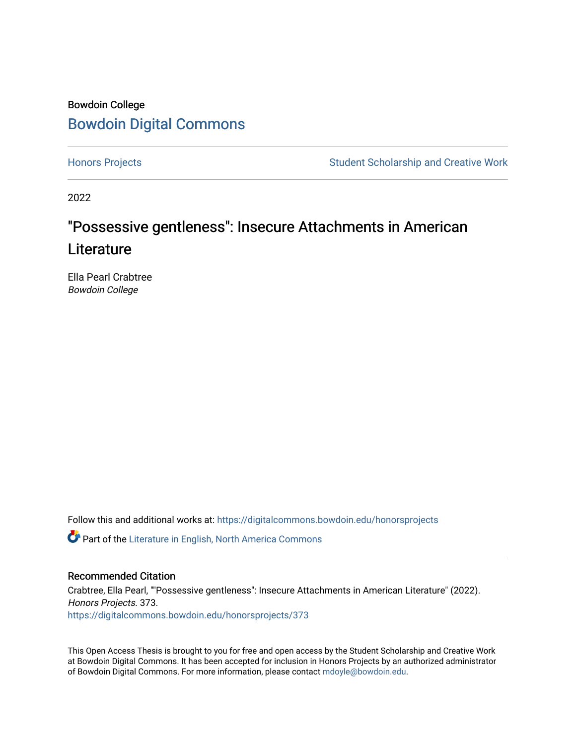Bowdoin College

# Bowdoin Digital Commons

Honors Projects | Student Scholarship and Creative Work

2022

## "Possessive gentleness": Insecure Attachments in American Literature

Ella Pearl Crabtree
*Bowdoin College*

Follow this and additional works at: https://digitalcommons.bowdoin.edu/honorsprojects

Part of the Literature in English, North America Commons

### Recommended Citation

Crabtree, Ella Pearl, ""Possessive gentleness": Insecure Attachments in American Literature" (2022). *Honors Projects*. 373.
https://digitalcommons.bowdoin.edu/honorsprojects/373

This Open Access Thesis is brought to you for free and open access by the Student Scholarship and Creative Work at Bowdoin Digital Commons. It has been accepted for inclusion in Honors Projects by an authorized administrator of Bowdoin Digital Commons. For more information, please contact mdoyle@bowdoin.edu.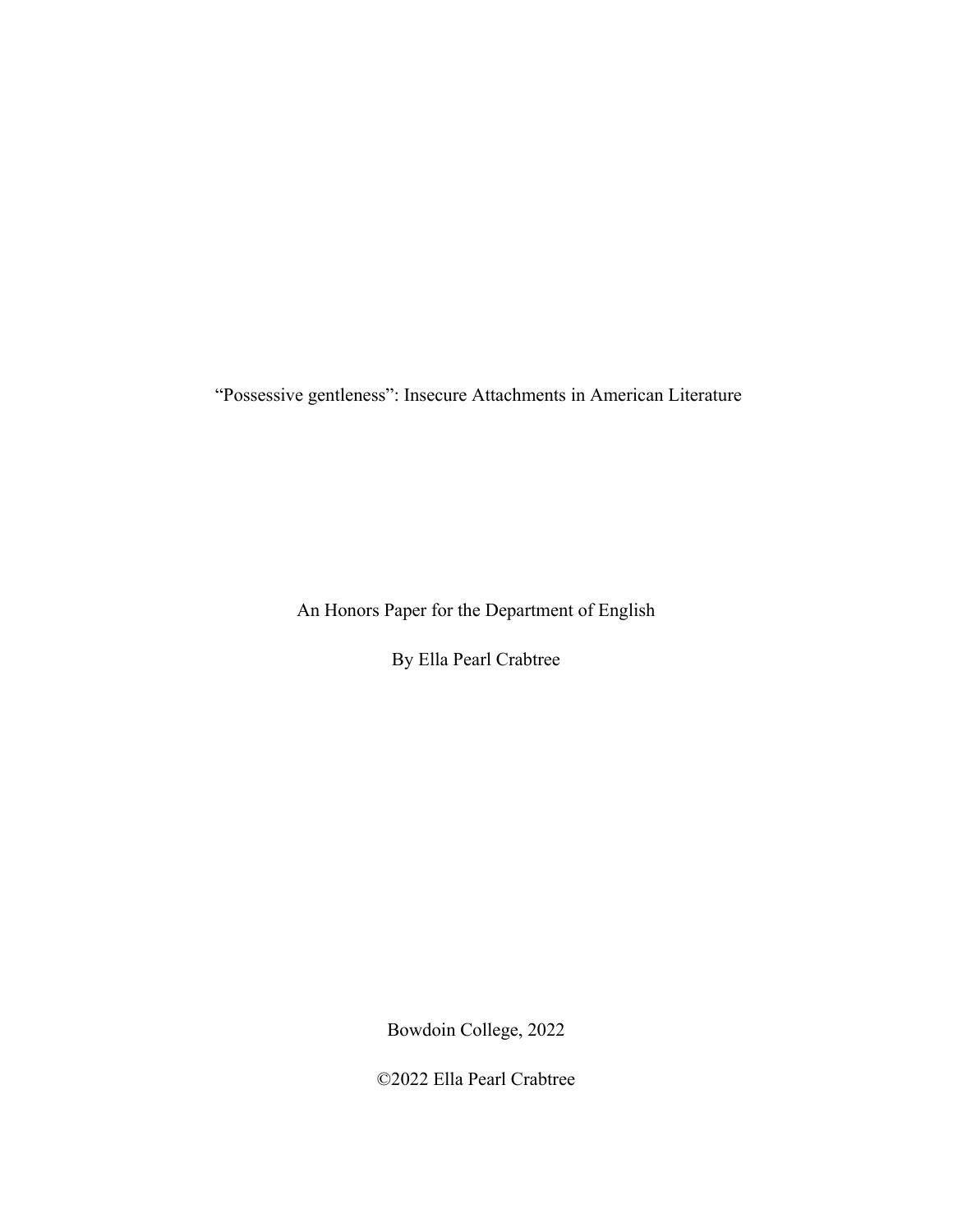# “Possessive gentleness”: Insecure Attachments in American Literature

An Honors Paper for the Department of English

By Ella Pearl Crabtree

Bowdoin College, 2022

©2022 Ella Pearl Crabtree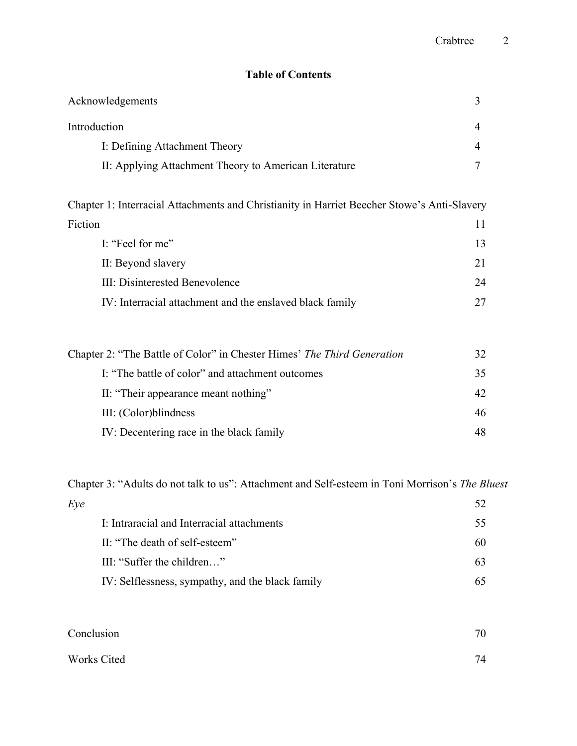## Table of Contents

Acknowledgements 3

Introduction 4

- I: Defining Attachment Theory 4
- II: Applying Attachment Theory to American Literature 7

Chapter 1: Interracial Attachments and Christianity in Harriet Beecher Stowe's Anti-Slavery Fiction 11

- I: "Feel for me" 13
- II: Beyond slavery 21
- III: Disinterested Benevolence 24
- IV: Interracial attachment and the enslaved black family 27

Chapter 2: "The Battle of Color" in Chester Himes' *The Third Generation* 32

- I: "The battle of color" and attachment outcomes 35
- II: "Their appearance meant nothing" 42
- III: (Color)blindness 46
- IV: Decentering race in the black family 48

Chapter 3: "Adults do not talk to us": Attachment and Self-esteem in Toni Morrison's *The Bluest Eye* 52

- I: Intraracial and Interracial attachments 55
- II: "The death of self-esteem" 60
- III: "Suffer the children…" 63
- IV: Selflessness, sympathy, and the black family 65

Conclusion 70

Works Cited 74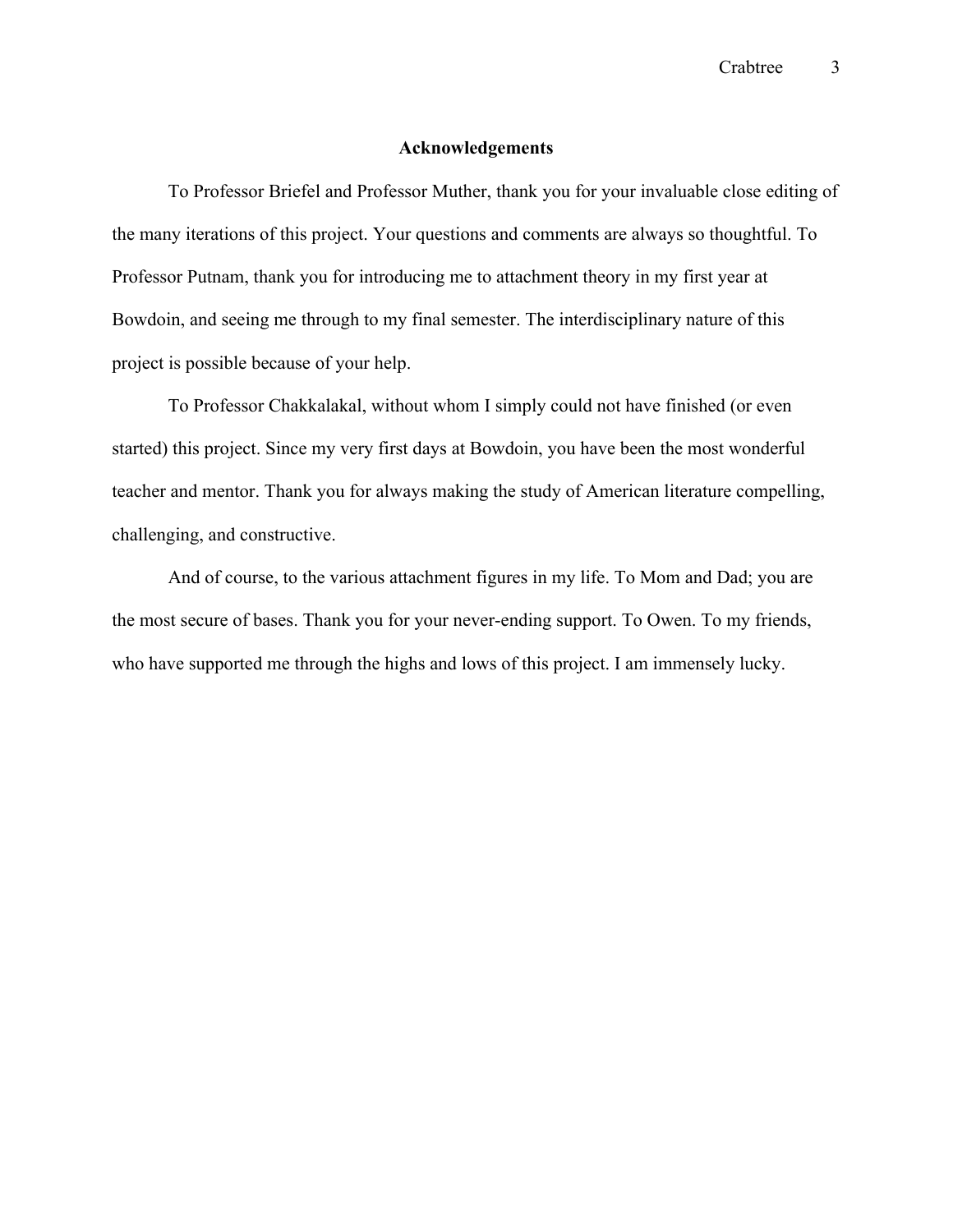## Acknowledgements

To Professor Briefel and Professor Muther, thank you for your invaluable close editing of the many iterations of this project. Your questions and comments are always so thoughtful. To Professor Putnam, thank you for introducing me to attachment theory in my first year at Bowdoin, and seeing me through to my final semester. The interdisciplinary nature of this project is possible because of your help.

To Professor Chakkalakal, without whom I simply could not have finished (or even started) this project. Since my very first days at Bowdoin, you have been the most wonderful teacher and mentor. Thank you for always making the study of American literature compelling, challenging, and constructive.

And of course, to the various attachment figures in my life. To Mom and Dad; you are the most secure of bases. Thank you for your never-ending support. To Owen. To my friends, who have supported me through the highs and lows of this project. I am immensely lucky.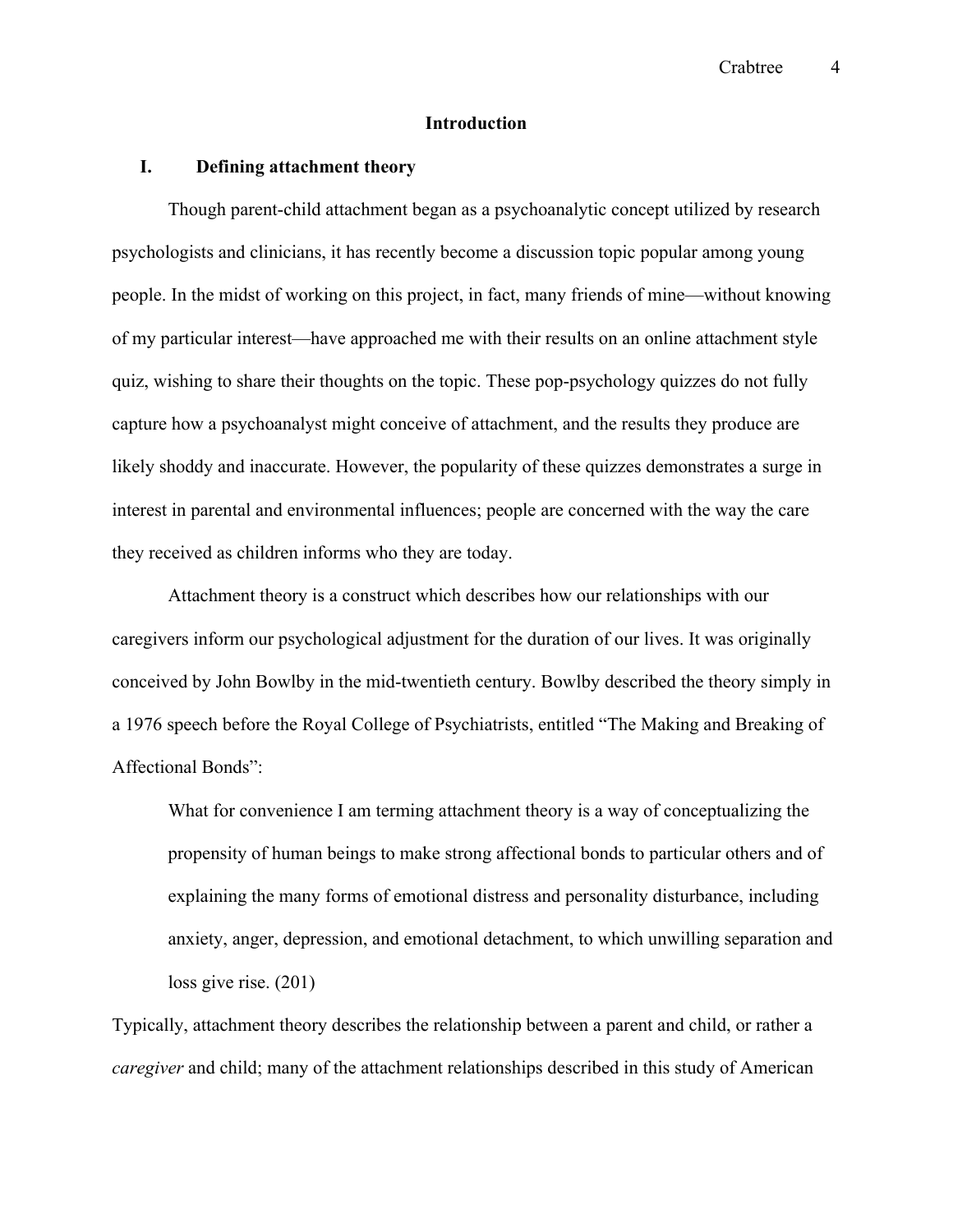## Introduction

### I. Defining attachment theory

Though parent-child attachment began as a psychoanalytic concept utilized by research psychologists and clinicians, it has recently become a discussion topic popular among young people. In the midst of working on this project, in fact, many friends of mine—without knowing of my particular interest—have approached me with their results on an online attachment style quiz, wishing to share their thoughts on the topic. These pop-psychology quizzes do not fully capture how a psychoanalyst might conceive of attachment, and the results they produce are likely shoddy and inaccurate. However, the popularity of these quizzes demonstrates a surge in interest in parental and environmental influences; people are concerned with the way the care they received as children informs who they are today.

Attachment theory is a construct which describes how our relationships with our caregivers inform our psychological adjustment for the duration of our lives. It was originally conceived by John Bowlby in the mid-twentieth century. Bowlby described the theory simply in a 1976 speech before the Royal College of Psychiatrists, entitled "The Making and Breaking of Affectional Bonds":

> What for convenience I am terming attachment theory is a way of conceptualizing the propensity of human beings to make strong affectional bonds to particular others and of explaining the many forms of emotional distress and personality disturbance, including anxiety, anger, depression, and emotional detachment, to which unwilling separation and loss give rise. (201)

Typically, attachment theory describes the relationship between a parent and child, or rather a *caregiver* and child; many of the attachment relationships described in this study of American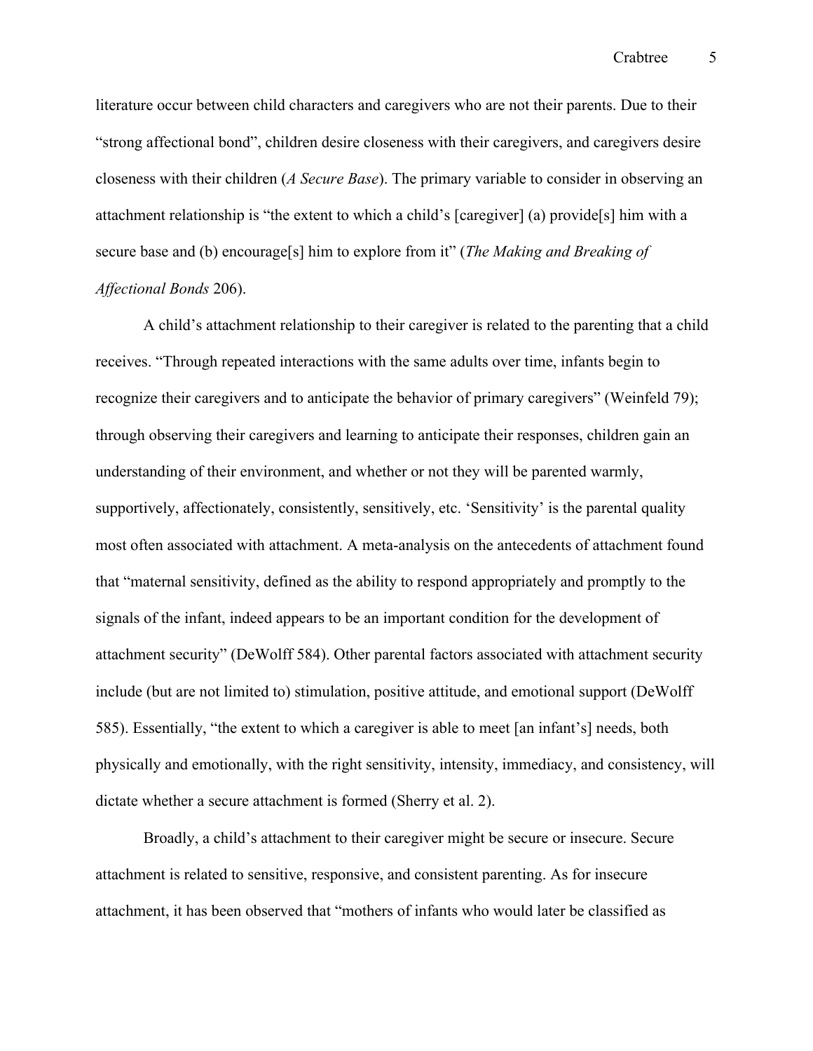literature occur between child characters and caregivers who are not their parents. Due to their "strong affectional bond", children desire closeness with their caregivers, and caregivers desire closeness with their children (*A Secure Base*). The primary variable to consider in observing an attachment relationship is "the extent to which a child's [caregiver] (a) provide[s] him with a secure base and (b) encourage[s] him to explore from it" (*The Making and Breaking of Affectional Bonds* 206).

A child's attachment relationship to their caregiver is related to the parenting that a child receives. "Through repeated interactions with the same adults over time, infants begin to recognize their caregivers and to anticipate the behavior of primary caregivers" (Weinfeld 79); through observing their caregivers and learning to anticipate their responses, children gain an understanding of their environment, and whether or not they will be parented warmly, supportively, affectionately, consistently, sensitively, etc. 'Sensitivity' is the parental quality most often associated with attachment. A meta-analysis on the antecedents of attachment found that "maternal sensitivity, defined as the ability to respond appropriately and promptly to the signals of the infant, indeed appears to be an important condition for the development of attachment security" (DeWolff 584). Other parental factors associated with attachment security include (but are not limited to) stimulation, positive attitude, and emotional support (DeWolff 585). Essentially, "the extent to which a caregiver is able to meet [an infant's] needs, both physically and emotionally, with the right sensitivity, intensity, immediacy, and consistency, will dictate whether a secure attachment is formed (Sherry et al. 2).

Broadly, a child's attachment to their caregiver might be secure or insecure. Secure attachment is related to sensitive, responsive, and consistent parenting. As for insecure attachment, it has been observed that "mothers of infants who would later be classified as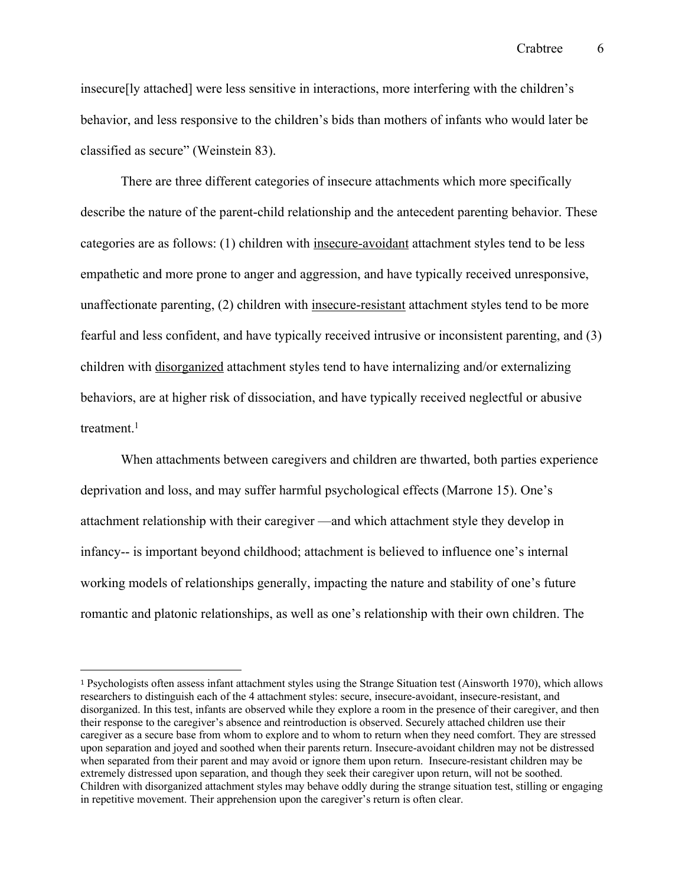insecure[ly attached] were less sensitive in interactions, more interfering with the children's behavior, and less responsive to the children's bids than mothers of infants who would later be classified as secure" (Weinstein 83).

There are three different categories of insecure attachments which more specifically describe the nature of the parent-child relationship and the antecedent parenting behavior. These categories are as follows: (1) children with <u>insecure-avoidant</u> attachment styles tend to be less empathetic and more prone to anger and aggression, and have typically received unresponsive, unaffectionate parenting, (2) children with <u>insecure-resistant</u> attachment styles tend to be more fearful and less confident, and have typically received intrusive or inconsistent parenting, and (3) children with <u>disorganized</u> attachment styles tend to have internalizing and/or externalizing behaviors, are at higher risk of dissociation, and have typically received neglectful or abusive treatment.[1]

When attachments between caregivers and children are thwarted, both parties experience deprivation and loss, and may suffer harmful psychological effects (Marrone 15). One's attachment relationship with their caregiver —and which attachment style they develop in infancy-- is important beyond childhood; attachment is believed to influence one's internal working models of relationships generally, impacting the nature and stability of one's future romantic and platonic relationships, as well as one's relationship with their own children. The

---

[1] Psychologists often assess infant attachment styles using the Strange Situation test (Ainsworth 1970), which allows researchers to distinguish each of the 4 attachment styles: secure, insecure-avoidant, insecure-resistant, and disorganized. In this test, infants are observed while they explore a room in the presence of their caregiver, and then their response to the caregiver's absence and reintroduction is observed. Securely attached children use their caregiver as a secure base from whom to explore and to whom to return when they need comfort. They are stressed upon separation and joyed and soothed when their parents return. Insecure-avoidant children may not be distressed when separated from their parent and may avoid or ignore them upon return. Insecure-resistant children may be extremely distressed upon separation, and though they seek their caregiver upon return, will not be soothed. Children with disorganized attachment styles may behave oddly during the strange situation test, stilling or engaging in repetitive movement. Their apprehension upon the caregiver's return is often clear.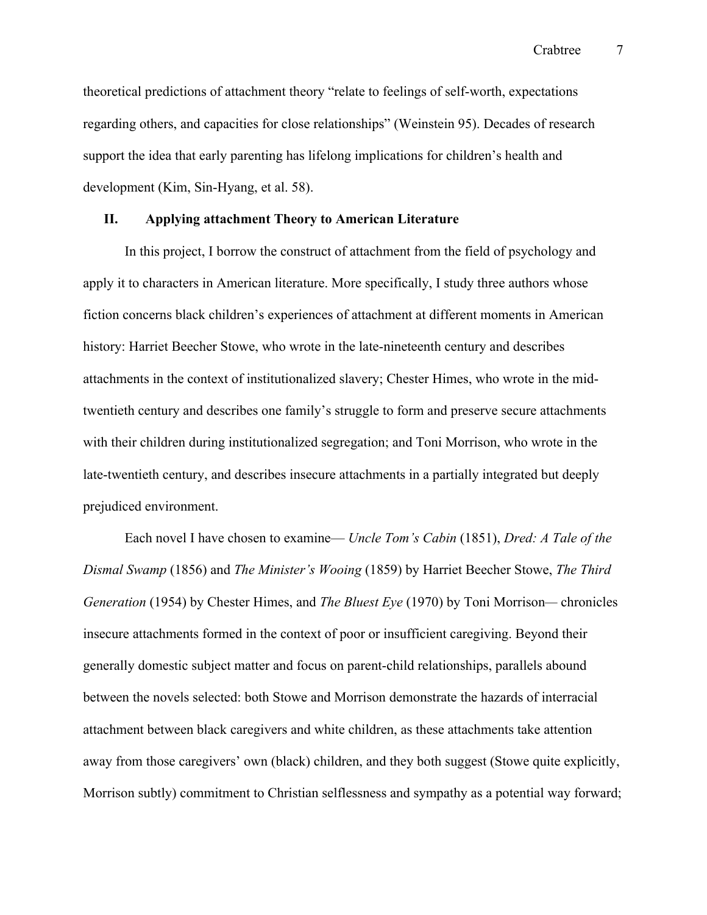theoretical predictions of attachment theory "relate to feelings of self-worth, expectations regarding others, and capacities for close relationships" (Weinstein 95). Decades of research support the idea that early parenting has lifelong implications for children's health and development (Kim, Sin-Hyang, et al. 58).

## II. Applying attachment Theory to American Literature

In this project, I borrow the construct of attachment from the field of psychology and apply it to characters in American literature. More specifically, I study three authors whose fiction concerns black children's experiences of attachment at different moments in American history: Harriet Beecher Stowe, who wrote in the late-nineteenth century and describes attachments in the context of institutionalized slavery; Chester Himes, who wrote in the mid-twentieth century and describes one family's struggle to form and preserve secure attachments with their children during institutionalized segregation; and Toni Morrison, who wrote in the late-twentieth century, and describes insecure attachments in a partially integrated but deeply prejudiced environment.

Each novel I have chosen to examine— *Uncle Tom's Cabin* (1851), *Dred: A Tale of the Dismal Swamp* (1856) and *The Minister's Wooing* (1859) by Harriet Beecher Stowe, *The Third Generation* (1954) by Chester Himes, and *The Bluest Eye* (1970) by Toni Morrison— chronicles insecure attachments formed in the context of poor or insufficient caregiving. Beyond their generally domestic subject matter and focus on parent-child relationships, parallels abound between the novels selected: both Stowe and Morrison demonstrate the hazards of interracial attachment between black caregivers and white children, as these attachments take attention away from those caregivers' own (black) children, and they both suggest (Stowe quite explicitly, Morrison subtly) commitment to Christian selflessness and sympathy as a potential way forward;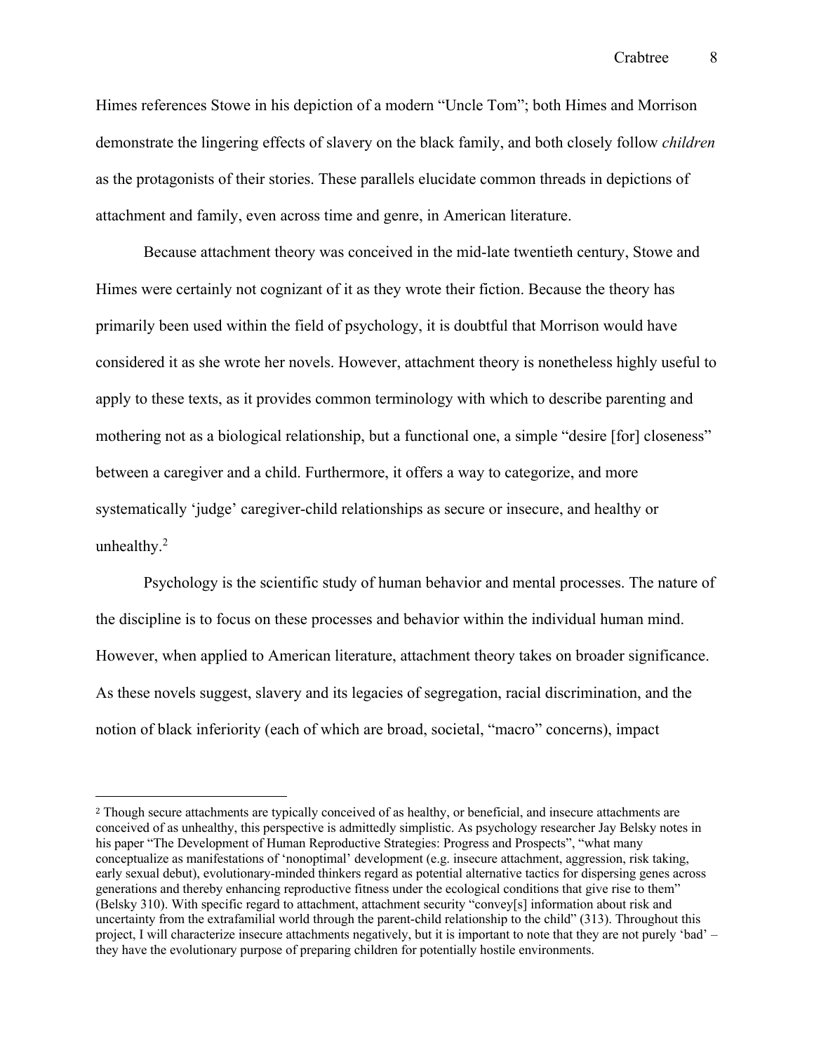Himes references Stowe in his depiction of a modern "Uncle Tom"; both Himes and Morrison demonstrate the lingering effects of slavery on the black family, and both closely follow *children* as the protagonists of their stories. These parallels elucidate common threads in depictions of attachment and family, even across time and genre, in American literature.

Because attachment theory was conceived in the mid-late twentieth century, Stowe and Himes were certainly not cognizant of it as they wrote their fiction. Because the theory has primarily been used within the field of psychology, it is doubtful that Morrison would have considered it as she wrote her novels. However, attachment theory is nonetheless highly useful to apply to these texts, as it provides common terminology with which to describe parenting and mothering not as a biological relationship, but a functional one, a simple "desire [for] closeness" between a caregiver and a child. Furthermore, it offers a way to categorize, and more systematically 'judge' caregiver-child relationships as secure or insecure, and healthy or unhealthy.[2]

Psychology is the scientific study of human behavior and mental processes. The nature of the discipline is to focus on these processes and behavior within the individual human mind. However, when applied to American literature, attachment theory takes on broader significance. As these novels suggest, slavery and its legacies of segregation, racial discrimination, and the notion of black inferiority (each of which are broad, societal, "macro" concerns), impact

---

[2] Though secure attachments are typically conceived of as healthy, or beneficial, and insecure attachments are conceived of as unhealthy, this perspective is admittedly simplistic. As psychology researcher Jay Belsky notes in his paper "The Development of Human Reproductive Strategies: Progress and Prospects", "what many conceptualize as manifestations of 'nonoptimal' development (e.g. insecure attachment, aggression, risk taking, early sexual debut), evolutionary-minded thinkers regard as potential alternative tactics for dispersing genes across generations and thereby enhancing reproductive fitness under the ecological conditions that give rise to them" (Belsky 310). With specific regard to attachment, attachment security "convey[s] information about risk and uncertainty from the extrafamilial world through the parent-child relationship to the child" (313). Throughout this project, I will characterize insecure attachments negatively, but it is important to note that they are not purely 'bad' – they have the evolutionary purpose of preparing children for potentially hostile environments.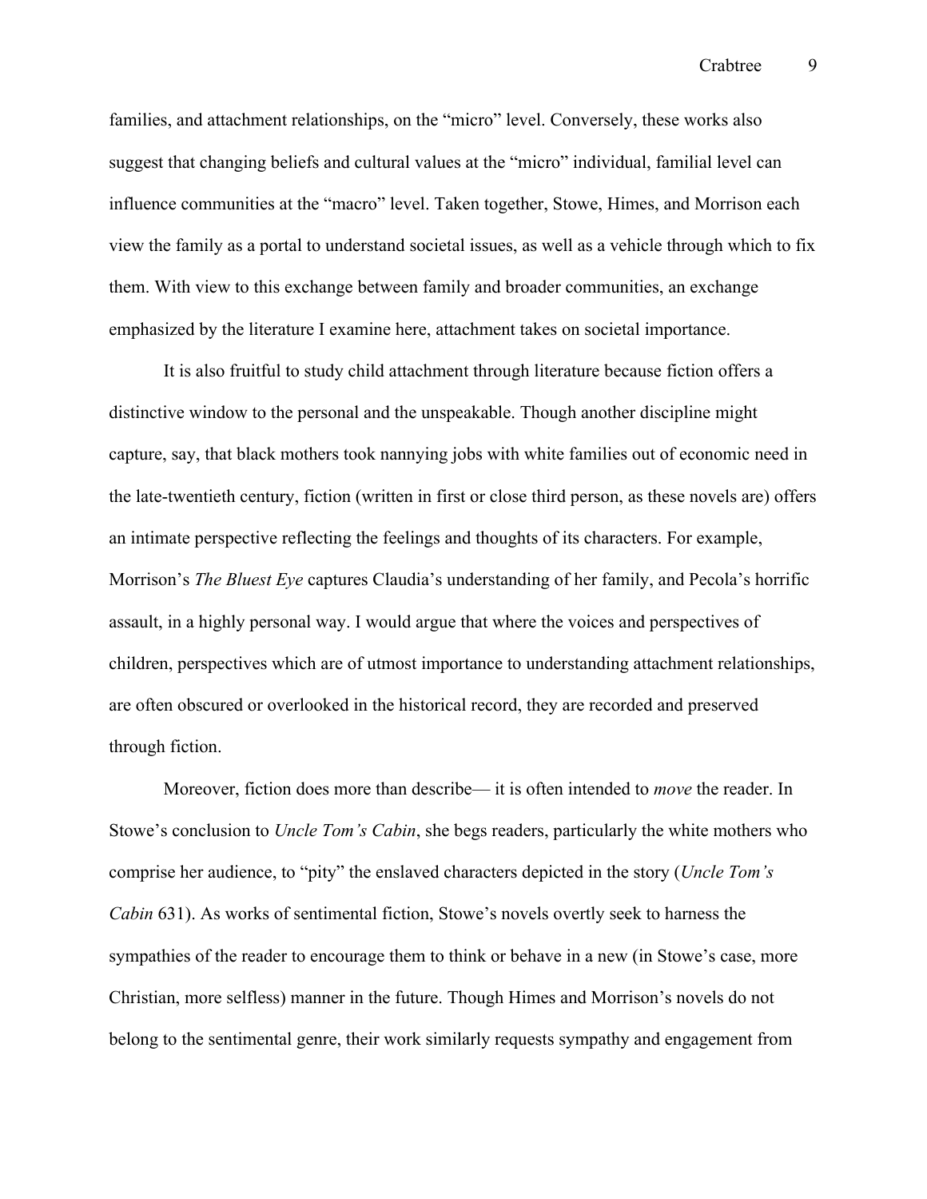families, and attachment relationships, on the "micro" level. Conversely, these works also suggest that changing beliefs and cultural values at the "micro" individual, familial level can influence communities at the "macro" level. Taken together, Stowe, Himes, and Morrison each view the family as a portal to understand societal issues, as well as a vehicle through which to fix them. With view to this exchange between family and broader communities, an exchange emphasized by the literature I examine here, attachment takes on societal importance.

It is also fruitful to study child attachment through literature because fiction offers a distinctive window to the personal and the unspeakable. Though another discipline might capture, say, that black mothers took nannying jobs with white families out of economic need in the late-twentieth century, fiction (written in first or close third person, as these novels are) offers an intimate perspective reflecting the feelings and thoughts of its characters. For example, Morrison's *The Bluest Eye* captures Claudia's understanding of her family, and Pecola's horrific assault, in a highly personal way. I would argue that where the voices and perspectives of children, perspectives which are of utmost importance to understanding attachment relationships, are often obscured or overlooked in the historical record, they are recorded and preserved through fiction.

Moreover, fiction does more than describe— it is often intended to *move* the reader. In Stowe's conclusion to *Uncle Tom's Cabin*, she begs readers, particularly the white mothers who comprise her audience, to "pity" the enslaved characters depicted in the story (*Uncle Tom's Cabin* 631). As works of sentimental fiction, Stowe's novels overtly seek to harness the sympathies of the reader to encourage them to think or behave in a new (in Stowe's case, more Christian, more selfless) manner in the future. Though Himes and Morrison's novels do not belong to the sentimental genre, their work similarly requests sympathy and engagement from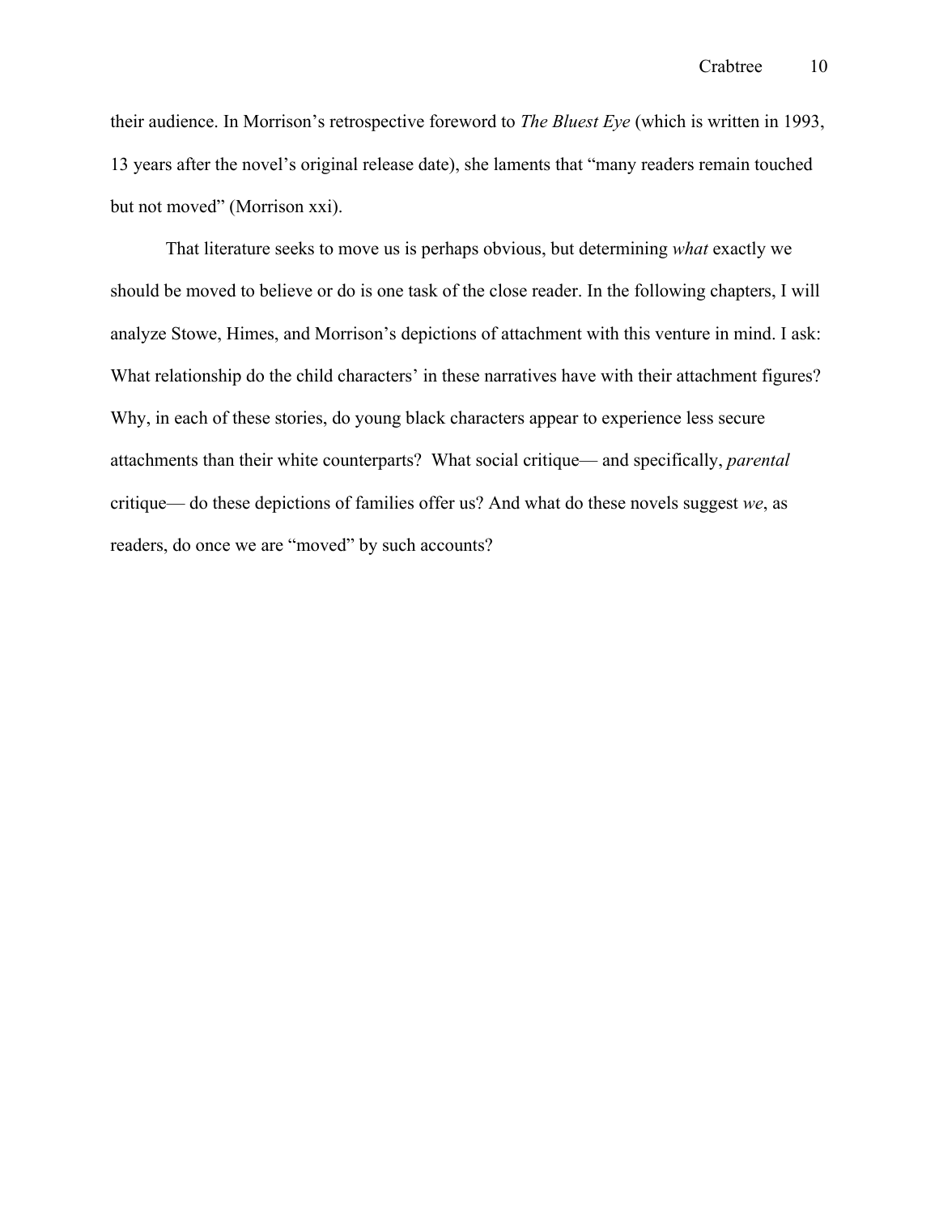their audience. In Morrison's retrospective foreword to *The Bluest Eye* (which is written in 1993, 13 years after the novel's original release date), she laments that "many readers remain touched but not moved" (Morrison xxi).

That literature seeks to move us is perhaps obvious, but determining *what* exactly we should be moved to believe or do is one task of the close reader. In the following chapters, I will analyze Stowe, Himes, and Morrison's depictions of attachment with this venture in mind. I ask: What relationship do the child characters' in these narratives have with their attachment figures? Why, in each of these stories, do young black characters appear to experience less secure attachments than their white counterparts? What social critique— and specifically, *parental* critique— do these depictions of families offer us? And what do these novels suggest *we*, as readers, do once we are "moved" by such accounts?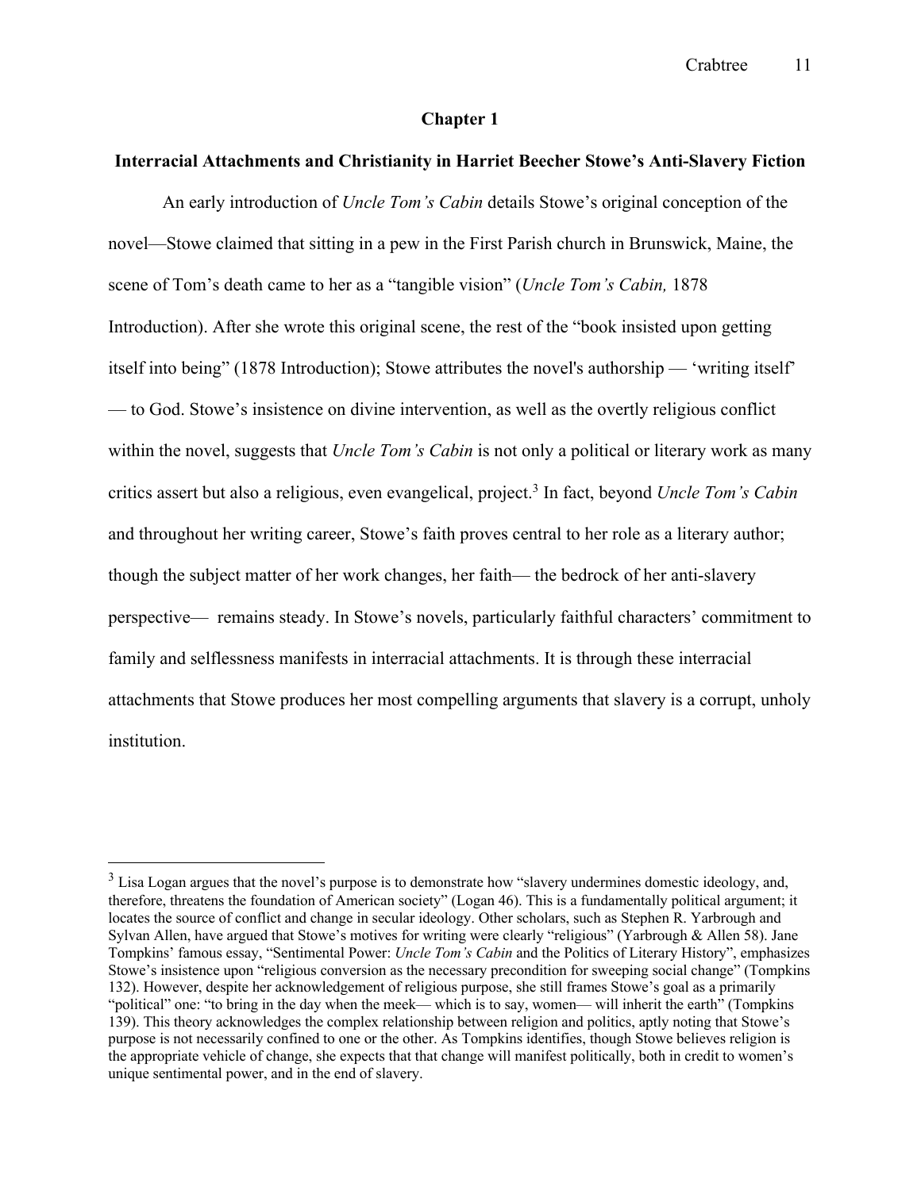# Chapter 1

## Interracial Attachments and Christianity in Harriet Beecher Stowe's Anti-Slavery Fiction

An early introduction of *Uncle Tom's Cabin* details Stowe's original conception of the novel—Stowe claimed that sitting in a pew in the First Parish church in Brunswick, Maine, the scene of Tom's death came to her as a "tangible vision" (*Uncle Tom's Cabin,* 1878 Introduction). After she wrote this original scene, the rest of the "book insisted upon getting itself into being" (1878 Introduction); Stowe attributes the novel's authorship — 'writing itself' — to God. Stowe's insistence on divine intervention, as well as the overtly religious conflict within the novel, suggests that *Uncle Tom's Cabin* is not only a political or literary work as many critics assert but also a religious, even evangelical, project.[3] In fact, beyond *Uncle Tom's Cabin* and throughout her writing career, Stowe's faith proves central to her role as a literary author; though the subject matter of her work changes, her faith— the bedrock of her anti-slavery perspective— remains steady. In Stowe's novels, particularly faithful characters' commitment to family and selflessness manifests in interracial attachments. It is through these interracial attachments that Stowe produces her most compelling arguments that slavery is a corrupt, unholy institution.

---

[3] Lisa Logan argues that the novel's purpose is to demonstrate how "slavery undermines domestic ideology, and, therefore, threatens the foundation of American society" (Logan 46). This is a fundamentally political argument; it locates the source of conflict and change in secular ideology. Other scholars, such as Stephen R. Yarbrough and Sylvan Allen, have argued that Stowe's motives for writing were clearly "religious" (Yarbrough & Allen 58). Jane Tompkins' famous essay, "Sentimental Power: *Uncle Tom's Cabin* and the Politics of Literary History", emphasizes Stowe's insistence upon "religious conversion as the necessary precondition for sweeping social change" (Tompkins 132). However, despite her acknowledgement of religious purpose, she still frames Stowe's goal as a primarily "political" one: "to bring in the day when the meek— which is to say, women— will inherit the earth" (Tompkins 139). This theory acknowledges the complex relationship between religion and politics, aptly noting that Stowe's purpose is not necessarily confined to one or the other. As Tompkins identifies, though Stowe believes religion is the appropriate vehicle of change, she expects that that change will manifest politically, both in credit to women's unique sentimental power, and in the end of slavery.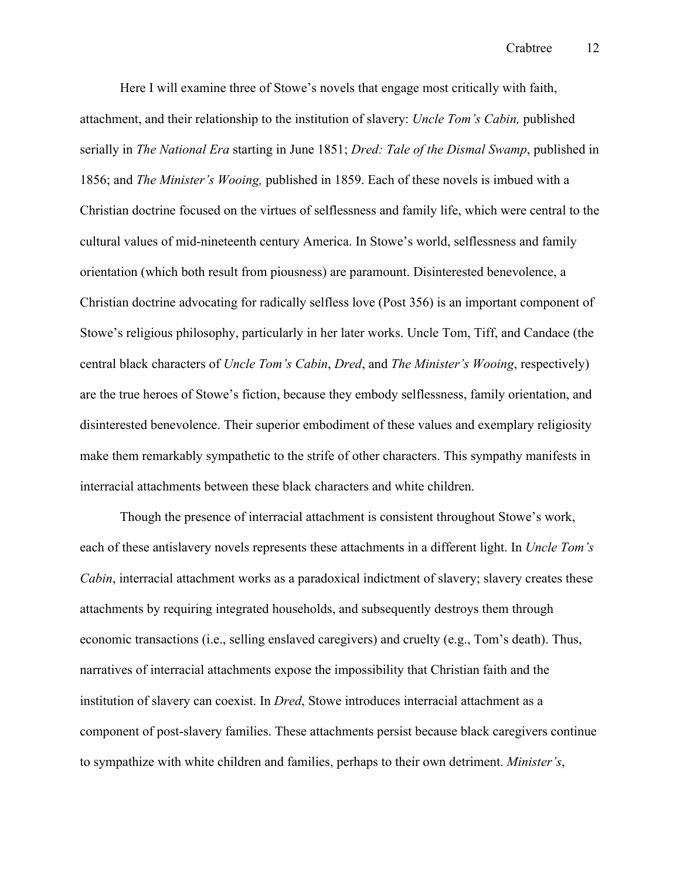Here I will examine three of Stowe's novels that engage most critically with faith, attachment, and their relationship to the institution of slavery: *Uncle Tom's Cabin,* published serially in *The National Era* starting in June 1851; *Dred: Tale of the Dismal Swamp*, published in 1856; and *The Minister's Wooing,* published in 1859. Each of these novels is imbued with a Christian doctrine focused on the virtues of selflessness and family life, which were central to the cultural values of mid-nineteenth century America. In Stowe's world, selflessness and family orientation (which both result from piousness) are paramount. Disinterested benevolence, a Christian doctrine advocating for radically selfless love (Post 356) is an important component of Stowe's religious philosophy, particularly in her later works. Uncle Tom, Tiff, and Candace (the central black characters of *Uncle Tom's Cabin*, *Dred*, and *The Minister's Wooing*, respectively) are the true heroes of Stowe's fiction, because they embody selflessness, family orientation, and disinterested benevolence. Their superior embodiment of these values and exemplary religiosity make them remarkably sympathetic to the strife of other characters. This sympathy manifests in interracial attachments between these black characters and white children.

Though the presence of interracial attachment is consistent throughout Stowe's work, each of these antislavery novels represents these attachments in a different light. In *Uncle Tom's Cabin*, interracial attachment works as a paradoxical indictment of slavery; slavery creates these attachments by requiring integrated households, and subsequently destroys them through economic transactions (i.e., selling enslaved caregivers) and cruelty (e.g., Tom's death). Thus, narratives of interracial attachments expose the impossibility that Christian faith and the institution of slavery can coexist. In *Dred*, Stowe introduces interracial attachment as a component of post-slavery families. These attachments persist because black caregivers continue to sympathize with white children and families, perhaps to their own detriment. *Minister's*,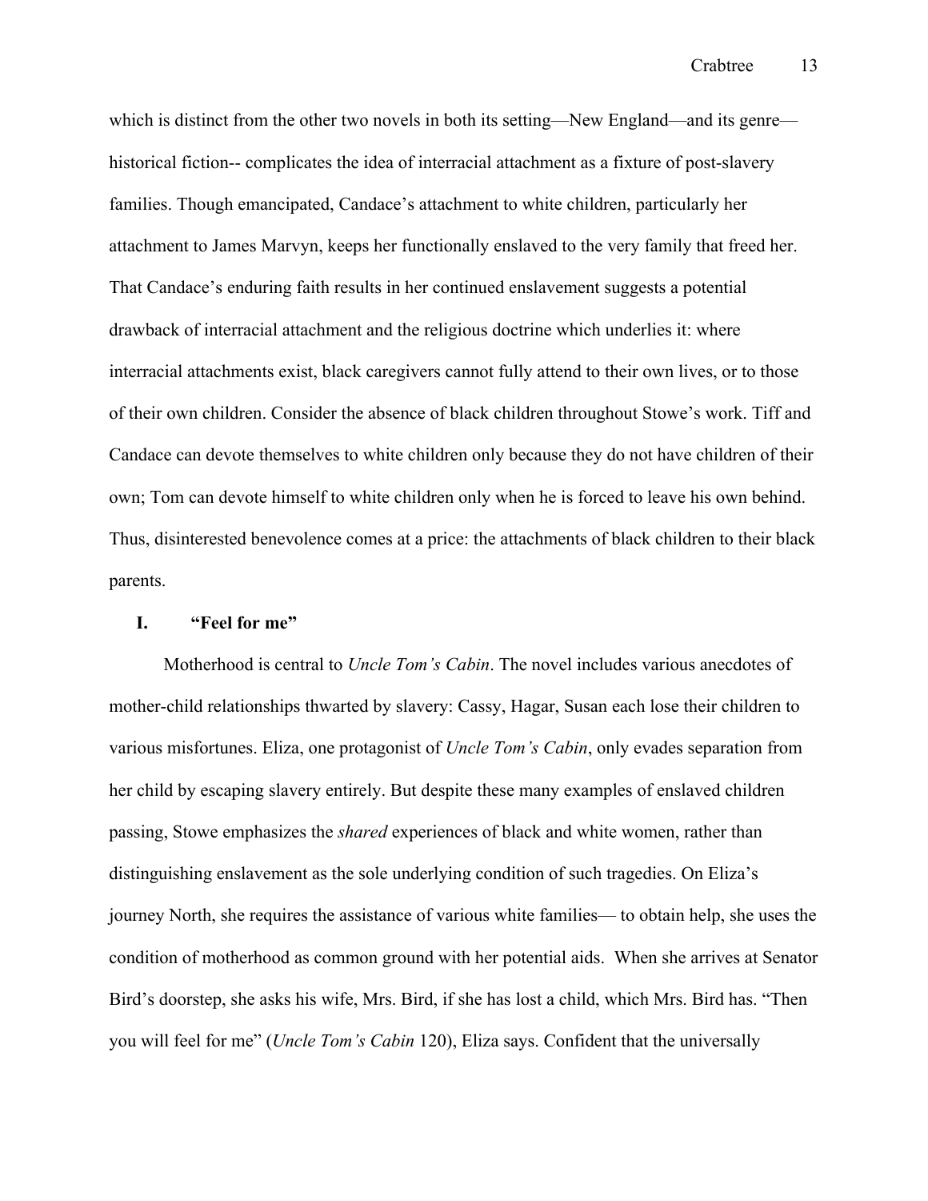which is distinct from the other two novels in both its setting—New England—and its genre—historical fiction-- complicates the idea of interracial attachment as a fixture of post-slavery families. Though emancipated, Candace's attachment to white children, particularly her attachment to James Marvyn, keeps her functionally enslaved to the very family that freed her. That Candace's enduring faith results in her continued enslavement suggests a potential drawback of interracial attachment and the religious doctrine which underlies it: where interracial attachments exist, black caregivers cannot fully attend to their own lives, or to those of their own children. Consider the absence of black children throughout Stowe's work. Tiff and Candace can devote themselves to white children only because they do not have children of their own; Tom can devote himself to white children only when he is forced to leave his own behind. Thus, disinterested benevolence comes at a price: the attachments of black children to their black parents.

## I. "Feel for me"

Motherhood is central to *Uncle Tom's Cabin*. The novel includes various anecdotes of mother-child relationships thwarted by slavery: Cassy, Hagar, Susan each lose their children to various misfortunes. Eliza, one protagonist of *Uncle Tom's Cabin*, only evades separation from her child by escaping slavery entirely. But despite these many examples of enslaved children passing, Stowe emphasizes the *shared* experiences of black and white women, rather than distinguishing enslavement as the sole underlying condition of such tragedies. On Eliza's journey North, she requires the assistance of various white families— to obtain help, she uses the condition of motherhood as common ground with her potential aids. When she arrives at Senator Bird's doorstep, she asks his wife, Mrs. Bird, if she has lost a child, which Mrs. Bird has. "Then you will feel for me" (*Uncle Tom's Cabin* 120), Eliza says. Confident that the universally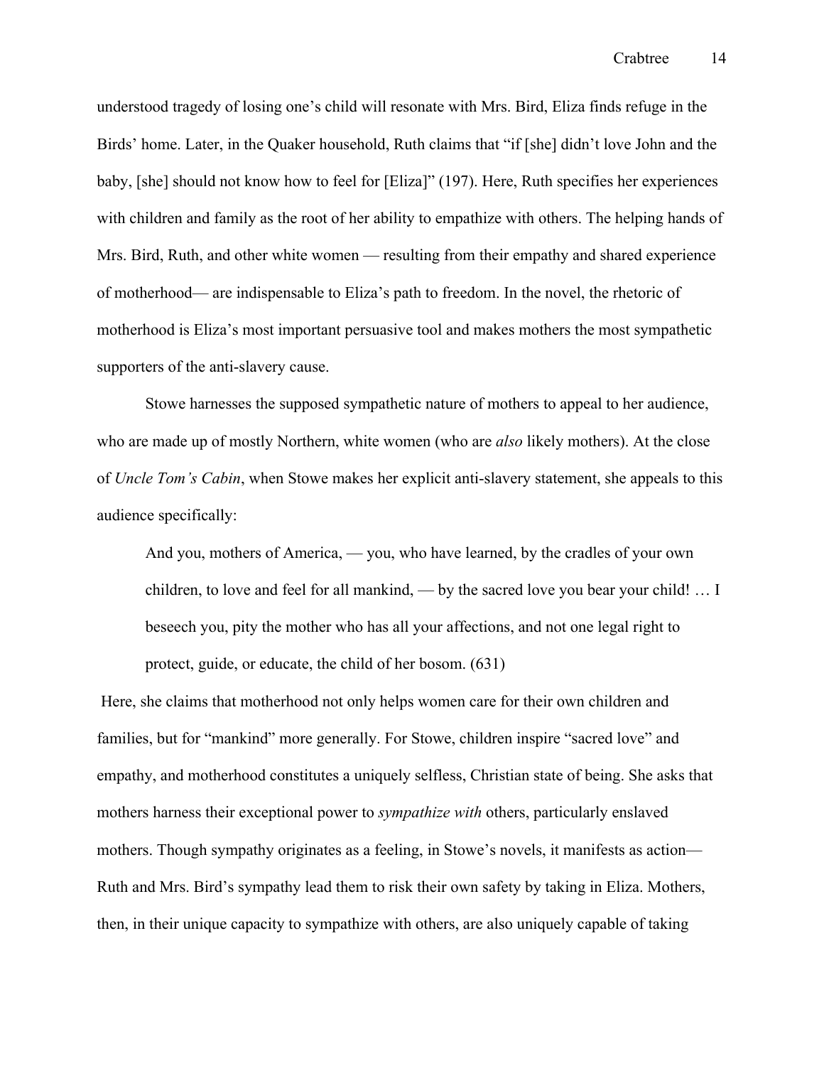understood tragedy of losing one's child will resonate with Mrs. Bird, Eliza finds refuge in the Birds' home. Later, in the Quaker household, Ruth claims that "if [she] didn't love John and the baby, [she] should not know how to feel for [Eliza]" (197). Here, Ruth specifies her experiences with children and family as the root of her ability to empathize with others. The helping hands of Mrs. Bird, Ruth, and other white women — resulting from their empathy and shared experience of motherhood— are indispensable to Eliza's path to freedom. In the novel, the rhetoric of motherhood is Eliza's most important persuasive tool and makes mothers the most sympathetic supporters of the anti-slavery cause.

Stowe harnesses the supposed sympathetic nature of mothers to appeal to her audience, who are made up of mostly Northern, white women (who are *also* likely mothers). At the close of *Uncle Tom's Cabin*, when Stowe makes her explicit anti-slavery statement, she appeals to this audience specifically:

> And you, mothers of America, — you, who have learned, by the cradles of your own children, to love and feel for all mankind, — by the sacred love you bear your child! … I beseech you, pity the mother who has all your affections, and not one legal right to protect, guide, or educate, the child of her bosom. (631)

Here, she claims that motherhood not only helps women care for their own children and families, but for "mankind" more generally. For Stowe, children inspire "sacred love" and empathy, and motherhood constitutes a uniquely selfless, Christian state of being. She asks that mothers harness their exceptional power to *sympathize with* others, particularly enslaved mothers. Though sympathy originates as a feeling, in Stowe's novels, it manifests as action— Ruth and Mrs. Bird's sympathy lead them to risk their own safety by taking in Eliza. Mothers, then, in their unique capacity to sympathize with others, are also uniquely capable of taking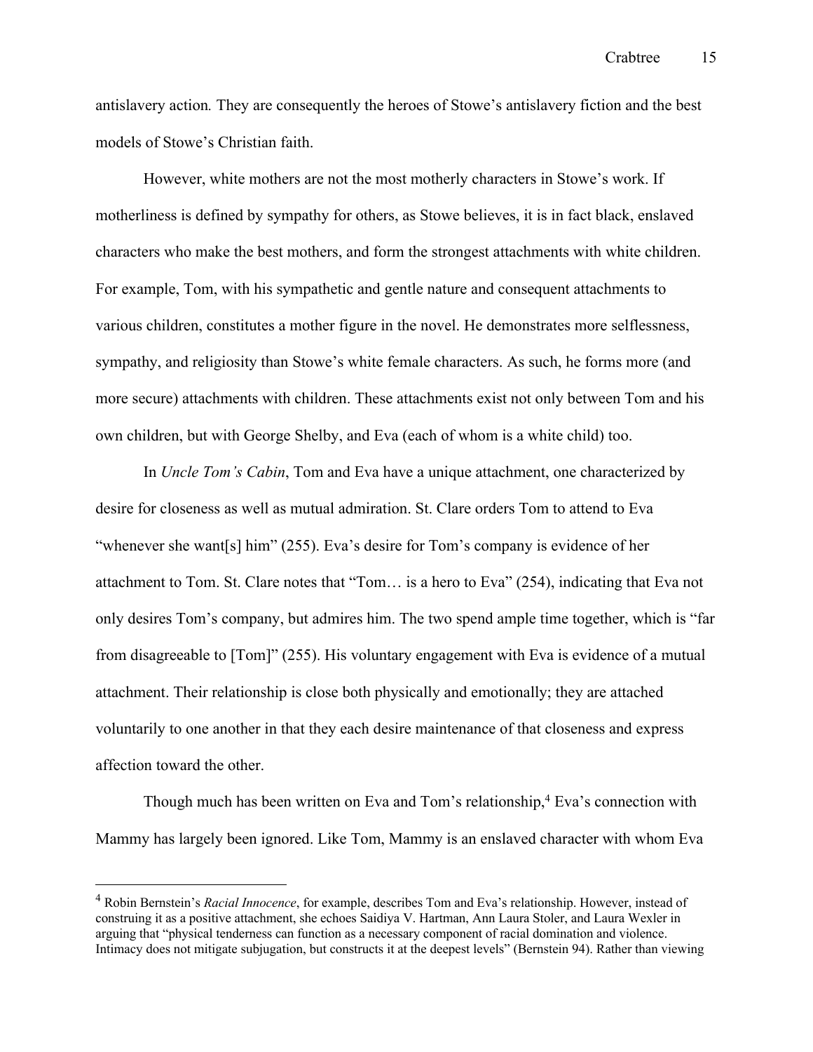antislavery action*.* They are consequently the heroes of Stowe's antislavery fiction and the best models of Stowe's Christian faith.

However, white mothers are not the most motherly characters in Stowe's work. If motherliness is defined by sympathy for others, as Stowe believes, it is in fact black, enslaved characters who make the best mothers, and form the strongest attachments with white children. For example, Tom, with his sympathetic and gentle nature and consequent attachments to various children, constitutes a mother figure in the novel. He demonstrates more selflessness, sympathy, and religiosity than Stowe's white female characters. As such, he forms more (and more secure) attachments with children. These attachments exist not only between Tom and his own children, but with George Shelby, and Eva (each of whom is a white child) too.

In *Uncle Tom's Cabin*, Tom and Eva have a unique attachment, one characterized by desire for closeness as well as mutual admiration. St. Clare orders Tom to attend to Eva "whenever she want[s] him" (255). Eva's desire for Tom's company is evidence of her attachment to Tom. St. Clare notes that "Tom… is a hero to Eva" (254), indicating that Eva not only desires Tom's company, but admires him. The two spend ample time together, which is "far from disagreeable to [Tom]" (255). His voluntary engagement with Eva is evidence of a mutual attachment. Their relationship is close both physically and emotionally; they are attached voluntarily to one another in that they each desire maintenance of that closeness and express affection toward the other.

Though much has been written on Eva and Tom's relationship,[4] Eva's connection with Mammy has largely been ignored. Like Tom, Mammy is an enslaved character with whom Eva

---

[4] Robin Bernstein's *Racial Innocence*, for example, describes Tom and Eva's relationship. However, instead of construing it as a positive attachment, she echoes Saidiya V. Hartman, Ann Laura Stoler, and Laura Wexler in arguing that "physical tenderness can function as a necessary component of racial domination and violence. Intimacy does not mitigate subjugation, but constructs it at the deepest levels" (Bernstein 94). Rather than viewing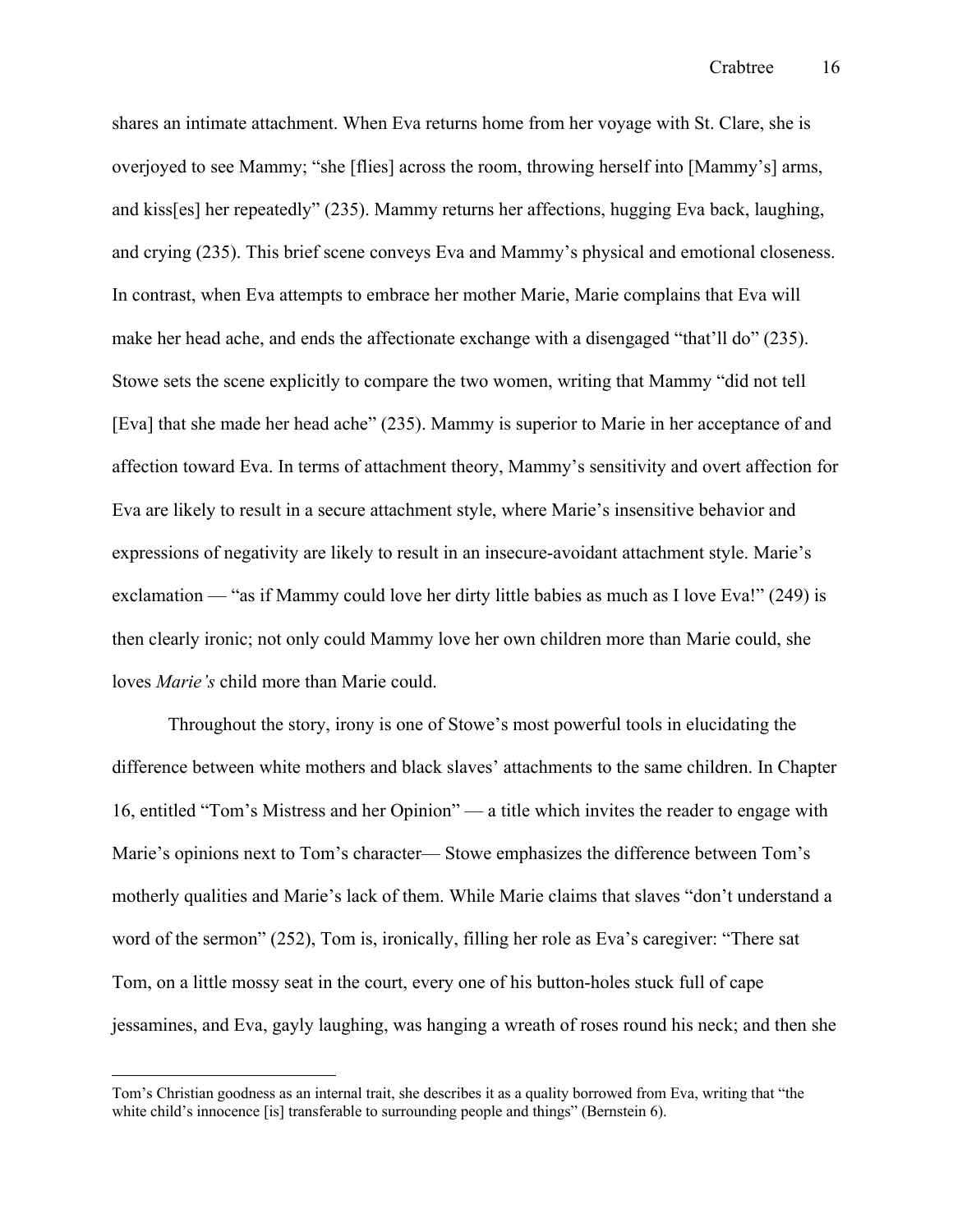shares an intimate attachment. When Eva returns home from her voyage with St. Clare, she is overjoyed to see Mammy; "she [flies] across the room, throwing herself into [Mammy's] arms, and kiss[es] her repeatedly" (235). Mammy returns her affections, hugging Eva back, laughing, and crying (235). This brief scene conveys Eva and Mammy's physical and emotional closeness. In contrast, when Eva attempts to embrace her mother Marie, Marie complains that Eva will make her head ache, and ends the affectionate exchange with a disengaged "that'll do" (235). Stowe sets the scene explicitly to compare the two women, writing that Mammy "did not tell [Eva] that she made her head ache" (235). Mammy is superior to Marie in her acceptance of and affection toward Eva. In terms of attachment theory, Mammy's sensitivity and overt affection for Eva are likely to result in a secure attachment style, where Marie's insensitive behavior and expressions of negativity are likely to result in an insecure-avoidant attachment style. Marie's exclamation — "as if Mammy could love her dirty little babies as much as I love Eva!" (249) is then clearly ironic; not only could Mammy love her own children more than Marie could, she loves *Marie's* child more than Marie could.

Throughout the story, irony is one of Stowe's most powerful tools in elucidating the difference between white mothers and black slaves' attachments to the same children. In Chapter 16, entitled "Tom's Mistress and her Opinion" — a title which invites the reader to engage with Marie's opinions next to Tom's character— Stowe emphasizes the difference between Tom's motherly qualities and Marie's lack of them. While Marie claims that slaves "don't understand a word of the sermon" (252), Tom is, ironically, filling her role as Eva's caregiver: "There sat Tom, on a little mossy seat in the court, every one of his button-holes stuck full of cape jessamines, and Eva, gayly laughing, was hanging a wreath of roses round his neck; and then she

---

Tom's Christian goodness as an internal trait, she describes it as a quality borrowed from Eva, writing that "the white child's innocence [is] transferable to surrounding people and things" (Bernstein 6).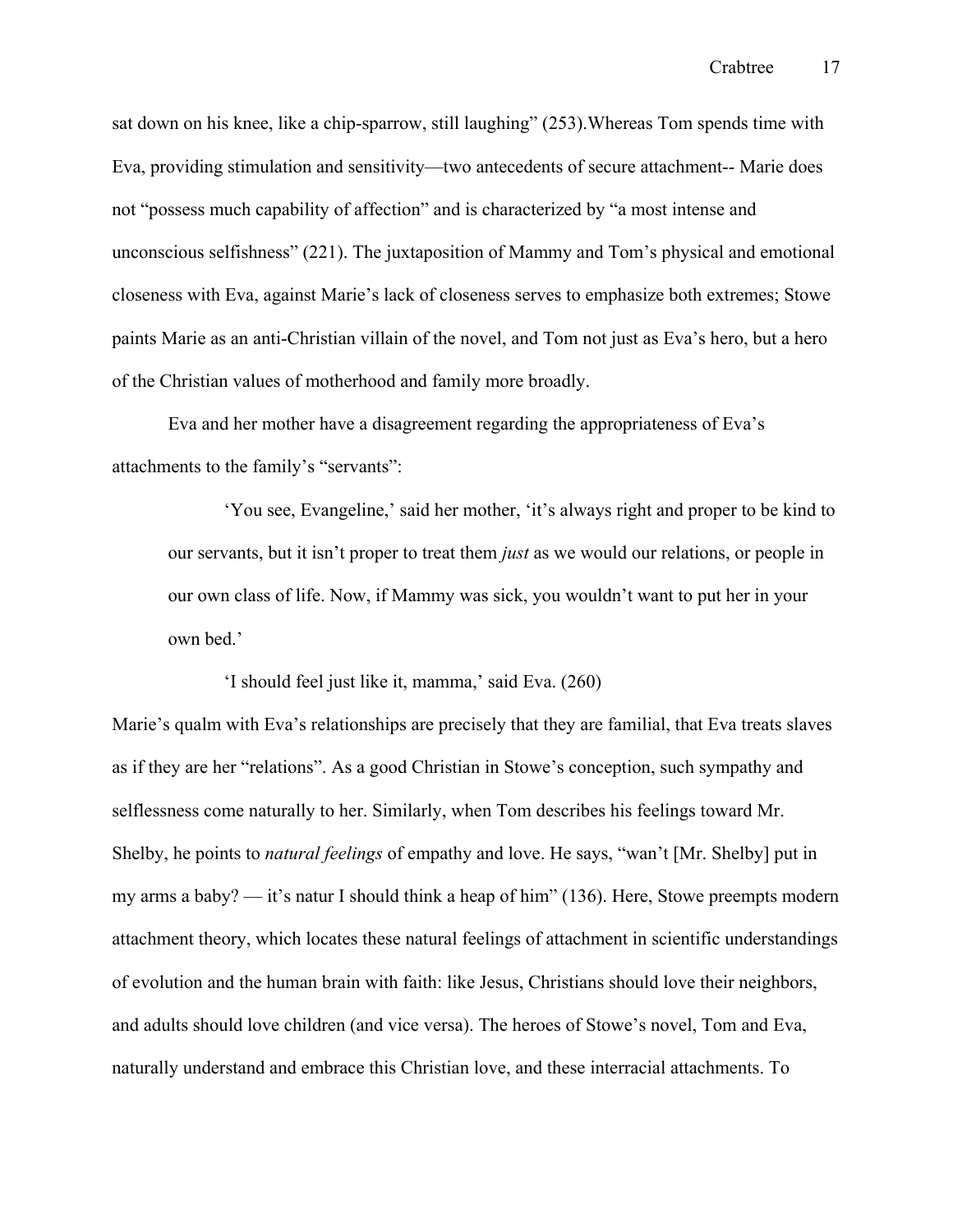sat down on his knee, like a chip-sparrow, still laughing" (253).Whereas Tom spends time with Eva, providing stimulation and sensitivity—two antecedents of secure attachment-- Marie does not "possess much capability of affection" and is characterized by "a most intense and unconscious selfishness" (221). The juxtaposition of Mammy and Tom's physical and emotional closeness with Eva, against Marie's lack of closeness serves to emphasize both extremes; Stowe paints Marie as an anti-Christian villain of the novel, and Tom not just as Eva's hero, but a hero of the Christian values of motherhood and family more broadly.

Eva and her mother have a disagreement regarding the appropriateness of Eva's attachments to the family's "servants":

> 'You see, Evangeline,' said her mother, 'it's always right and proper to be kind to our servants, but it isn't proper to treat them *just* as we would our relations, or people in our own class of life. Now, if Mammy was sick, you wouldn't want to put her in your own bed.'
>
> 'I should feel just like it, mamma,' said Eva. (260)

Marie's qualm with Eva's relationships are precisely that they are familial, that Eva treats slaves as if they are her "relations". As a good Christian in Stowe's conception, such sympathy and selflessness come naturally to her. Similarly, when Tom describes his feelings toward Mr. Shelby, he points to *natural feelings* of empathy and love. He says, "wan't [Mr. Shelby] put in my arms a baby? — it's natur I should think a heap of him" (136). Here, Stowe preempts modern attachment theory, which locates these natural feelings of attachment in scientific understandings of evolution and the human brain with faith: like Jesus, Christians should love their neighbors, and adults should love children (and vice versa). The heroes of Stowe's novel, Tom and Eva, naturally understand and embrace this Christian love, and these interracial attachments. To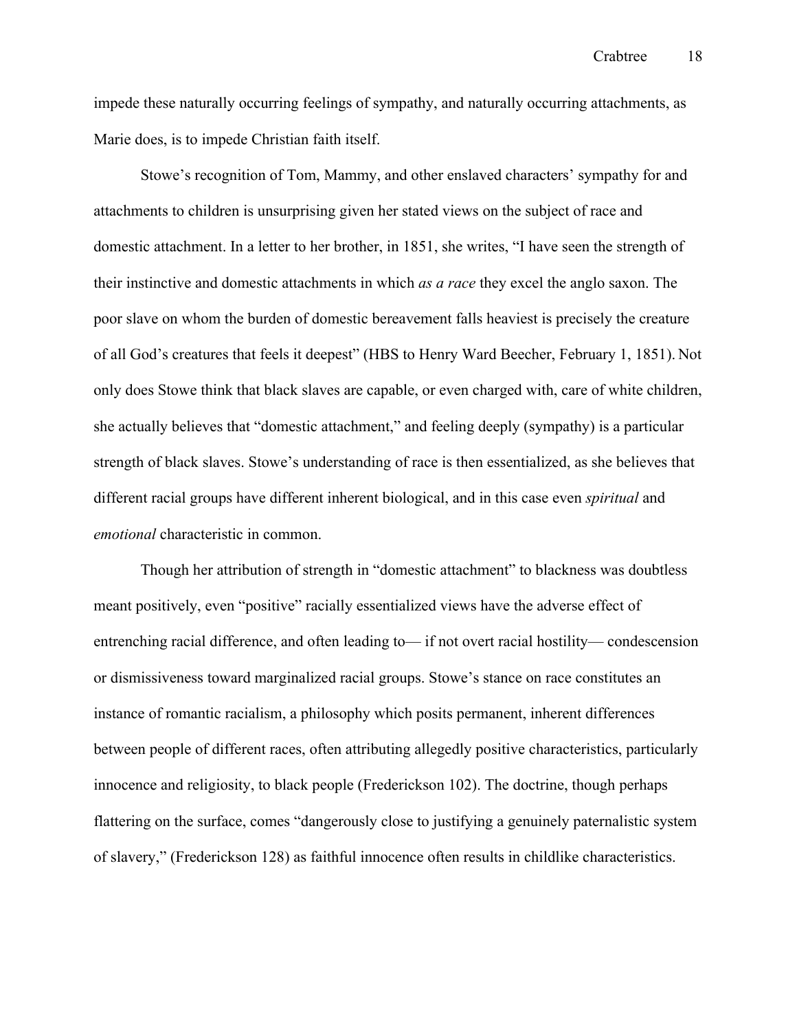impede these naturally occurring feelings of sympathy, and naturally occurring attachments, as Marie does, is to impede Christian faith itself.

Stowe's recognition of Tom, Mammy, and other enslaved characters' sympathy for and attachments to children is unsurprising given her stated views on the subject of race and domestic attachment. In a letter to her brother, in 1851, she writes, "I have seen the strength of their instinctive and domestic attachments in which *as a race* they excel the anglo saxon. The poor slave on whom the burden of domestic bereavement falls heaviest is precisely the creature of all God's creatures that feels it deepest" (HBS to Henry Ward Beecher, February 1, 1851). Not only does Stowe think that black slaves are capable, or even charged with, care of white children, she actually believes that "domestic attachment," and feeling deeply (sympathy) is a particular strength of black slaves. Stowe's understanding of race is then essentialized, as she believes that different racial groups have different inherent biological, and in this case even *spiritual* and *emotional* characteristic in common.

Though her attribution of strength in "domestic attachment" to blackness was doubtless meant positively, even "positive" racially essentialized views have the adverse effect of entrenching racial difference, and often leading to— if not overt racial hostility— condescension or dismissiveness toward marginalized racial groups. Stowe's stance on race constitutes an instance of romantic racialism, a philosophy which posits permanent, inherent differences between people of different races, often attributing allegedly positive characteristics, particularly innocence and religiosity, to black people (Frederickson 102). The doctrine, though perhaps flattering on the surface, comes "dangerously close to justifying a genuinely paternalistic system of slavery," (Frederickson 128) as faithful innocence often results in childlike characteristics.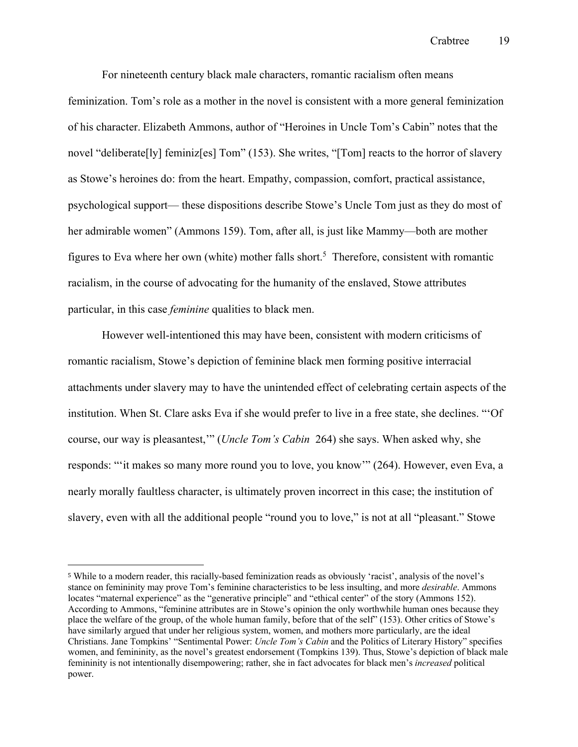For nineteenth century black male characters, romantic racialism often means feminization. Tom's role as a mother in the novel is consistent with a more general feminization of his character. Elizabeth Ammons, author of "Heroines in Uncle Tom's Cabin" notes that the novel "deliberate[ly] feminiz[es] Tom" (153). She writes, "[Tom] reacts to the horror of slavery as Stowe's heroines do: from the heart. Empathy, compassion, comfort, practical assistance, psychological support— these dispositions describe Stowe's Uncle Tom just as they do most of her admirable women" (Ammons 159). Tom, after all, is just like Mammy—both are mother figures to Eva where her own (white) mother falls short.[5] Therefore, consistent with romantic racialism, in the course of advocating for the humanity of the enslaved, Stowe attributes particular, in this case *feminine* qualities to black men.

However well-intentioned this may have been, consistent with modern criticisms of romantic racialism, Stowe's depiction of feminine black men forming positive interracial attachments under slavery may to have the unintended effect of celebrating certain aspects of the institution. When St. Clare asks Eva if she would prefer to live in a free state, she declines. "'Of course, our way is pleasantest,'" (*Uncle Tom's Cabin* 264) she says. When asked why, she responds: "'it makes so many more round you to love, you know'" (264). However, even Eva, a nearly morally faultless character, is ultimately proven incorrect in this case; the institution of slavery, even with all the additional people "round you to love," is not at all "pleasant." Stowe

---

[5] While to a modern reader, this racially-based feminization reads as obviously 'racist', analysis of the novel's stance on femininity may prove Tom's feminine characteristics to be less insulting, and more *desirable*. Ammons locates "maternal experience" as the "generative principle" and "ethical center" of the story (Ammons 152). According to Ammons, "feminine attributes are in Stowe's opinion the only worthwhile human ones because they place the welfare of the group, of the whole human family, before that of the self" (153). Other critics of Stowe's have similarly argued that under her religious system, women, and mothers more particularly, are the ideal Christians. Jane Tompkins' "Sentimental Power: *Uncle Tom's Cabin* and the Politics of Literary History" specifies women, and femininity, as the novel's greatest endorsement (Tompkins 139). Thus, Stowe's depiction of black male femininity is not intentionally disempowering; rather, she in fact advocates for black men's *increased* political power.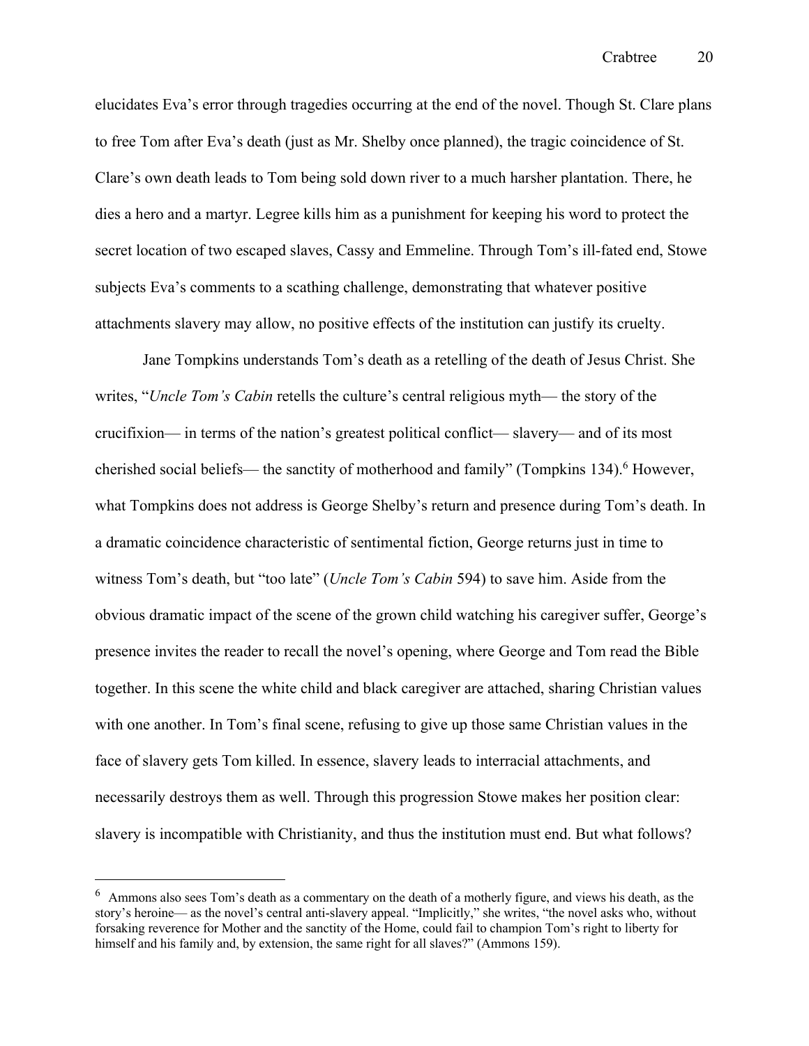elucidates Eva's error through tragedies occurring at the end of the novel. Though St. Clare plans to free Tom after Eva's death (just as Mr. Shelby once planned), the tragic coincidence of St. Clare's own death leads to Tom being sold down river to a much harsher plantation. There, he dies a hero and a martyr. Legree kills him as a punishment for keeping his word to protect the secret location of two escaped slaves, Cassy and Emmeline. Through Tom's ill-fated end, Stowe subjects Eva's comments to a scathing challenge, demonstrating that whatever positive attachments slavery may allow, no positive effects of the institution can justify its cruelty.

Jane Tompkins understands Tom's death as a retelling of the death of Jesus Christ. She writes, "*Uncle Tom's Cabin* retells the culture's central religious myth— the story of the crucifixion— in terms of the nation's greatest political conflict— slavery— and of its most cherished social beliefs— the sanctity of motherhood and family" (Tompkins 134).[6] However, what Tompkins does not address is George Shelby's return and presence during Tom's death. In a dramatic coincidence characteristic of sentimental fiction, George returns just in time to witness Tom's death, but "too late" (*Uncle Tom's Cabin* 594) to save him. Aside from the obvious dramatic impact of the scene of the grown child watching his caregiver suffer, George's presence invites the reader to recall the novel's opening, where George and Tom read the Bible together. In this scene the white child and black caregiver are attached, sharing Christian values with one another. In Tom's final scene, refusing to give up those same Christian values in the face of slavery gets Tom killed. In essence, slavery leads to interracial attachments, and necessarily destroys them as well. Through this progression Stowe makes her position clear: slavery is incompatible with Christianity, and thus the institution must end. But what follows?

---

[6] Ammons also sees Tom's death as a commentary on the death of a motherly figure, and views his death, as the story's heroine— as the novel's central anti-slavery appeal. "Implicitly," she writes, "the novel asks who, without forsaking reverence for Mother and the sanctity of the Home, could fail to champion Tom's right to liberty for himself and his family and, by extension, the same right for all slaves?" (Ammons 159).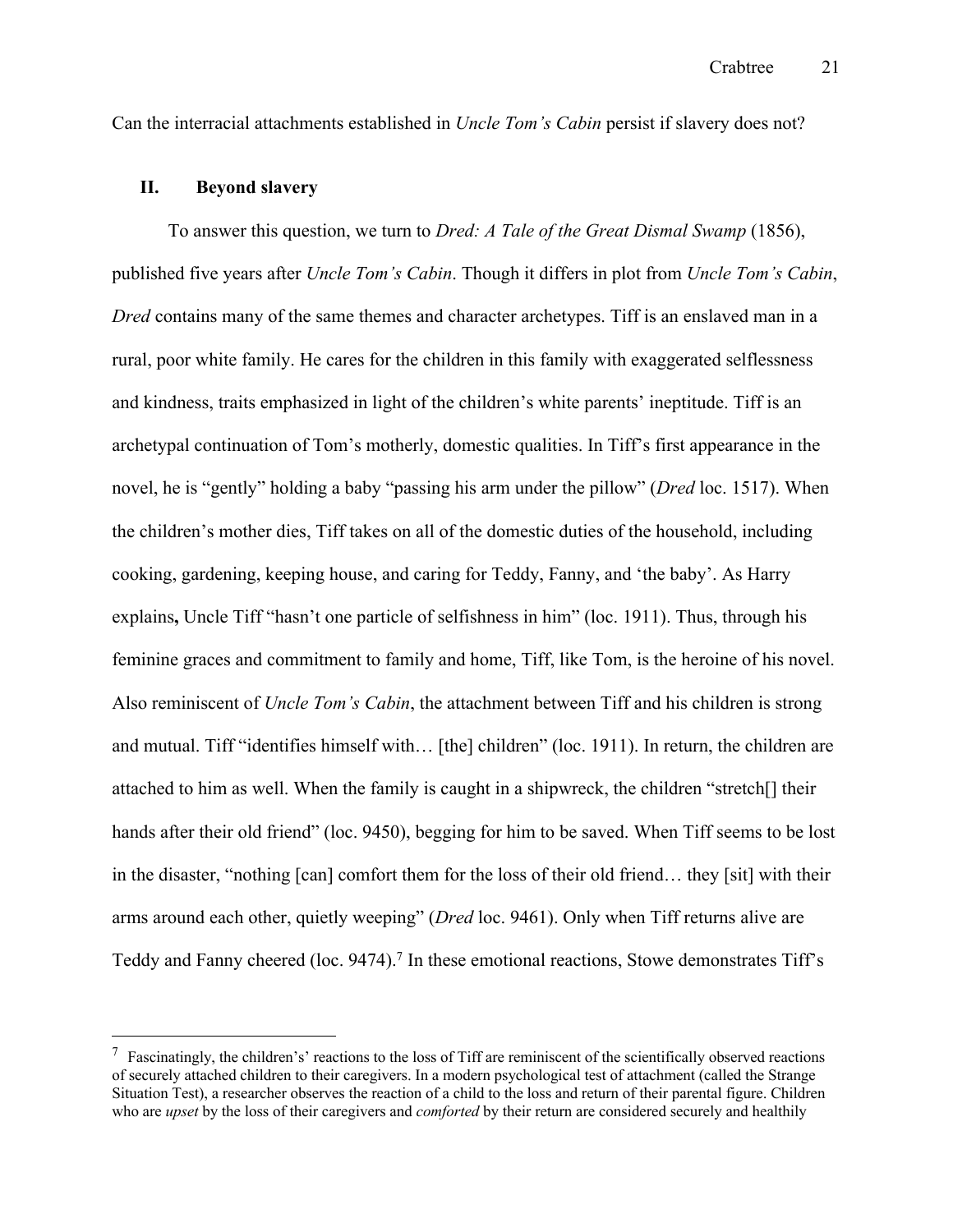Can the interracial attachments established in *Uncle Tom's Cabin* persist if slavery does not?

## II. Beyond slavery

To answer this question, we turn to *Dred: A Tale of the Great Dismal Swamp* (1856), published five years after *Uncle Tom's Cabin*. Though it differs in plot from *Uncle Tom's Cabin*, *Dred* contains many of the same themes and character archetypes. Tiff is an enslaved man in a rural, poor white family. He cares for the children in this family with exaggerated selflessness and kindness, traits emphasized in light of the children's white parents' ineptitude. Tiff is an archetypal continuation of Tom's motherly, domestic qualities. In Tiff's first appearance in the novel, he is "gently" holding a baby "passing his arm under the pillow" (*Dred* loc. 1517). When the children's mother dies, Tiff takes on all of the domestic duties of the household, including cooking, gardening, keeping house, and caring for Teddy, Fanny, and 'the baby'. As Harry explains**,** Uncle Tiff "hasn't one particle of selfishness in him" (loc. 1911). Thus, through his feminine graces and commitment to family and home, Tiff, like Tom, is the heroine of his novel. Also reminiscent of *Uncle Tom's Cabin*, the attachment between Tiff and his children is strong and mutual. Tiff "identifies himself with… [the] children" (loc. 1911). In return, the children are attached to him as well. When the family is caught in a shipwreck, the children "stretch[] their hands after their old friend" (loc. 9450), begging for him to be saved. When Tiff seems to be lost in the disaster, "nothing [can] comfort them for the loss of their old friend… they [sit] with their arms around each other, quietly weeping" (*Dred* loc. 9461). Only when Tiff returns alive are Teddy and Fanny cheered (loc. 9474).[7] In these emotional reactions, Stowe demonstrates Tiff's

---

[7] Fascinatingly, the children's' reactions to the loss of Tiff are reminiscent of the scientifically observed reactions of securely attached children to their caregivers. In a modern psychological test of attachment (called the Strange Situation Test), a researcher observes the reaction of a child to the loss and return of their parental figure. Children who are *upset* by the loss of their caregivers and *comforted* by their return are considered securely and healthily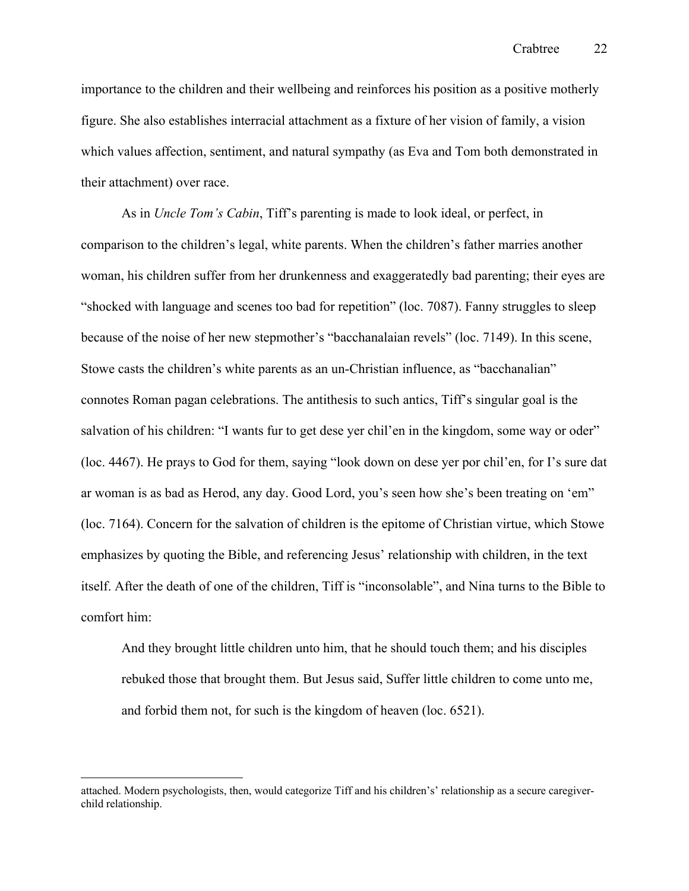importance to the children and their wellbeing and reinforces his position as a positive motherly figure. She also establishes interracial attachment as a fixture of her vision of family, a vision which values affection, sentiment, and natural sympathy (as Eva and Tom both demonstrated in their attachment) over race.

As in *Uncle Tom's Cabin*, Tiff's parenting is made to look ideal, or perfect, in comparison to the children's legal, white parents. When the children's father marries another woman, his children suffer from her drunkenness and exaggeratedly bad parenting; their eyes are "shocked with language and scenes too bad for repetition" (loc. 7087). Fanny struggles to sleep because of the noise of her new stepmother's "bacchanalaian revels" (loc. 7149). In this scene, Stowe casts the children's white parents as an un-Christian influence, as "bacchanalian" connotes Roman pagan celebrations. The antithesis to such antics, Tiff's singular goal is the salvation of his children: "I wants fur to get dese yer chil'en in the kingdom, some way or oder" (loc. 4467). He prays to God for them, saying "look down on dese yer por chil'en, for I's sure dat ar woman is as bad as Herod, any day. Good Lord, you's seen how she's been treating on 'em" (loc. 7164). Concern for the salvation of children is the epitome of Christian virtue, which Stowe emphasizes by quoting the Bible, and referencing Jesus' relationship with children, in the text itself. After the death of one of the children, Tiff is "inconsolable", and Nina turns to the Bible to comfort him:

> And they brought little children unto him, that he should touch them; and his disciples rebuked those that brought them. But Jesus said, Suffer little children to come unto me, and forbid them not, for such is the kingdom of heaven (loc. 6521).

---

attached. Modern psychologists, then, would categorize Tiff and his children's' relationship as a secure caregiver-child relationship.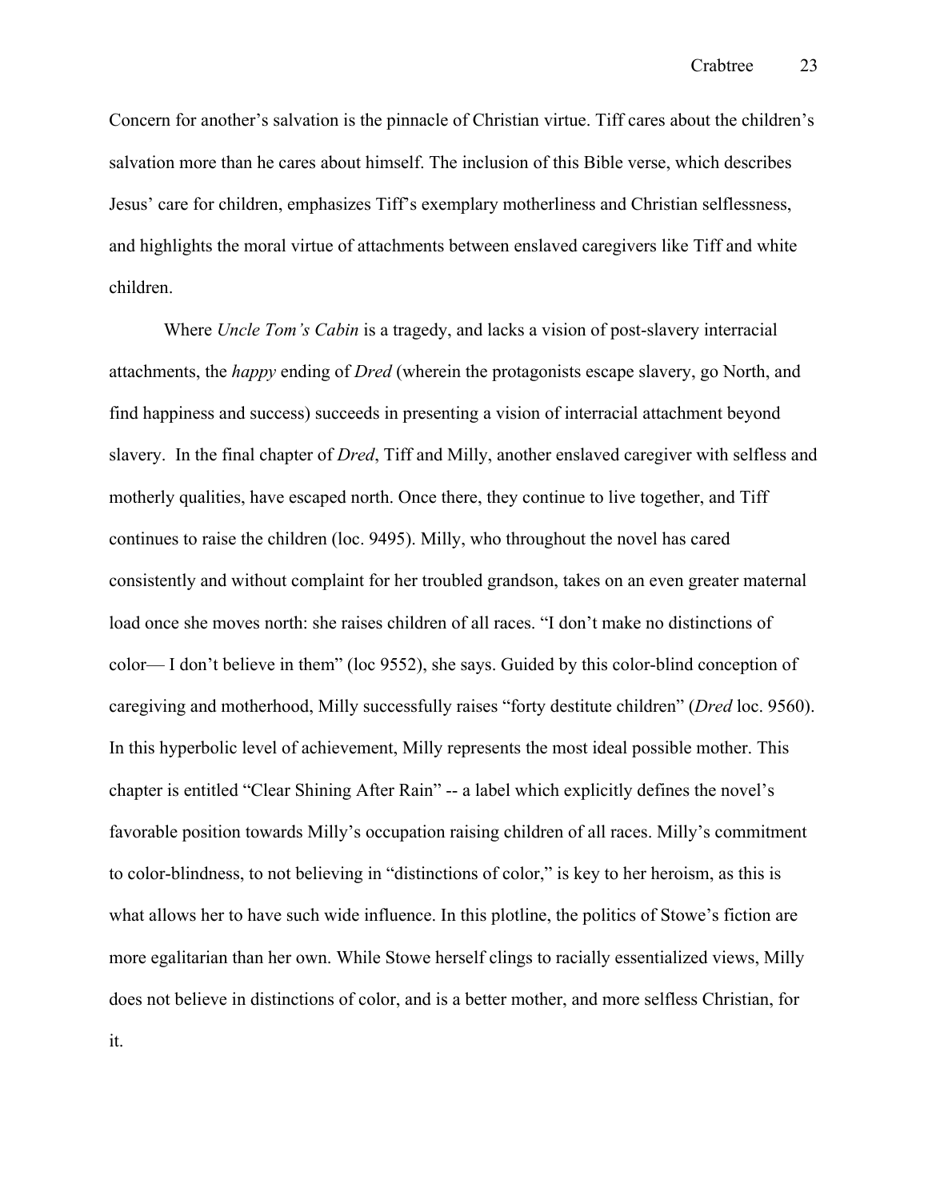Concern for another's salvation is the pinnacle of Christian virtue. Tiff cares about the children's salvation more than he cares about himself. The inclusion of this Bible verse, which describes Jesus' care for children, emphasizes Tiff's exemplary motherliness and Christian selflessness, and highlights the moral virtue of attachments between enslaved caregivers like Tiff and white children.

Where *Uncle Tom's Cabin* is a tragedy, and lacks a vision of post-slavery interracial attachments, the *happy* ending of *Dred* (wherein the protagonists escape slavery, go North, and find happiness and success) succeeds in presenting a vision of interracial attachment beyond slavery. In the final chapter of *Dred*, Tiff and Milly, another enslaved caregiver with selfless and motherly qualities, have escaped north. Once there, they continue to live together, and Tiff continues to raise the children (loc. 9495). Milly, who throughout the novel has cared consistently and without complaint for her troubled grandson, takes on an even greater maternal load once she moves north: she raises children of all races. "I don't make no distinctions of color— I don't believe in them" (loc 9552), she says. Guided by this color-blind conception of caregiving and motherhood, Milly successfully raises "forty destitute children" (*Dred* loc. 9560). In this hyperbolic level of achievement, Milly represents the most ideal possible mother. This chapter is entitled "Clear Shining After Rain" -- a label which explicitly defines the novel's favorable position towards Milly's occupation raising children of all races. Milly's commitment to color-blindness, to not believing in "distinctions of color," is key to her heroism, as this is what allows her to have such wide influence. In this plotline, the politics of Stowe's fiction are more egalitarian than her own. While Stowe herself clings to racially essentialized views, Milly does not believe in distinctions of color, and is a better mother, and more selfless Christian, for it.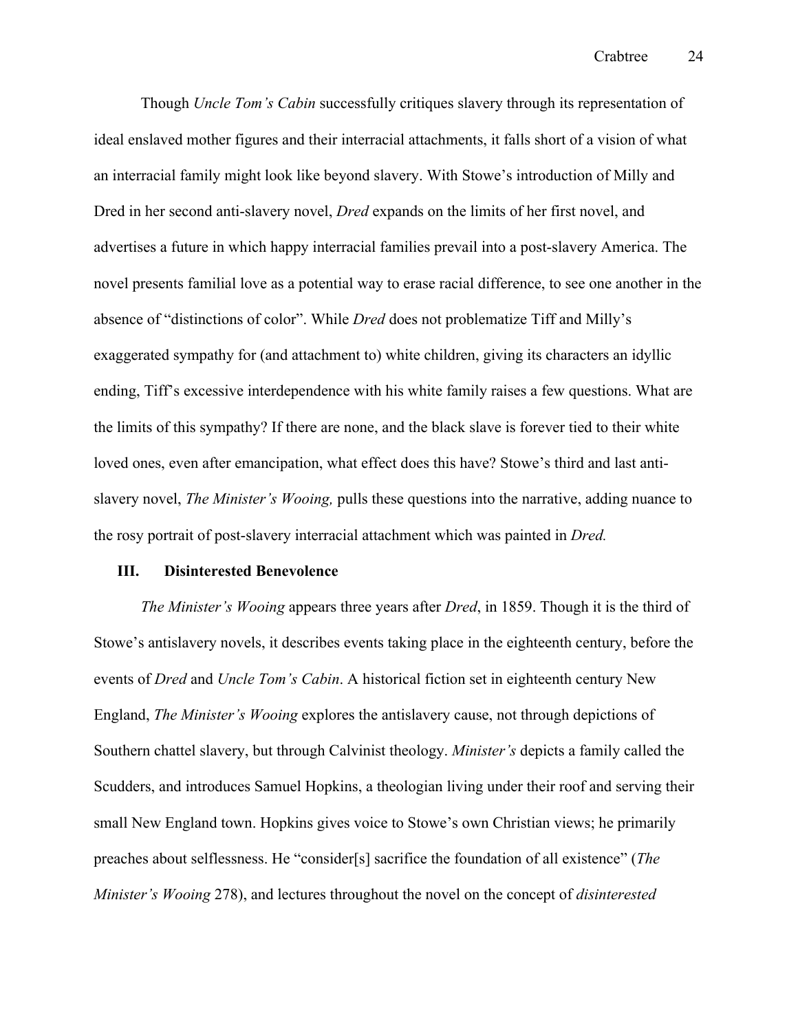Though *Uncle Tom's Cabin* successfully critiques slavery through its representation of ideal enslaved mother figures and their interracial attachments, it falls short of a vision of what an interracial family might look like beyond slavery. With Stowe's introduction of Milly and Dred in her second anti-slavery novel, *Dred* expands on the limits of her first novel, and advertises a future in which happy interracial families prevail into a post-slavery America. The novel presents familial love as a potential way to erase racial difference, to see one another in the absence of "distinctions of color". While *Dred* does not problematize Tiff and Milly's exaggerated sympathy for (and attachment to) white children, giving its characters an idyllic ending, Tiff's excessive interdependence with his white family raises a few questions. What are the limits of this sympathy? If there are none, and the black slave is forever tied to their white loved ones, even after emancipation, what effect does this have? Stowe's third and last anti-slavery novel, *The Minister's Wooing,* pulls these questions into the narrative, adding nuance to the rosy portrait of post-slavery interracial attachment which was painted in *Dred.*

## III. Disinterested Benevolence

*The Minister's Wooing* appears three years after *Dred*, in 1859. Though it is the third of Stowe's antislavery novels, it describes events taking place in the eighteenth century, before the events of *Dred* and *Uncle Tom's Cabin*. A historical fiction set in eighteenth century New England, *The Minister's Wooing* explores the antislavery cause, not through depictions of Southern chattel slavery, but through Calvinist theology. *Minister's* depicts a family called the Scudders, and introduces Samuel Hopkins, a theologian living under their roof and serving their small New England town. Hopkins gives voice to Stowe's own Christian views; he primarily preaches about selflessness. He "consider[s] sacrifice the foundation of all existence" (*The Minister's Wooing* 278), and lectures throughout the novel on the concept of *disinterested*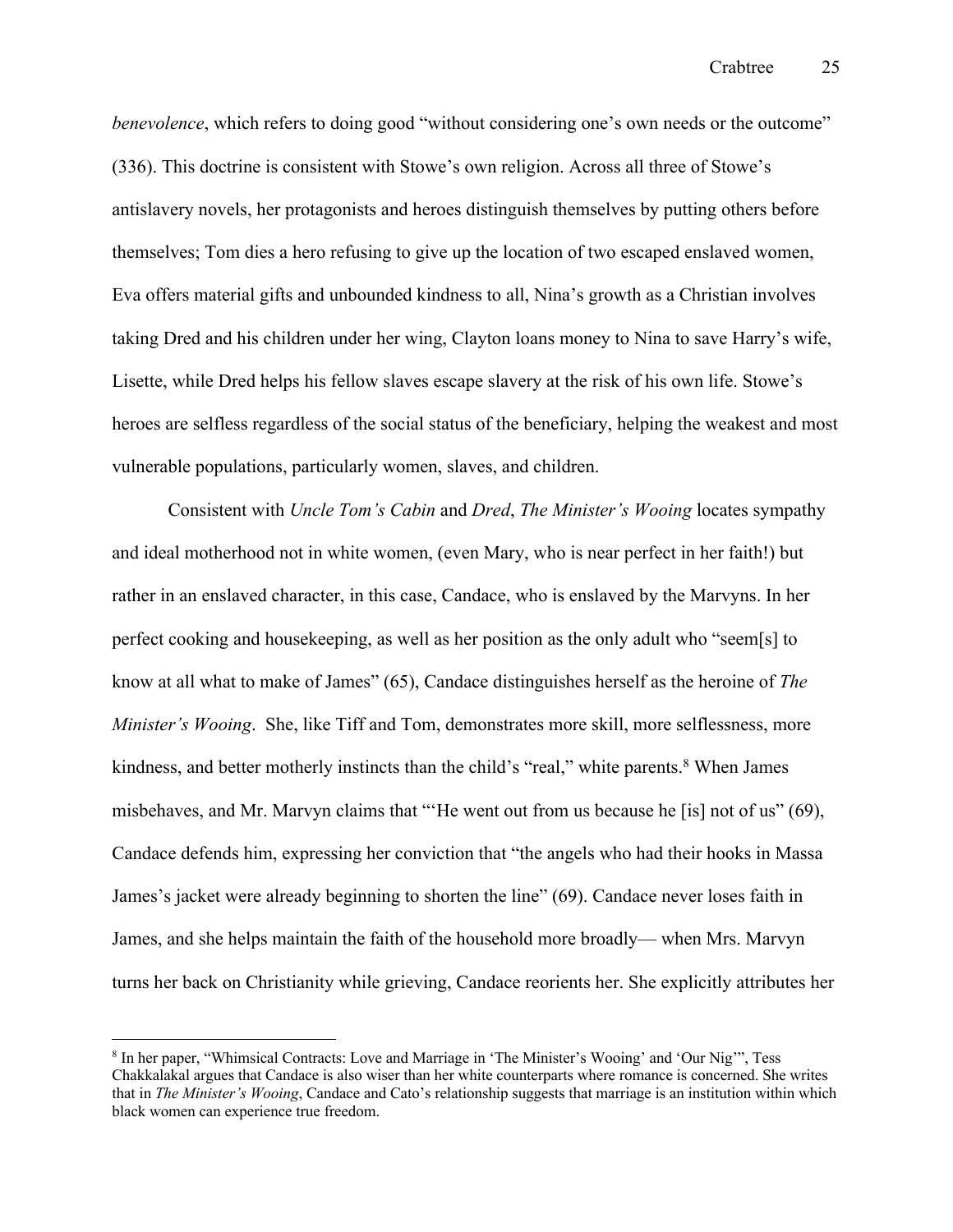*benevolence*, which refers to doing good "without considering one's own needs or the outcome" (336). This doctrine is consistent with Stowe's own religion. Across all three of Stowe's antislavery novels, her protagonists and heroes distinguish themselves by putting others before themselves; Tom dies a hero refusing to give up the location of two escaped enslaved women, Eva offers material gifts and unbounded kindness to all, Nina's growth as a Christian involves taking Dred and his children under her wing, Clayton loans money to Nina to save Harry's wife, Lisette, while Dred helps his fellow slaves escape slavery at the risk of his own life. Stowe's heroes are selfless regardless of the social status of the beneficiary, helping the weakest and most vulnerable populations, particularly women, slaves, and children.

Consistent with *Uncle Tom's Cabin* and *Dred*, *The Minister's Wooing* locates sympathy and ideal motherhood not in white women, (even Mary, who is near perfect in her faith!) but rather in an enslaved character, in this case, Candace, who is enslaved by the Marvyns. In her perfect cooking and housekeeping, as well as her position as the only adult who "seem[s] to know at all what to make of James" (65), Candace distinguishes herself as the heroine of *The Minister's Wooing*. She, like Tiff and Tom, demonstrates more skill, more selflessness, more kindness, and better motherly instincts than the child's "real," white parents.[8] When James misbehaves, and Mr. Marvyn claims that "'He went out from us because he [is] not of us" (69), Candace defends him, expressing her conviction that "the angels who had their hooks in Massa James's jacket were already beginning to shorten the line" (69). Candace never loses faith in James, and she helps maintain the faith of the household more broadly— when Mrs. Marvyn turns her back on Christianity while grieving, Candace reorients her. She explicitly attributes her

[8] In her paper, "Whimsical Contracts: Love and Marriage in 'The Minister's Wooing' and 'Our Nig'", Tess Chakkalakal argues that Candace is also wiser than her white counterparts where romance is concerned. She writes that in *The Minister's Wooing*, Candace and Cato's relationship suggests that marriage is an institution within which black women can experience true freedom.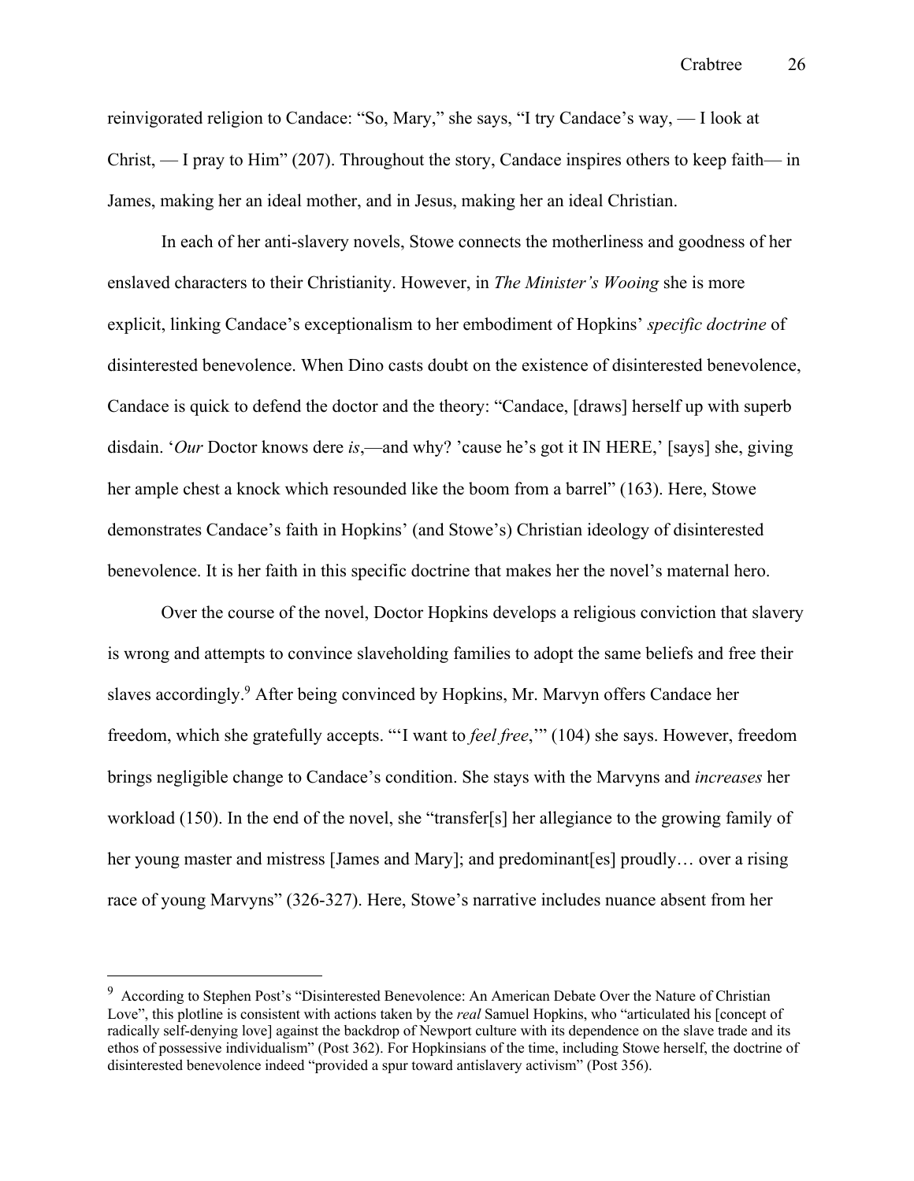reinvigorated religion to Candace: "So, Mary," she says, "I try Candace's way, — I look at Christ, — I pray to Him" (207). Throughout the story, Candace inspires others to keep faith— in James, making her an ideal mother, and in Jesus, making her an ideal Christian.

In each of her anti-slavery novels, Stowe connects the motherliness and goodness of her enslaved characters to their Christianity. However, in *The Minister's Wooing* she is more explicit, linking Candace's exceptionalism to her embodiment of Hopkins' *specific doctrine* of disinterested benevolence. When Dino casts doubt on the existence of disinterested benevolence, Candace is quick to defend the doctor and the theory: "Candace, [draws] herself up with superb disdain. '*Our* Doctor knows dere *is*,—and why? 'cause he's got it IN HERE,' [says] she, giving her ample chest a knock which resounded like the boom from a barrel" (163). Here, Stowe demonstrates Candace's faith in Hopkins' (and Stowe's) Christian ideology of disinterested benevolence. It is her faith in this specific doctrine that makes her the novel's maternal hero.

Over the course of the novel, Doctor Hopkins develops a religious conviction that slavery is wrong and attempts to convince slaveholding families to adopt the same beliefs and free their slaves accordingly.[9] After being convinced by Hopkins, Mr. Marvyn offers Candace her freedom, which she gratefully accepts. "'I want to *feel free*,'" (104) she says. However, freedom brings negligible change to Candace's condition. She stays with the Marvyns and *increases* her workload (150). In the end of the novel, she "transfer[s] her allegiance to the growing family of her young master and mistress [James and Mary]; and predominant[es] proudly… over a rising race of young Marvyns" (326-327). Here, Stowe's narrative includes nuance absent from her

---

[9] According to Stephen Post's "Disinterested Benevolence: An American Debate Over the Nature of Christian Love", this plotline is consistent with actions taken by the *real* Samuel Hopkins, who "articulated his [concept of radically self-denying love] against the backdrop of Newport culture with its dependence on the slave trade and its ethos of possessive individualism" (Post 362). For Hopkinsians of the time, including Stowe herself, the doctrine of disinterested benevolence indeed "provided a spur toward antislavery activism" (Post 356).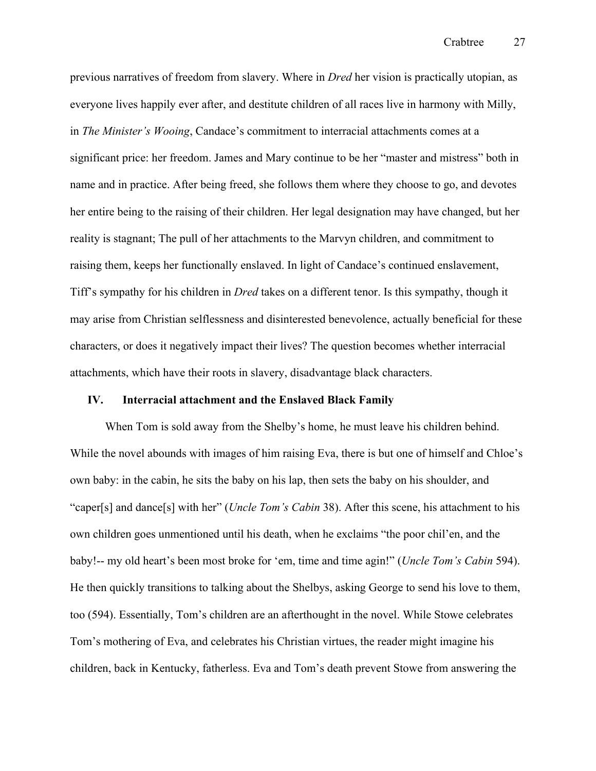previous narratives of freedom from slavery. Where in *Dred* her vision is practically utopian, as everyone lives happily ever after, and destitute children of all races live in harmony with Milly, in *The Minister's Wooing*, Candace's commitment to interracial attachments comes at a significant price: her freedom. James and Mary continue to be her "master and mistress" both in name and in practice. After being freed, she follows them where they choose to go, and devotes her entire being to the raising of their children. Her legal designation may have changed, but her reality is stagnant; The pull of her attachments to the Marvyn children, and commitment to raising them, keeps her functionally enslaved. In light of Candace's continued enslavement, Tiff's sympathy for his children in *Dred* takes on a different tenor. Is this sympathy, though it may arise from Christian selflessness and disinterested benevolence, actually beneficial for these characters, or does it negatively impact their lives? The question becomes whether interracial attachments, which have their roots in slavery, disadvantage black characters.

## IV. Interracial attachment and the Enslaved Black Family

When Tom is sold away from the Shelby's home, he must leave his children behind. While the novel abounds with images of him raising Eva, there is but one of himself and Chloe's own baby: in the cabin, he sits the baby on his lap, then sets the baby on his shoulder, and "caper[s] and dance[s] with her" (*Uncle Tom's Cabin* 38). After this scene, his attachment to his own children goes unmentioned until his death, when he exclaims "the poor chil'en, and the baby!-- my old heart's been most broke for 'em, time and time agin!" (*Uncle Tom's Cabin* 594). He then quickly transitions to talking about the Shelbys, asking George to send his love to them, too (594). Essentially, Tom's children are an afterthought in the novel. While Stowe celebrates Tom's mothering of Eva, and celebrates his Christian virtues, the reader might imagine his children, back in Kentucky, fatherless. Eva and Tom's death prevent Stowe from answering the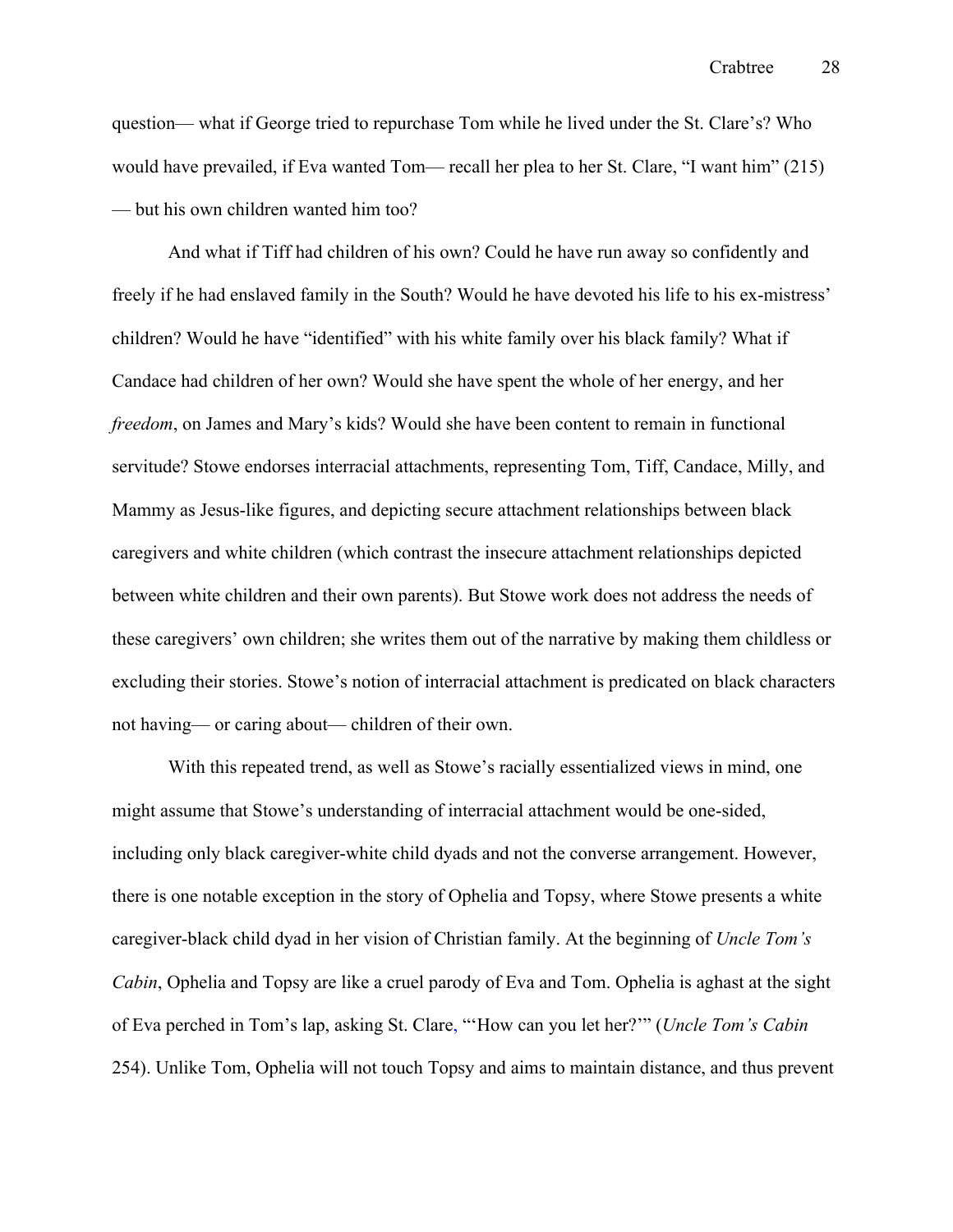question— what if George tried to repurchase Tom while he lived under the St. Clare's? Who would have prevailed, if Eva wanted Tom— recall her plea to her St. Clare, "I want him" (215) — but his own children wanted him too?

And what if Tiff had children of his own? Could he have run away so confidently and freely if he had enslaved family in the South? Would he have devoted his life to his ex-mistress' children? Would he have "identified" with his white family over his black family? What if Candace had children of her own? Would she have spent the whole of her energy, and her *freedom*, on James and Mary's kids? Would she have been content to remain in functional servitude? Stowe endorses interracial attachments, representing Tom, Tiff, Candace, Milly, and Mammy as Jesus-like figures, and depicting secure attachment relationships between black caregivers and white children (which contrast the insecure attachment relationships depicted between white children and their own parents). But Stowe work does not address the needs of these caregivers' own children; she writes them out of the narrative by making them childless or excluding their stories. Stowe's notion of interracial attachment is predicated on black characters not having— or caring about— children of their own.

With this repeated trend, as well as Stowe's racially essentialized views in mind, one might assume that Stowe's understanding of interracial attachment would be one-sided, including only black caregiver-white child dyads and not the converse arrangement. However, there is one notable exception in the story of Ophelia and Topsy, where Stowe presents a white caregiver-black child dyad in her vision of Christian family. At the beginning of *Uncle Tom's Cabin*, Ophelia and Topsy are like a cruel parody of Eva and Tom. Ophelia is aghast at the sight of Eva perched in Tom's lap, asking St. Clare, "'How can you let her?'" (*Uncle Tom's Cabin* 254). Unlike Tom, Ophelia will not touch Topsy and aims to maintain distance, and thus prevent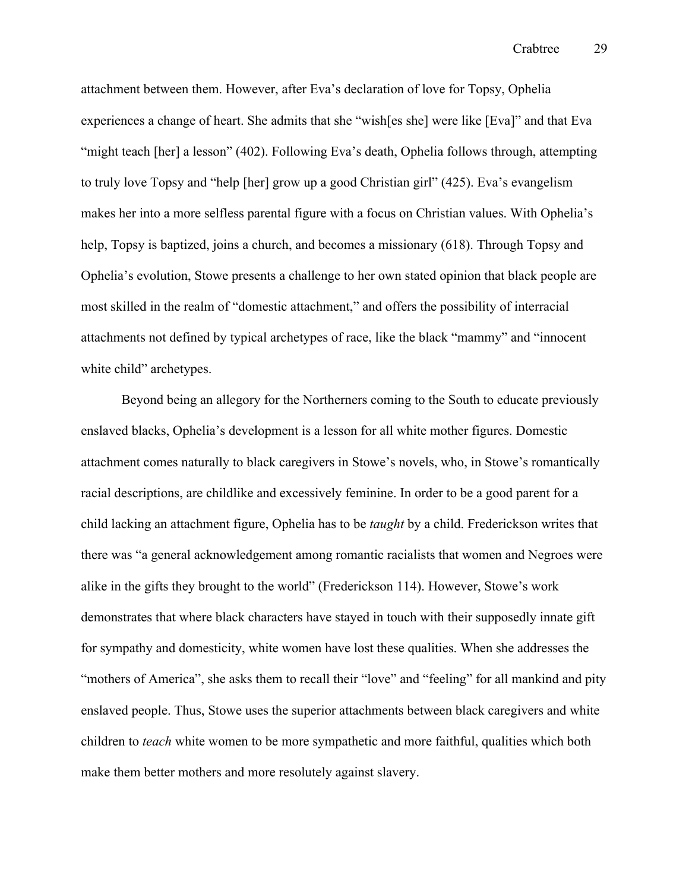attachment between them. However, after Eva's declaration of love for Topsy, Ophelia experiences a change of heart. She admits that she "wish[es she] were like [Eva]" and that Eva "might teach [her] a lesson" (402). Following Eva's death, Ophelia follows through, attempting to truly love Topsy and "help [her] grow up a good Christian girl" (425). Eva's evangelism makes her into a more selfless parental figure with a focus on Christian values. With Ophelia's help, Topsy is baptized, joins a church, and becomes a missionary (618). Through Topsy and Ophelia's evolution, Stowe presents a challenge to her own stated opinion that black people are most skilled in the realm of "domestic attachment," and offers the possibility of interracial attachments not defined by typical archetypes of race, like the black "mammy" and "innocent white child" archetypes.

Beyond being an allegory for the Northerners coming to the South to educate previously enslaved blacks, Ophelia's development is a lesson for all white mother figures. Domestic attachment comes naturally to black caregivers in Stowe's novels, who, in Stowe's romantically racial descriptions, are childlike and excessively feminine. In order to be a good parent for a child lacking an attachment figure, Ophelia has to be *taught* by a child. Frederickson writes that there was "a general acknowledgement among romantic racialists that women and Negroes were alike in the gifts they brought to the world" (Frederickson 114). However, Stowe's work demonstrates that where black characters have stayed in touch with their supposedly innate gift for sympathy and domesticity, white women have lost these qualities. When she addresses the "mothers of America", she asks them to recall their "love" and "feeling" for all mankind and pity enslaved people. Thus, Stowe uses the superior attachments between black caregivers and white children to *teach* white women to be more sympathetic and more faithful, qualities which both make them better mothers and more resolutely against slavery.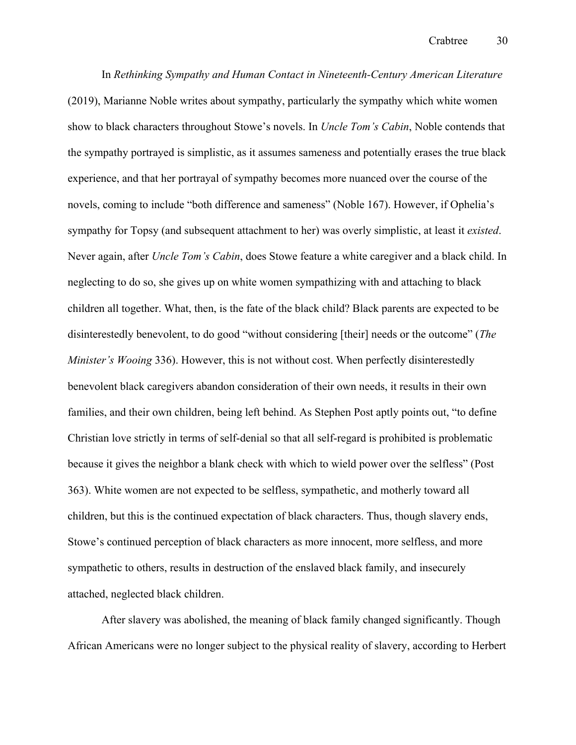In *Rethinking Sympathy and Human Contact in Nineteenth-Century American Literature* (2019), Marianne Noble writes about sympathy, particularly the sympathy which white women show to black characters throughout Stowe's novels. In *Uncle Tom's Cabin*, Noble contends that the sympathy portrayed is simplistic, as it assumes sameness and potentially erases the true black experience, and that her portrayal of sympathy becomes more nuanced over the course of the novels, coming to include "both difference and sameness" (Noble 167). However, if Ophelia's sympathy for Topsy (and subsequent attachment to her) was overly simplistic, at least it *existed*. Never again, after *Uncle Tom's Cabin*, does Stowe feature a white caregiver and a black child. In neglecting to do so, she gives up on white women sympathizing with and attaching to black children all together. What, then, is the fate of the black child? Black parents are expected to be disinterestedly benevolent, to do good "without considering [their] needs or the outcome" (*The Minister's Wooing* 336). However, this is not without cost. When perfectly disinterestedly benevolent black caregivers abandon consideration of their own needs, it results in their own families, and their own children, being left behind. As Stephen Post aptly points out, "to define Christian love strictly in terms of self-denial so that all self-regard is prohibited is problematic because it gives the neighbor a blank check with which to wield power over the selfless" (Post 363). White women are not expected to be selfless, sympathetic, and motherly toward all children, but this is the continued expectation of black characters. Thus, though slavery ends, Stowe's continued perception of black characters as more innocent, more selfless, and more sympathetic to others, results in destruction of the enslaved black family, and insecurely attached, neglected black children.

After slavery was abolished, the meaning of black family changed significantly. Though African Americans were no longer subject to the physical reality of slavery, according to Herbert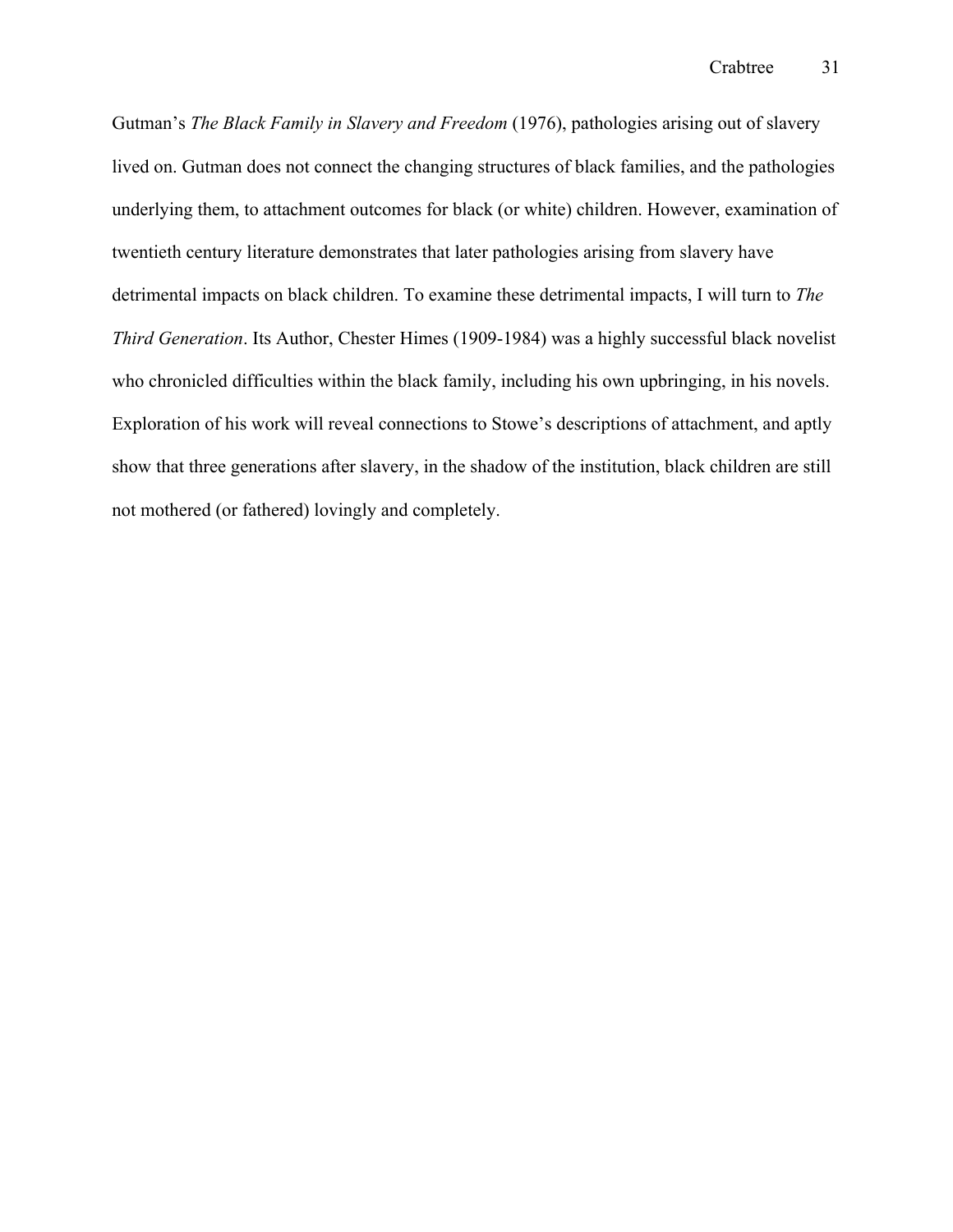Gutman's *The Black Family in Slavery and Freedom* (1976), pathologies arising out of slavery lived on. Gutman does not connect the changing structures of black families, and the pathologies underlying them, to attachment outcomes for black (or white) children. However, examination of twentieth century literature demonstrates that later pathologies arising from slavery have detrimental impacts on black children. To examine these detrimental impacts, I will turn to *The Third Generation*. Its Author, Chester Himes (1909-1984) was a highly successful black novelist who chronicled difficulties within the black family, including his own upbringing, in his novels. Exploration of his work will reveal connections to Stowe's descriptions of attachment, and aptly show that three generations after slavery, in the shadow of the institution, black children are still not mothered (or fathered) lovingly and completely.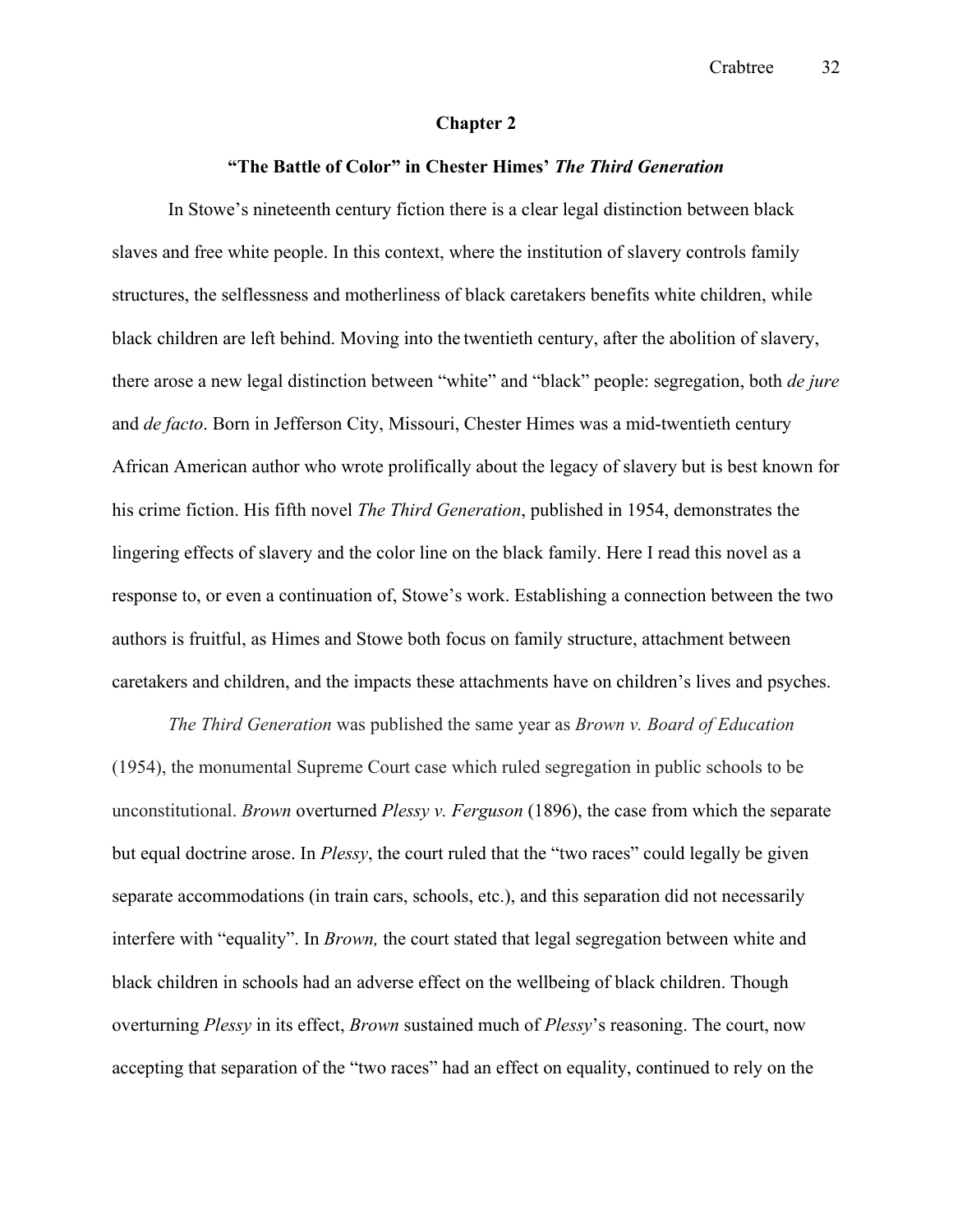## Chapter 2

### "The Battle of Color" in Chester Himes' *The Third Generation*

In Stowe's nineteenth century fiction there is a clear legal distinction between black slaves and free white people. In this context, where the institution of slavery controls family structures, the selflessness and motherliness of black caretakers benefits white children, while black children are left behind. Moving into the twentieth century, after the abolition of slavery, there arose a new legal distinction between "white" and "black" people: segregation, both *de jure* and *de facto*. Born in Jefferson City, Missouri, Chester Himes was a mid-twentieth century African American author who wrote prolifically about the legacy of slavery but is best known for his crime fiction. His fifth novel *The Third Generation*, published in 1954, demonstrates the lingering effects of slavery and the color line on the black family. Here I read this novel as a response to, or even a continuation of, Stowe's work. Establishing a connection between the two authors is fruitful, as Himes and Stowe both focus on family structure, attachment between caretakers and children, and the impacts these attachments have on children's lives and psyches.

*The Third Generation* was published the same year as *Brown v. Board of Education* (1954), the monumental Supreme Court case which ruled segregation in public schools to be unconstitutional. *Brown* overturned *Plessy v. Ferguson* (1896), the case from which the separate but equal doctrine arose. In *Plessy*, the court ruled that the "two races" could legally be given separate accommodations (in train cars, schools, etc.), and this separation did not necessarily interfere with "equality". In *Brown,* the court stated that legal segregation between white and black children in schools had an adverse effect on the wellbeing of black children. Though overturning *Plessy* in its effect, *Brown* sustained much of *Plessy*'s reasoning. The court, now accepting that separation of the "two races" had an effect on equality, continued to rely on the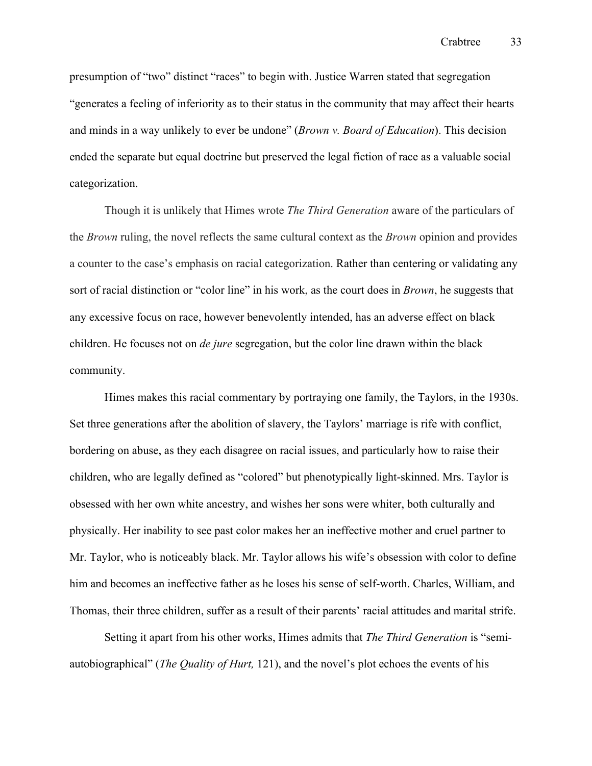presumption of "two" distinct "races" to begin with. Justice Warren stated that segregation "generates a feeling of inferiority as to their status in the community that may affect their hearts and minds in a way unlikely to ever be undone" (*Brown v. Board of Education*). This decision ended the separate but equal doctrine but preserved the legal fiction of race as a valuable social categorization.

Though it is unlikely that Himes wrote *The Third Generation* aware of the particulars of the *Brown* ruling, the novel reflects the same cultural context as the *Brown* opinion and provides a counter to the case's emphasis on racial categorization. Rather than centering or validating any sort of racial distinction or "color line" in his work, as the court does in *Brown*, he suggests that any excessive focus on race, however benevolently intended, has an adverse effect on black children. He focuses not on *de jure* segregation, but the color line drawn within the black community.

Himes makes this racial commentary by portraying one family, the Taylors, in the 1930s. Set three generations after the abolition of slavery, the Taylors' marriage is rife with conflict, bordering on abuse, as they each disagree on racial issues, and particularly how to raise their children, who are legally defined as "colored" but phenotypically light-skinned. Mrs. Taylor is obsessed with her own white ancestry, and wishes her sons were whiter, both culturally and physically. Her inability to see past color makes her an ineffective mother and cruel partner to Mr. Taylor, who is noticeably black. Mr. Taylor allows his wife's obsession with color to define him and becomes an ineffective father as he loses his sense of self-worth. Charles, William, and Thomas, their three children, suffer as a result of their parents' racial attitudes and marital strife.

Setting it apart from his other works, Himes admits that *The Third Generation* is "semi-autobiographical" (*The Quality of Hurt,* 121), and the novel's plot echoes the events of his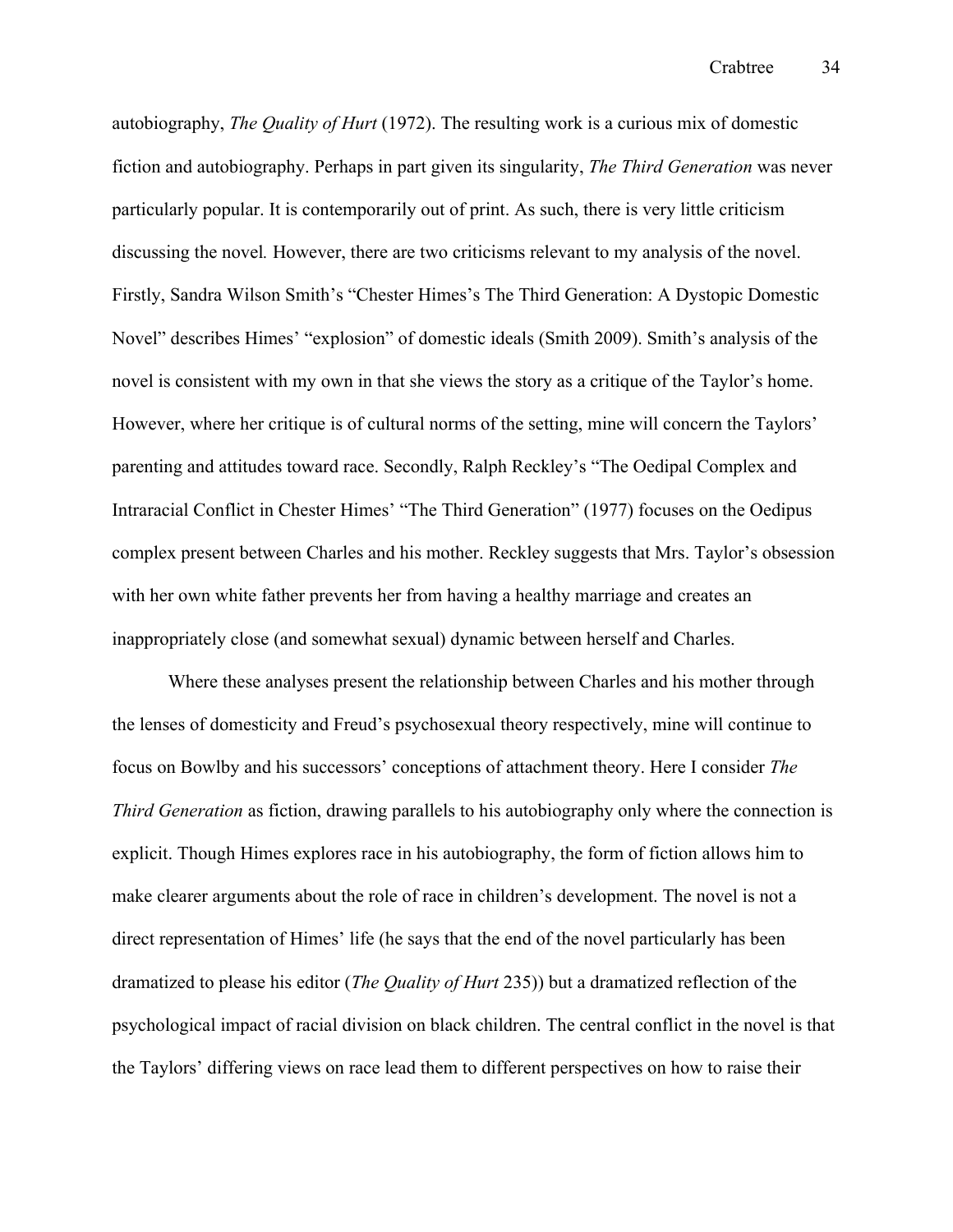autobiography, *The Quality of Hurt* (1972). The resulting work is a curious mix of domestic fiction and autobiography. Perhaps in part given its singularity, *The Third Generation* was never particularly popular. It is contemporarily out of print. As such, there is very little criticism discussing the novel*.* However, there are two criticisms relevant to my analysis of the novel. Firstly, Sandra Wilson Smith's "Chester Himes's The Third Generation: A Dystopic Domestic Novel" describes Himes' "explosion" of domestic ideals (Smith 2009). Smith's analysis of the novel is consistent with my own in that she views the story as a critique of the Taylor's home. However, where her critique is of cultural norms of the setting, mine will concern the Taylors' parenting and attitudes toward race. Secondly, Ralph Reckley's "The Oedipal Complex and Intraracial Conflict in Chester Himes' "The Third Generation" (1977) focuses on the Oedipus complex present between Charles and his mother. Reckley suggests that Mrs. Taylor's obsession with her own white father prevents her from having a healthy marriage and creates an inappropriately close (and somewhat sexual) dynamic between herself and Charles.

Where these analyses present the relationship between Charles and his mother through the lenses of domesticity and Freud's psychosexual theory respectively, mine will continue to focus on Bowlby and his successors' conceptions of attachment theory. Here I consider *The Third Generation* as fiction, drawing parallels to his autobiography only where the connection is explicit. Though Himes explores race in his autobiography, the form of fiction allows him to make clearer arguments about the role of race in children's development. The novel is not a direct representation of Himes' life (he says that the end of the novel particularly has been dramatized to please his editor (*The Quality of Hurt* 235)) but a dramatized reflection of the psychological impact of racial division on black children. The central conflict in the novel is that the Taylors' differing views on race lead them to different perspectives on how to raise their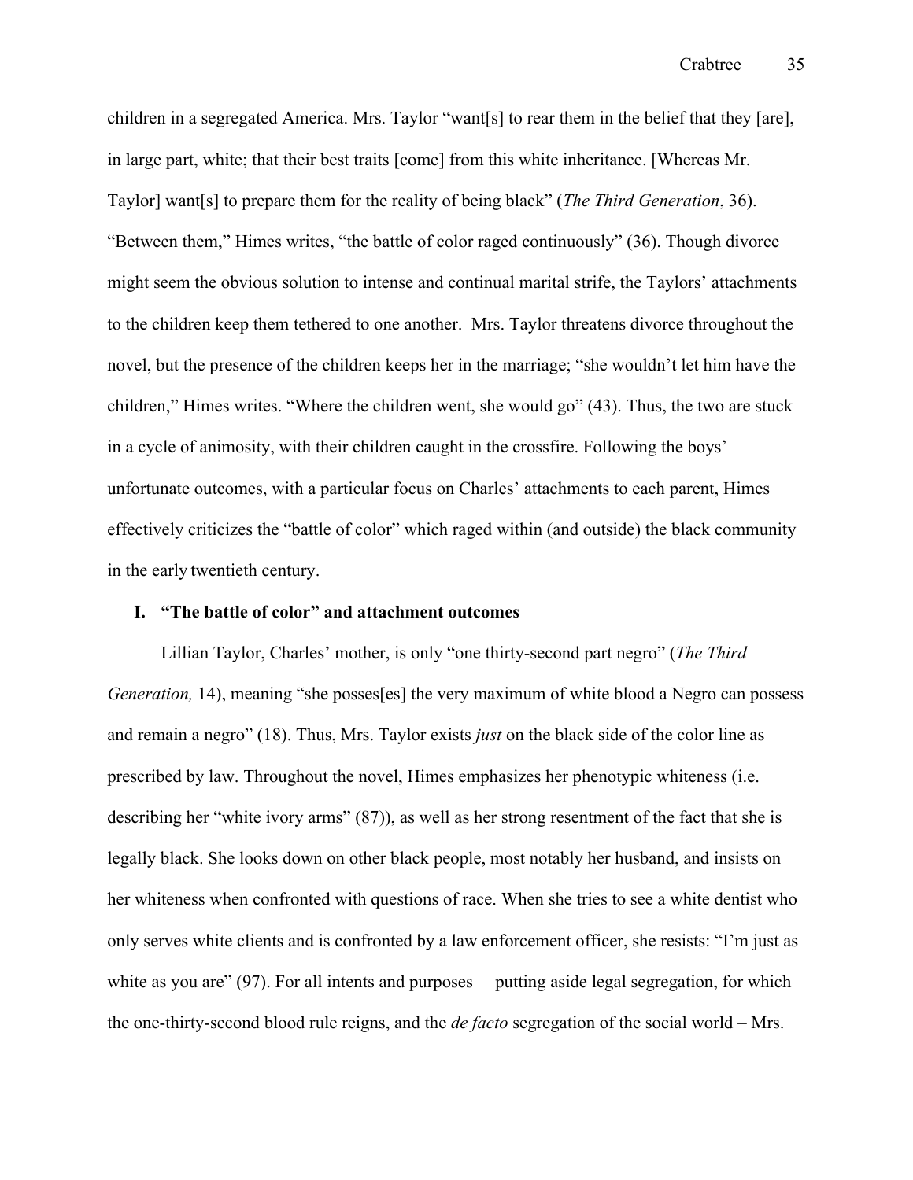children in a segregated America. Mrs. Taylor "want[s] to rear them in the belief that they [are], in large part, white; that their best traits [come] from this white inheritance. [Whereas Mr. Taylor] want[s] to prepare them for the reality of being black" (*The Third Generation*, 36). "Between them," Himes writes, "the battle of color raged continuously" (36). Though divorce might seem the obvious solution to intense and continual marital strife, the Taylors' attachments to the children keep them tethered to one another. Mrs. Taylor threatens divorce throughout the novel, but the presence of the children keeps her in the marriage; "she wouldn't let him have the children," Himes writes. "Where the children went, she would go" (43). Thus, the two are stuck in a cycle of animosity, with their children caught in the crossfire. Following the boys' unfortunate outcomes, with a particular focus on Charles' attachments to each parent, Himes effectively criticizes the "battle of color" which raged within (and outside) the black community in the early twentieth century.

## I. "The battle of color" and attachment outcomes

Lillian Taylor, Charles' mother, is only "one thirty-second part negro" (*The Third Generation,* 14), meaning "she posses[es] the very maximum of white blood a Negro can possess and remain a negro" (18). Thus, Mrs. Taylor exists *just* on the black side of the color line as prescribed by law. Throughout the novel, Himes emphasizes her phenotypic whiteness (i.e. describing her "white ivory arms" (87)), as well as her strong resentment of the fact that she is legally black. She looks down on other black people, most notably her husband, and insists on her whiteness when confronted with questions of race. When she tries to see a white dentist who only serves white clients and is confronted by a law enforcement officer, she resists: "I'm just as white as you are" (97). For all intents and purposes— putting aside legal segregation, for which the one-thirty-second blood rule reigns, and the *de facto* segregation of the social world – Mrs.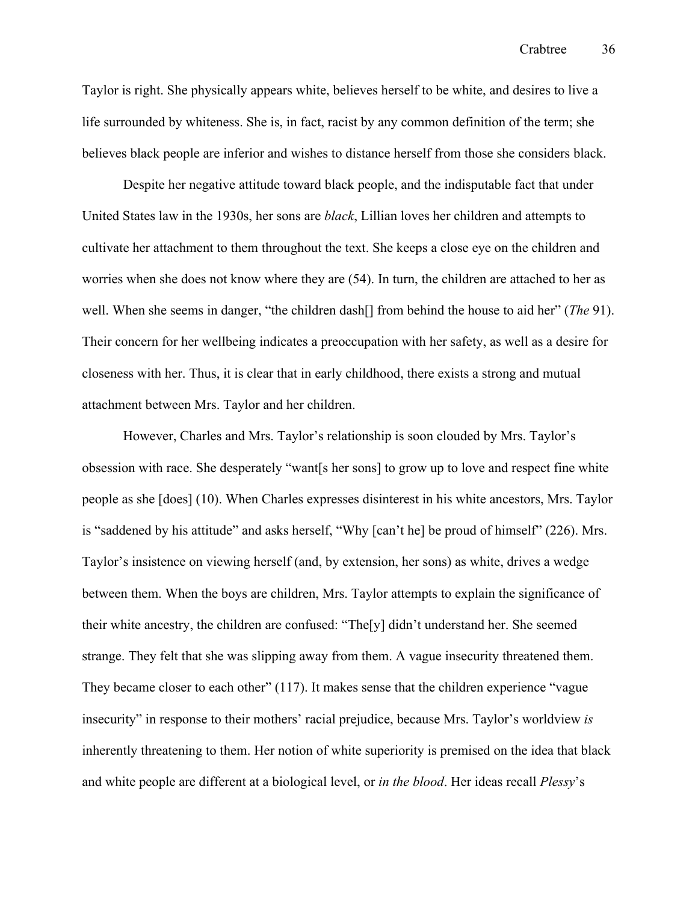Taylor is right. She physically appears white, believes herself to be white, and desires to live a life surrounded by whiteness. She is, in fact, racist by any common definition of the term; she believes black people are inferior and wishes to distance herself from those she considers black.

Despite her negative attitude toward black people, and the indisputable fact that under United States law in the 1930s, her sons are *black*, Lillian loves her children and attempts to cultivate her attachment to them throughout the text. She keeps a close eye on the children and worries when she does not know where they are (54). In turn, the children are attached to her as well. When she seems in danger, "the children dash[] from behind the house to aid her" (*The* 91). Their concern for her wellbeing indicates a preoccupation with her safety, as well as a desire for closeness with her. Thus, it is clear that in early childhood, there exists a strong and mutual attachment between Mrs. Taylor and her children.

However, Charles and Mrs. Taylor's relationship is soon clouded by Mrs. Taylor's obsession with race. She desperately "want[s her sons] to grow up to love and respect fine white people as she [does] (10). When Charles expresses disinterest in his white ancestors, Mrs. Taylor is "saddened by his attitude" and asks herself, "Why [can't he] be proud of himself" (226). Mrs. Taylor's insistence on viewing herself (and, by extension, her sons) as white, drives a wedge between them. When the boys are children, Mrs. Taylor attempts to explain the significance of their white ancestry, the children are confused: "The[y] didn't understand her. She seemed strange. They felt that she was slipping away from them. A vague insecurity threatened them. They became closer to each other" (117). It makes sense that the children experience "vague insecurity" in response to their mothers' racial prejudice, because Mrs. Taylor's worldview *is* inherently threatening to them. Her notion of white superiority is premised on the idea that black and white people are different at a biological level, or *in the blood*. Her ideas recall *Plessy*'s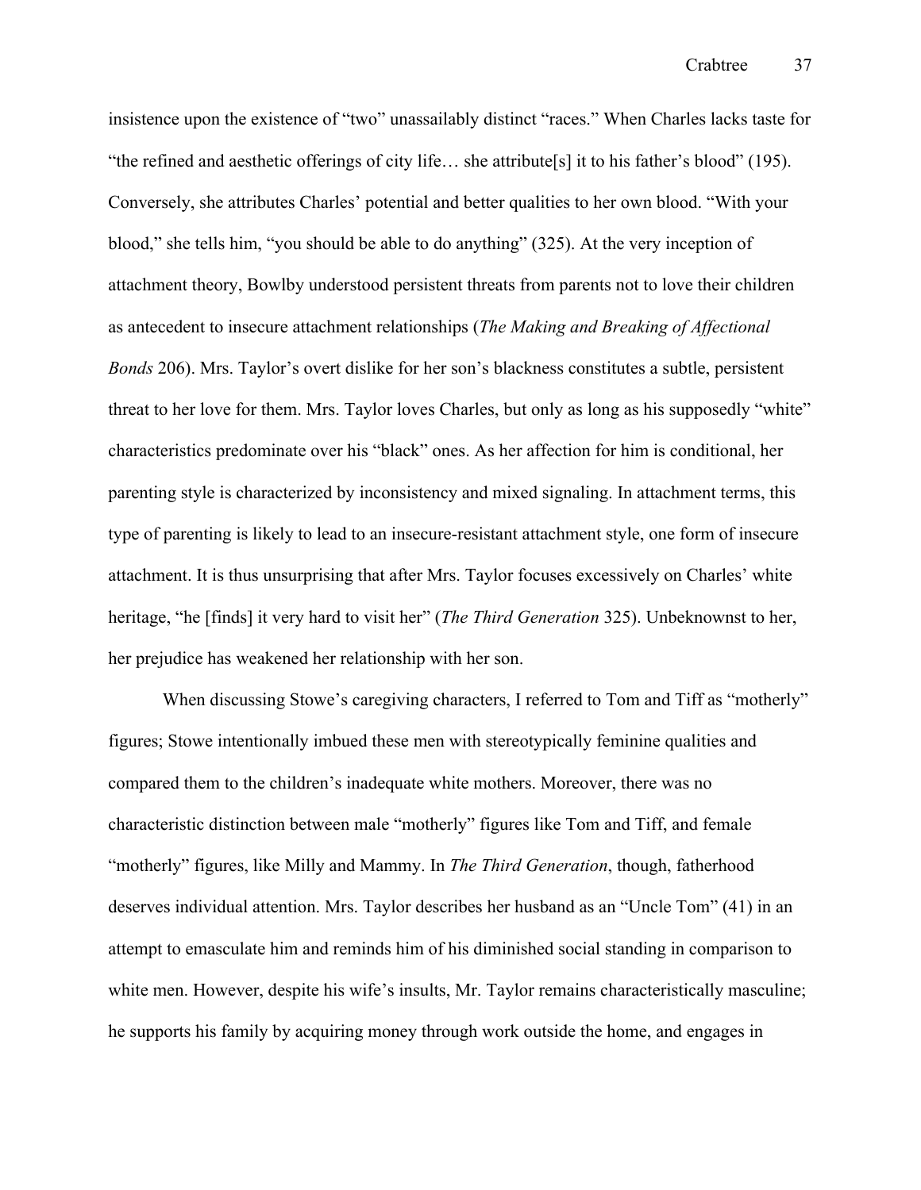insistence upon the existence of "two" unassailably distinct "races." When Charles lacks taste for "the refined and aesthetic offerings of city life… she attribute[s] it to his father's blood" (195). Conversely, she attributes Charles' potential and better qualities to her own blood. "With your blood," she tells him, "you should be able to do anything" (325). At the very inception of attachment theory, Bowlby understood persistent threats from parents not to love their children as antecedent to insecure attachment relationships (*The Making and Breaking of Affectional Bonds* 206). Mrs. Taylor's overt dislike for her son's blackness constitutes a subtle, persistent threat to her love for them. Mrs. Taylor loves Charles, but only as long as his supposedly "white" characteristics predominate over his "black" ones. As her affection for him is conditional, her parenting style is characterized by inconsistency and mixed signaling. In attachment terms, this type of parenting is likely to lead to an insecure-resistant attachment style, one form of insecure attachment. It is thus unsurprising that after Mrs. Taylor focuses excessively on Charles' white heritage, "he [finds] it very hard to visit her" (*The Third Generation* 325). Unbeknownst to her, her prejudice has weakened her relationship with her son.

When discussing Stowe's caregiving characters, I referred to Tom and Tiff as "motherly" figures; Stowe intentionally imbued these men with stereotypically feminine qualities and compared them to the children's inadequate white mothers. Moreover, there was no characteristic distinction between male "motherly" figures like Tom and Tiff, and female "motherly" figures, like Milly and Mammy. In *The Third Generation*, though, fatherhood deserves individual attention. Mrs. Taylor describes her husband as an "Uncle Tom" (41) in an attempt to emasculate him and reminds him of his diminished social standing in comparison to white men. However, despite his wife's insults, Mr. Taylor remains characteristically masculine; he supports his family by acquiring money through work outside the home, and engages in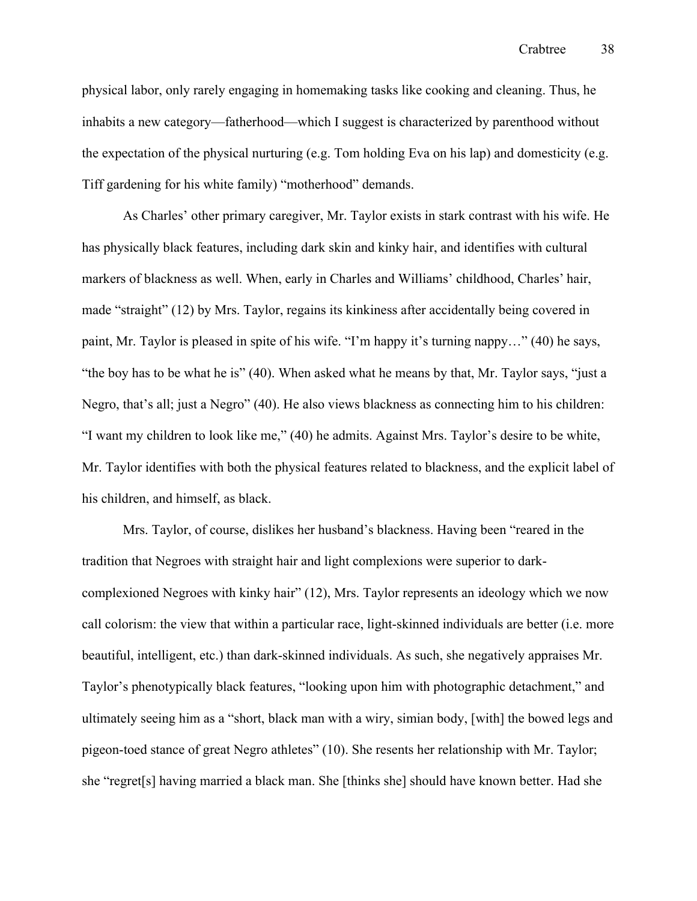physical labor, only rarely engaging in homemaking tasks like cooking and cleaning. Thus, he inhabits a new category—fatherhood—which I suggest is characterized by parenthood without the expectation of the physical nurturing (e.g. Tom holding Eva on his lap) and domesticity (e.g. Tiff gardening for his white family) "motherhood" demands.

As Charles' other primary caregiver, Mr. Taylor exists in stark contrast with his wife. He has physically black features, including dark skin and kinky hair, and identifies with cultural markers of blackness as well. When, early in Charles and Williams' childhood, Charles' hair, made "straight" (12) by Mrs. Taylor, regains its kinkiness after accidentally being covered in paint, Mr. Taylor is pleased in spite of his wife. "I'm happy it's turning nappy…" (40) he says, "the boy has to be what he is" (40). When asked what he means by that, Mr. Taylor says, "just a Negro, that's all; just a Negro" (40). He also views blackness as connecting him to his children: "I want my children to look like me," (40) he admits. Against Mrs. Taylor's desire to be white, Mr. Taylor identifies with both the physical features related to blackness, and the explicit label of his children, and himself, as black.

Mrs. Taylor, of course, dislikes her husband's blackness. Having been "reared in the tradition that Negroes with straight hair and light complexions were superior to dark-complexioned Negroes with kinky hair" (12), Mrs. Taylor represents an ideology which we now call colorism: the view that within a particular race, light-skinned individuals are better (i.e. more beautiful, intelligent, etc.) than dark-skinned individuals. As such, she negatively appraises Mr. Taylor's phenotypically black features, "looking upon him with photographic detachment," and ultimately seeing him as a "short, black man with a wiry, simian body, [with] the bowed legs and pigeon-toed stance of great Negro athletes" (10). She resents her relationship with Mr. Taylor; she "regret[s] having married a black man. She [thinks she] should have known better. Had she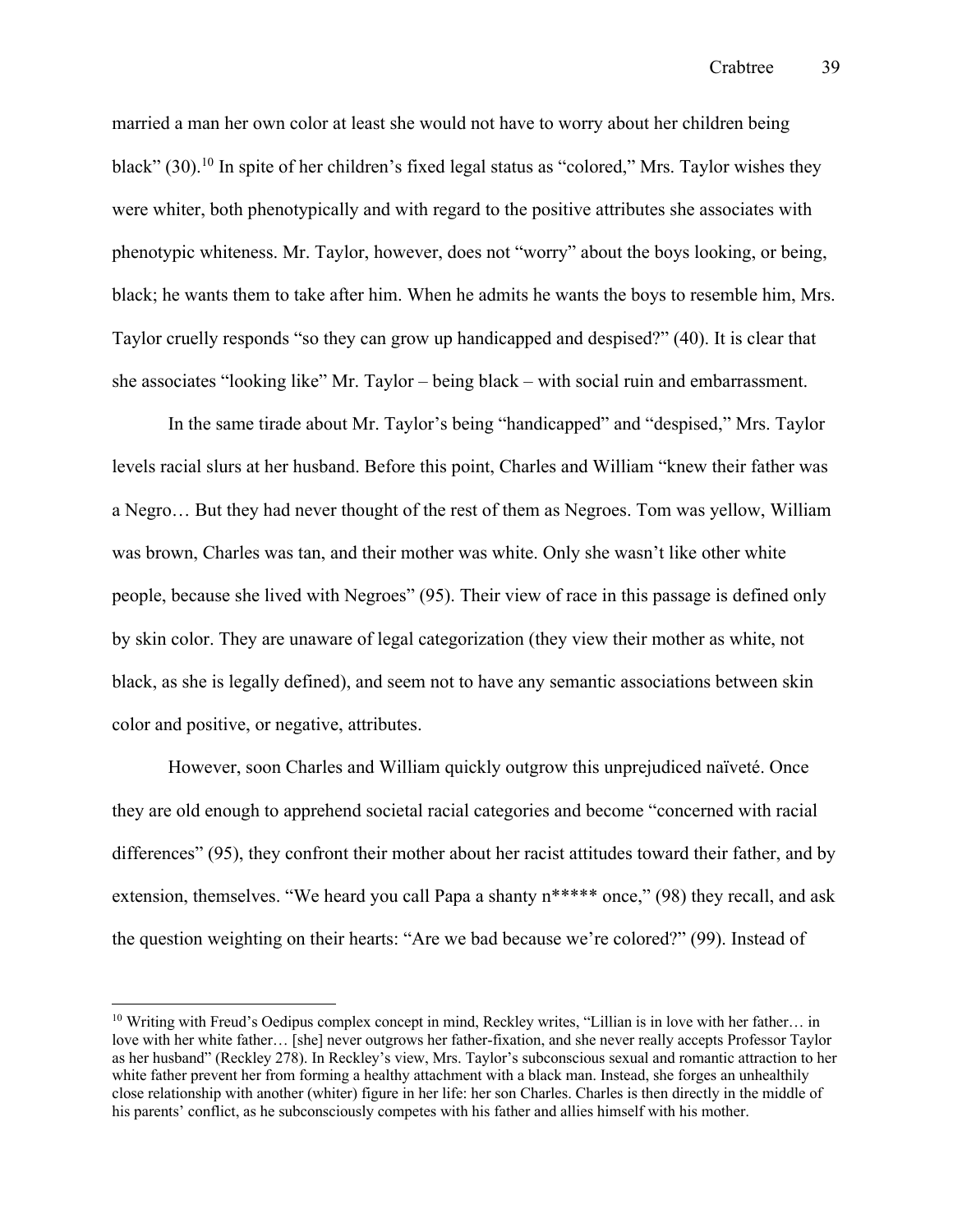married a man her own color at least she would not have to worry about her children being black" (30).[10] In spite of her children's fixed legal status as "colored," Mrs. Taylor wishes they were whiter, both phenotypically and with regard to the positive attributes she associates with phenotypic whiteness. Mr. Taylor, however, does not "worry" about the boys looking, or being, black; he wants them to take after him. When he admits he wants the boys to resemble him, Mrs. Taylor cruelly responds "so they can grow up handicapped and despised?" (40). It is clear that she associates "looking like" Mr. Taylor – being black – with social ruin and embarrassment.

In the same tirade about Mr. Taylor's being "handicapped" and "despised," Mrs. Taylor levels racial slurs at her husband. Before this point, Charles and William "knew their father was a Negro… But they had never thought of the rest of them as Negroes. Tom was yellow, William was brown, Charles was tan, and their mother was white. Only she wasn't like other white people, because she lived with Negroes" (95). Their view of race in this passage is defined only by skin color. They are unaware of legal categorization (they view their mother as white, not black, as she is legally defined), and seem not to have any semantic associations between skin color and positive, or negative, attributes.

However, soon Charles and William quickly outgrow this unprejudiced naïveté. Once they are old enough to apprehend societal racial categories and become "concerned with racial differences" (95), they confront their mother about her racist attitudes toward their father, and by extension, themselves. "We heard you call Papa a shanty n***** once," (98) they recall, and ask the question weighting on their hearts: "Are we bad because we're colored?" (99). Instead of

[10] Writing with Freud's Oedipus complex concept in mind, Reckley writes, "Lillian is in love with her father… in love with her white father… [she] never outgrows her father-fixation, and she never really accepts Professor Taylor as her husband" (Reckley 278). In Reckley's view, Mrs. Taylor's subconscious sexual and romantic attraction to her white father prevent her from forming a healthy attachment with a black man. Instead, she forges an unhealthily close relationship with another (whiter) figure in her life: her son Charles. Charles is then directly in the middle of his parents' conflict, as he subconsciously competes with his father and allies himself with his mother.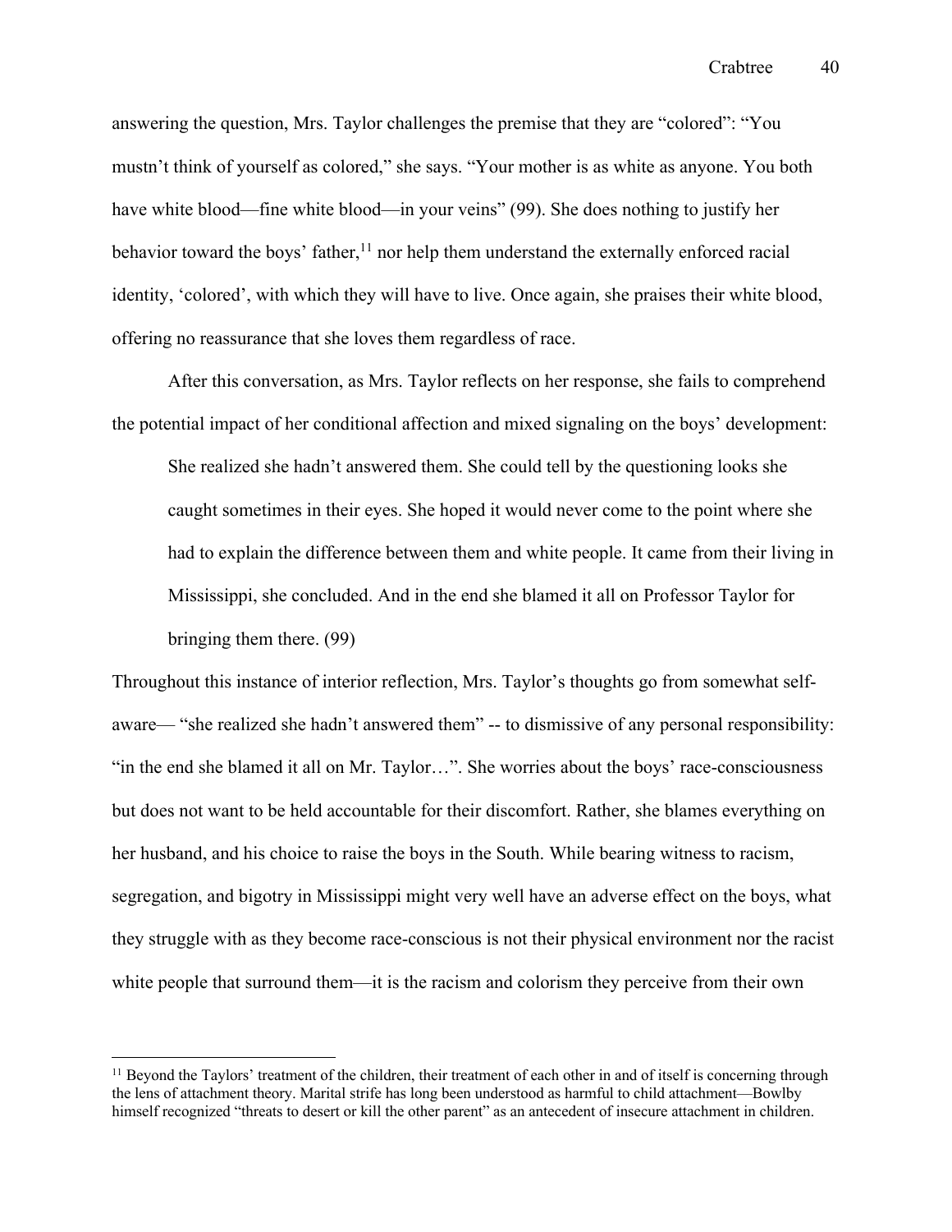answering the question, Mrs. Taylor challenges the premise that they are "colored": "You mustn't think of yourself as colored," she says. "Your mother is as white as anyone. You both have white blood—fine white blood—in your veins" (99). She does nothing to justify her behavior toward the boys' father,[11] nor help them understand the externally enforced racial identity, 'colored', with which they will have to live. Once again, she praises their white blood, offering no reassurance that she loves them regardless of race.

After this conversation, as Mrs. Taylor reflects on her response, she fails to comprehend the potential impact of her conditional affection and mixed signaling on the boys' development:

> She realized she hadn't answered them. She could tell by the questioning looks she caught sometimes in their eyes. She hoped it would never come to the point where she had to explain the difference between them and white people. It came from their living in Mississippi, she concluded. And in the end she blamed it all on Professor Taylor for bringing them there. (99)

Throughout this instance of interior reflection, Mrs. Taylor's thoughts go from somewhat self-aware— "she realized she hadn't answered them" -- to dismissive of any personal responsibility: "in the end she blamed it all on Mr. Taylor…". She worries about the boys' race-consciousness but does not want to be held accountable for their discomfort. Rather, she blames everything on her husband, and his choice to raise the boys in the South. While bearing witness to racism, segregation, and bigotry in Mississippi might very well have an adverse effect on the boys, what they struggle with as they become race-conscious is not their physical environment nor the racist white people that surround them—it is the racism and colorism they perceive from their own

[11] Beyond the Taylors' treatment of the children, their treatment of each other in and of itself is concerning through the lens of attachment theory. Marital strife has long been understood as harmful to child attachment—Bowlby himself recognized "threats to desert or kill the other parent" as an antecedent of insecure attachment in children.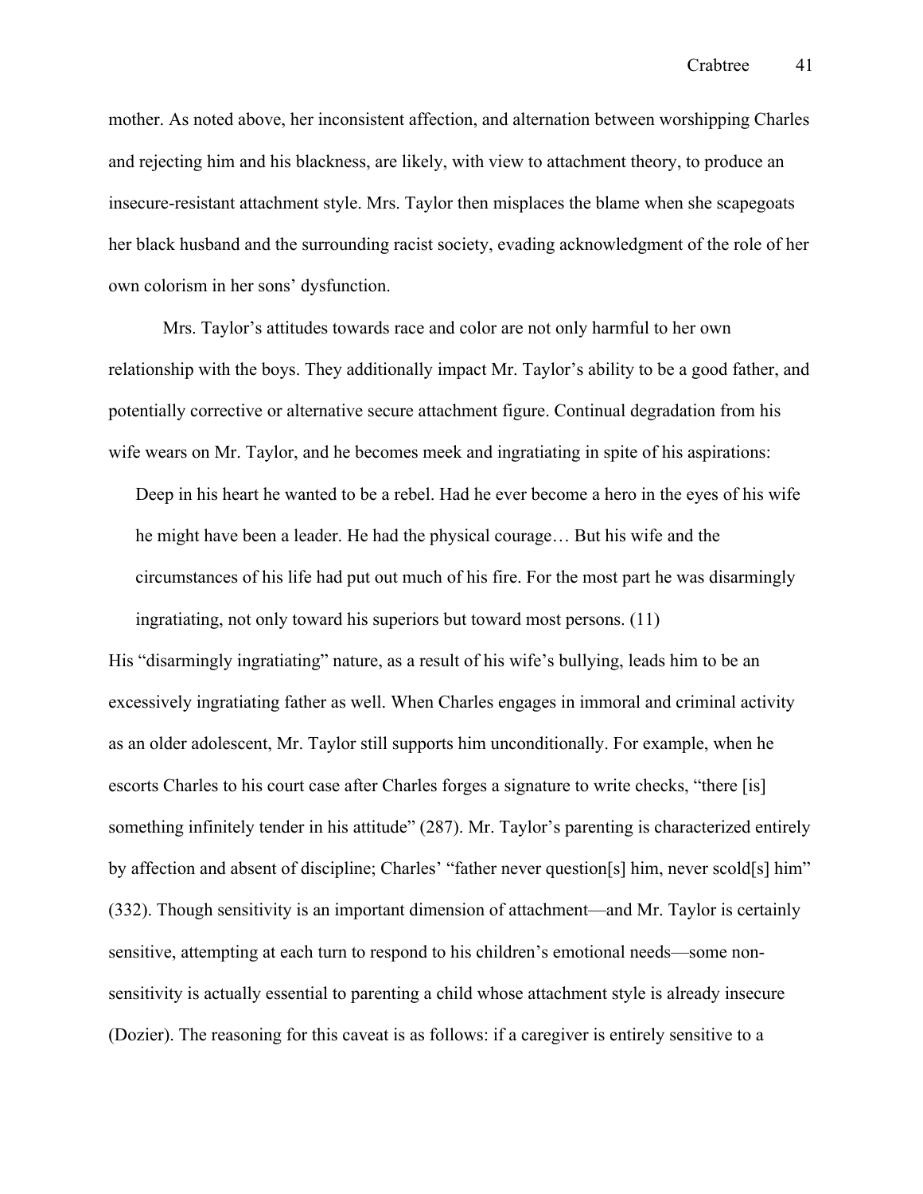mother. As noted above, her inconsistent affection, and alternation between worshipping Charles and rejecting him and his blackness, are likely, with view to attachment theory, to produce an insecure-resistant attachment style. Mrs. Taylor then misplaces the blame when she scapegoats her black husband and the surrounding racist society, evading acknowledgment of the role of her own colorism in her sons' dysfunction.

Mrs. Taylor's attitudes towards race and color are not only harmful to her own relationship with the boys. They additionally impact Mr. Taylor's ability to be a good father, and potentially corrective or alternative secure attachment figure. Continual degradation from his wife wears on Mr. Taylor, and he becomes meek and ingratiating in spite of his aspirations:

> Deep in his heart he wanted to be a rebel. Had he ever become a hero in the eyes of his wife he might have been a leader. He had the physical courage… But his wife and the circumstances of his life had put out much of his fire. For the most part he was disarmingly ingratiating, not only toward his superiors but toward most persons. (11)

His "disarmingly ingratiating" nature, as a result of his wife's bullying, leads him to be an excessively ingratiating father as well. When Charles engages in immoral and criminal activity as an older adolescent, Mr. Taylor still supports him unconditionally. For example, when he escorts Charles to his court case after Charles forges a signature to write checks, "there [is] something infinitely tender in his attitude" (287). Mr. Taylor's parenting is characterized entirely by affection and absent of discipline; Charles' "father never question[s] him, never scold[s] him" (332). Though sensitivity is an important dimension of attachment—and Mr. Taylor is certainly sensitive, attempting at each turn to respond to his children's emotional needs—some non-sensitivity is actually essential to parenting a child whose attachment style is already insecure (Dozier). The reasoning for this caveat is as follows: if a caregiver is entirely sensitive to a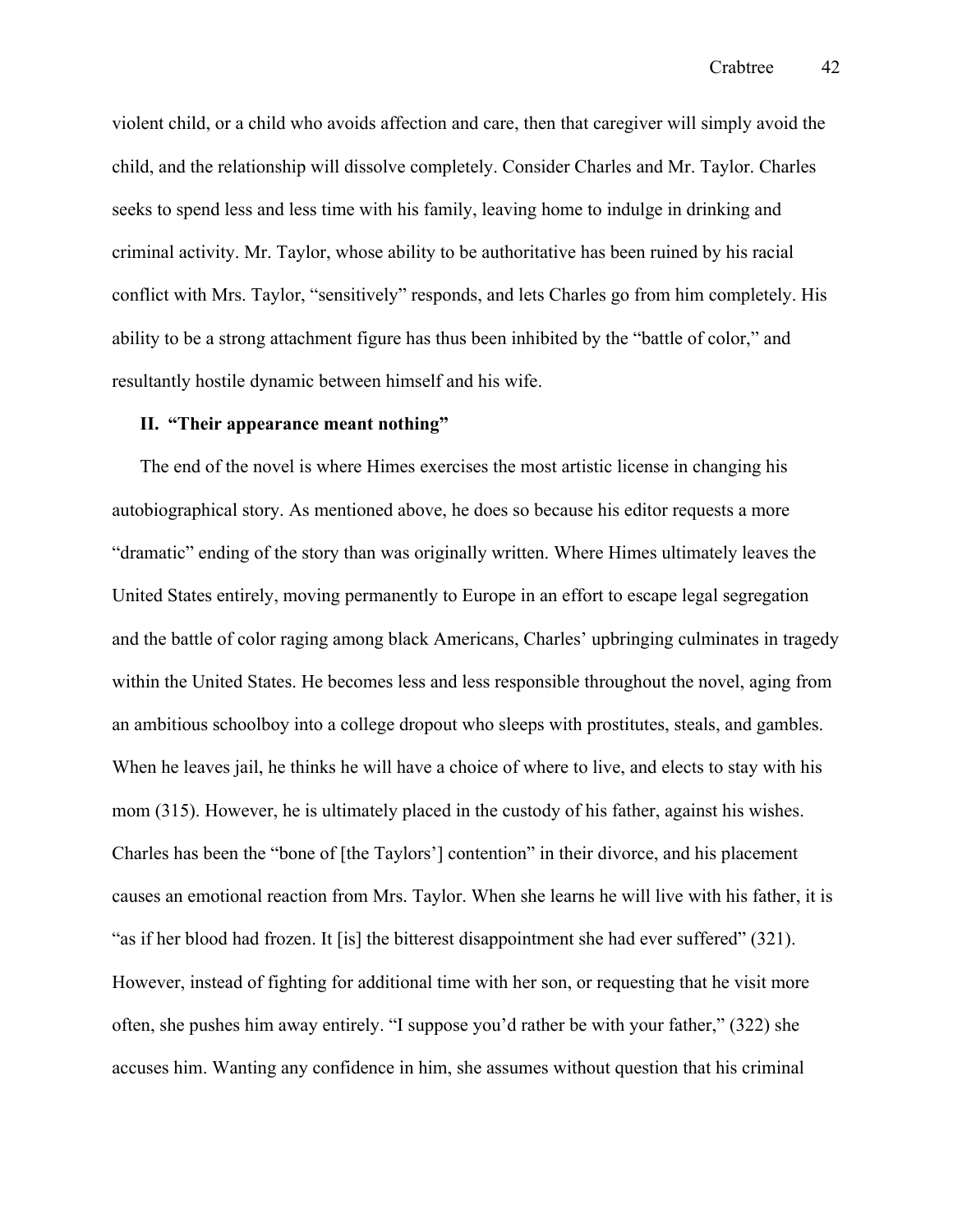violent child, or a child who avoids affection and care, then that caregiver will simply avoid the child, and the relationship will dissolve completely. Consider Charles and Mr. Taylor. Charles seeks to spend less and less time with his family, leaving home to indulge in drinking and criminal activity. Mr. Taylor, whose ability to be authoritative has been ruined by his racial conflict with Mrs. Taylor, "sensitively" responds, and lets Charles go from him completely. His ability to be a strong attachment figure has thus been inhibited by the "battle of color," and resultantly hostile dynamic between himself and his wife.

### II. "Their appearance meant nothing"

The end of the novel is where Himes exercises the most artistic license in changing his autobiographical story. As mentioned above, he does so because his editor requests a more "dramatic" ending of the story than was originally written. Where Himes ultimately leaves the United States entirely, moving permanently to Europe in an effort to escape legal segregation and the battle of color raging among black Americans, Charles' upbringing culminates in tragedy within the United States. He becomes less and less responsible throughout the novel, aging from an ambitious schoolboy into a college dropout who sleeps with prostitutes, steals, and gambles. When he leaves jail, he thinks he will have a choice of where to live, and elects to stay with his mom (315). However, he is ultimately placed in the custody of his father, against his wishes. Charles has been the "bone of [the Taylors'] contention" in their divorce, and his placement causes an emotional reaction from Mrs. Taylor. When she learns he will live with his father, it is "as if her blood had frozen. It [is] the bitterest disappointment she had ever suffered" (321). However, instead of fighting for additional time with her son, or requesting that he visit more often, she pushes him away entirely. "I suppose you'd rather be with your father," (322) she accuses him. Wanting any confidence in him, she assumes without question that his criminal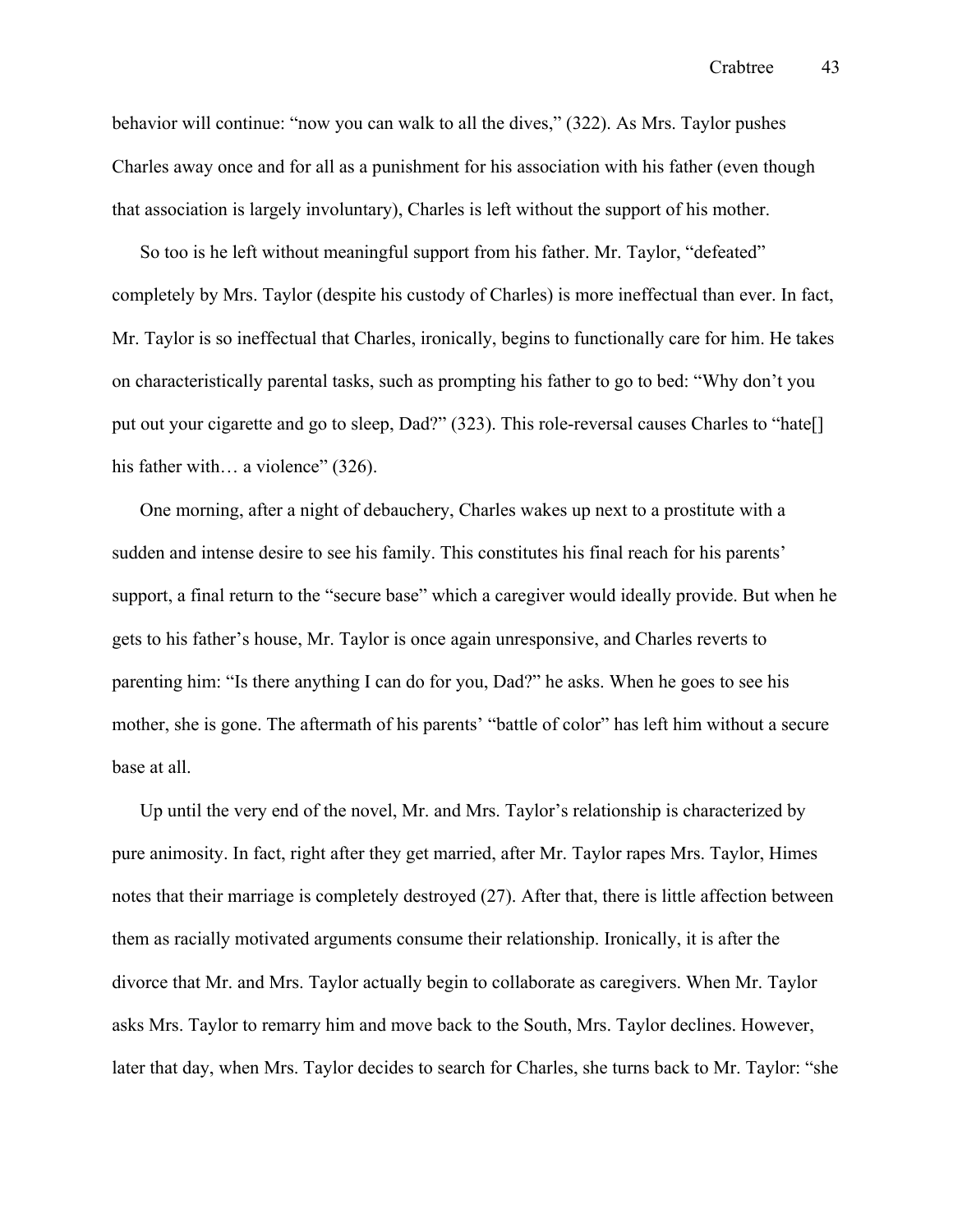behavior will continue: "now you can walk to all the dives," (322). As Mrs. Taylor pushes Charles away once and for all as a punishment for his association with his father (even though that association is largely involuntary), Charles is left without the support of his mother.

So too is he left without meaningful support from his father. Mr. Taylor, "defeated" completely by Mrs. Taylor (despite his custody of Charles) is more ineffectual than ever. In fact, Mr. Taylor is so ineffectual that Charles, ironically, begins to functionally care for him. He takes on characteristically parental tasks, such as prompting his father to go to bed: "Why don't you put out your cigarette and go to sleep, Dad?" (323). This role-reversal causes Charles to "hate[] his father with… a violence" (326).

One morning, after a night of debauchery, Charles wakes up next to a prostitute with a sudden and intense desire to see his family. This constitutes his final reach for his parents' support, a final return to the "secure base" which a caregiver would ideally provide. But when he gets to his father's house, Mr. Taylor is once again unresponsive, and Charles reverts to parenting him: "Is there anything I can do for you, Dad?" he asks. When he goes to see his mother, she is gone. The aftermath of his parents' "battle of color" has left him without a secure base at all.

Up until the very end of the novel, Mr. and Mrs. Taylor's relationship is characterized by pure animosity. In fact, right after they get married, after Mr. Taylor rapes Mrs. Taylor, Himes notes that their marriage is completely destroyed (27). After that, there is little affection between them as racially motivated arguments consume their relationship. Ironically, it is after the divorce that Mr. and Mrs. Taylor actually begin to collaborate as caregivers. When Mr. Taylor asks Mrs. Taylor to remarry him and move back to the South, Mrs. Taylor declines. However, later that day, when Mrs. Taylor decides to search for Charles, she turns back to Mr. Taylor: "she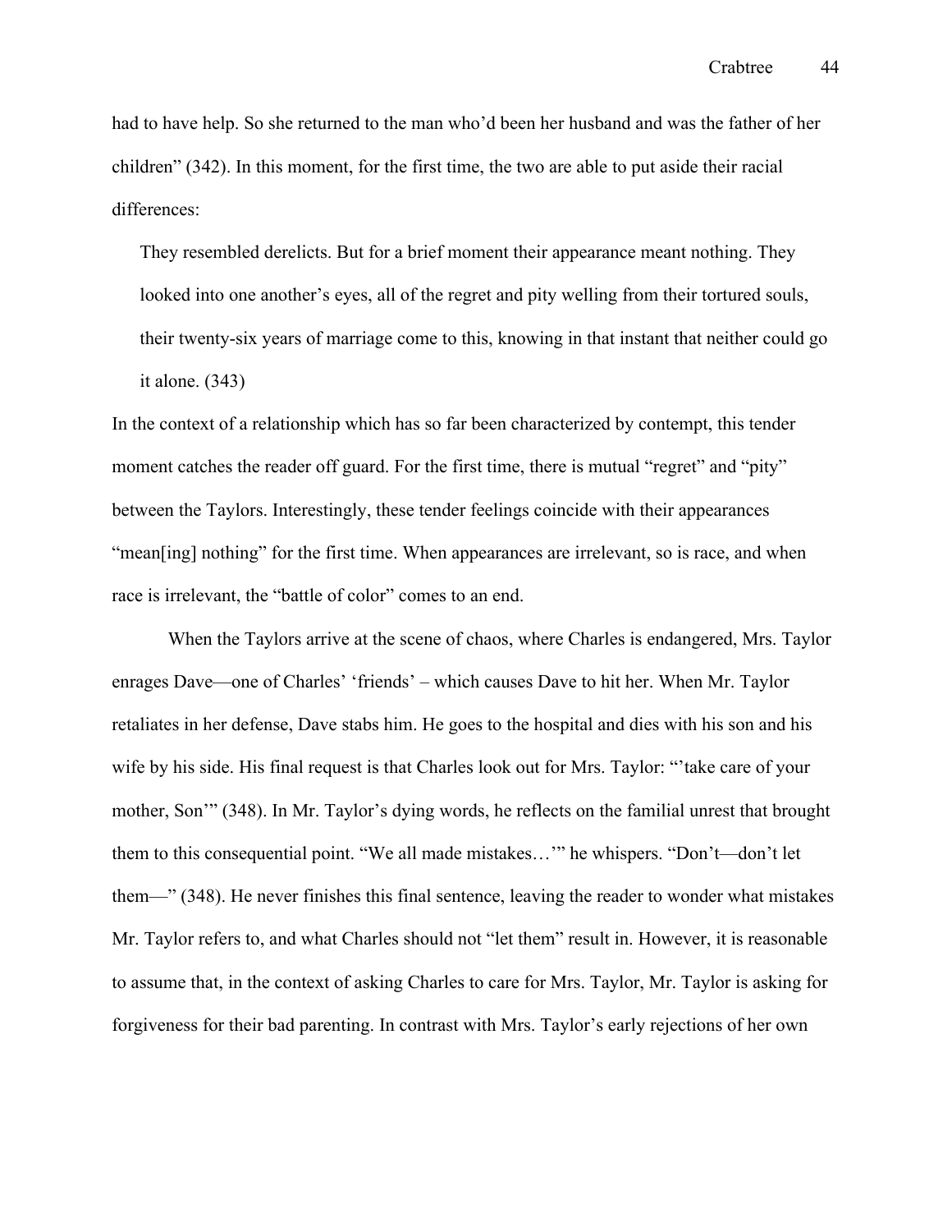had to have help. So she returned to the man who'd been her husband and was the father of her children" (342). In this moment, for the first time, the two are able to put aside their racial differences:

> They resembled derelicts. But for a brief moment their appearance meant nothing. They looked into one another's eyes, all of the regret and pity welling from their tortured souls, their twenty-six years of marriage come to this, knowing in that instant that neither could go it alone. (343)

In the context of a relationship which has so far been characterized by contempt, this tender moment catches the reader off guard. For the first time, there is mutual "regret" and "pity" between the Taylors. Interestingly, these tender feelings coincide with their appearances "mean[ing] nothing" for the first time. When appearances are irrelevant, so is race, and when race is irrelevant, the "battle of color" comes to an end.

When the Taylors arrive at the scene of chaos, where Charles is endangered, Mrs. Taylor enrages Dave—one of Charles' 'friends' – which causes Dave to hit her. When Mr. Taylor retaliates in her defense, Dave stabs him. He goes to the hospital and dies with his son and his wife by his side. His final request is that Charles look out for Mrs. Taylor: "'take care of your mother, Son'" (348). In Mr. Taylor's dying words, he reflects on the familial unrest that brought them to this consequential point. "We all made mistakes…'" he whispers. "Don't—don't let them—" (348). He never finishes this final sentence, leaving the reader to wonder what mistakes Mr. Taylor refers to, and what Charles should not "let them" result in. However, it is reasonable to assume that, in the context of asking Charles to care for Mrs. Taylor, Mr. Taylor is asking for forgiveness for their bad parenting. In contrast with Mrs. Taylor's early rejections of her own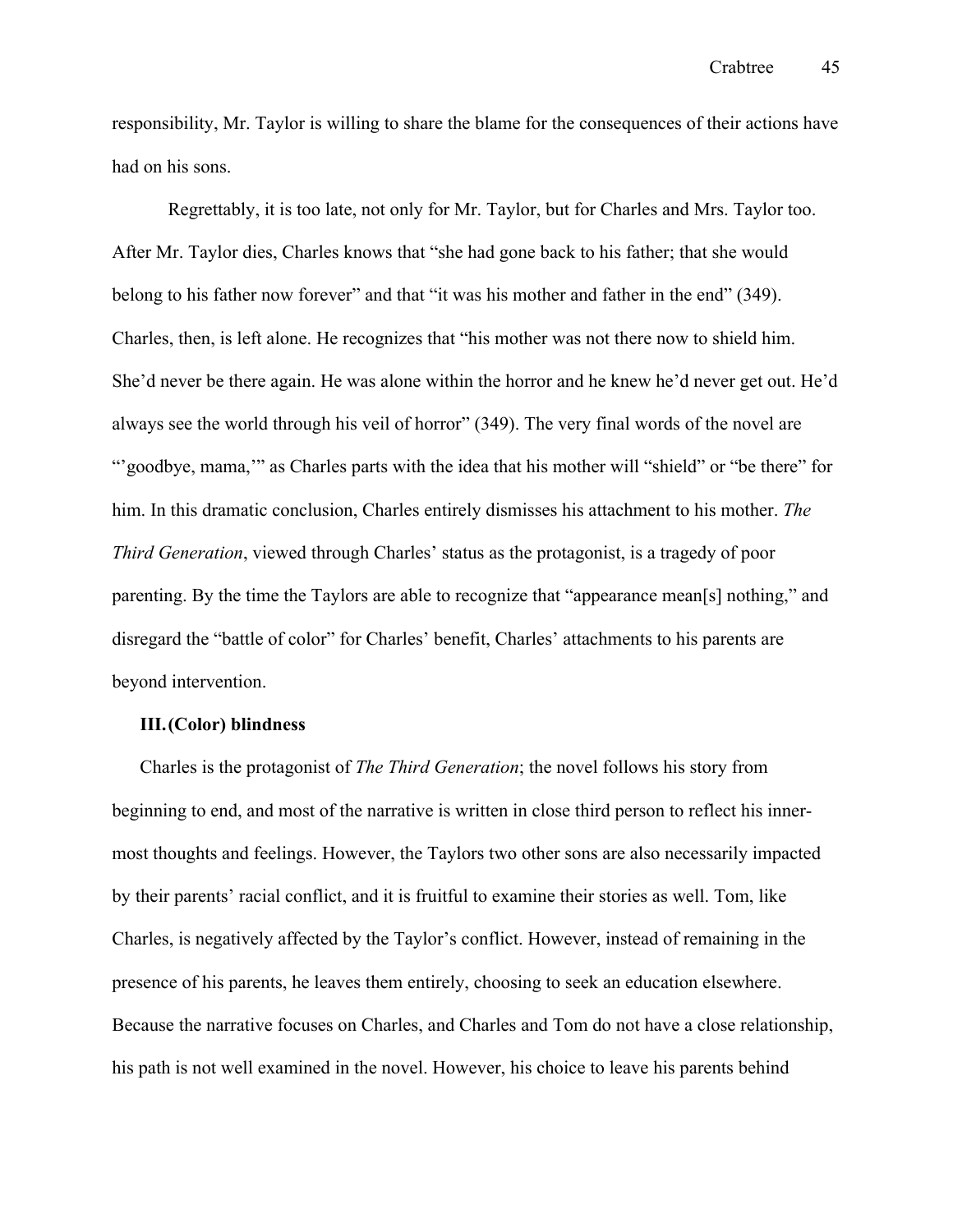responsibility, Mr. Taylor is willing to share the blame for the consequences of their actions have had on his sons.

Regrettably, it is too late, not only for Mr. Taylor, but for Charles and Mrs. Taylor too. After Mr. Taylor dies, Charles knows that "she had gone back to his father; that she would belong to his father now forever" and that "it was his mother and father in the end" (349). Charles, then, is left alone. He recognizes that "his mother was not there now to shield him. She'd never be there again. He was alone within the horror and he knew he'd never get out. He'd always see the world through his veil of horror" (349). The very final words of the novel are "'goodbye, mama,'" as Charles parts with the idea that his mother will "shield" or "be there" for him. In this dramatic conclusion, Charles entirely dismisses his attachment to his mother. *The Third Generation*, viewed through Charles' status as the protagonist, is a tragedy of poor parenting. By the time the Taylors are able to recognize that "appearance mean[s] nothing," and disregard the "battle of color" for Charles' benefit, Charles' attachments to his parents are beyond intervention.

**III. (Color) blindness**

Charles is the protagonist of *The Third Generation*; the novel follows his story from beginning to end, and most of the narrative is written in close third person to reflect his inner-most thoughts and feelings. However, the Taylors two other sons are also necessarily impacted by their parents' racial conflict, and it is fruitful to examine their stories as well. Tom, like Charles, is negatively affected by the Taylor's conflict. However, instead of remaining in the presence of his parents, he leaves them entirely, choosing to seek an education elsewhere. Because the narrative focuses on Charles, and Charles and Tom do not have a close relationship, his path is not well examined in the novel. However, his choice to leave his parents behind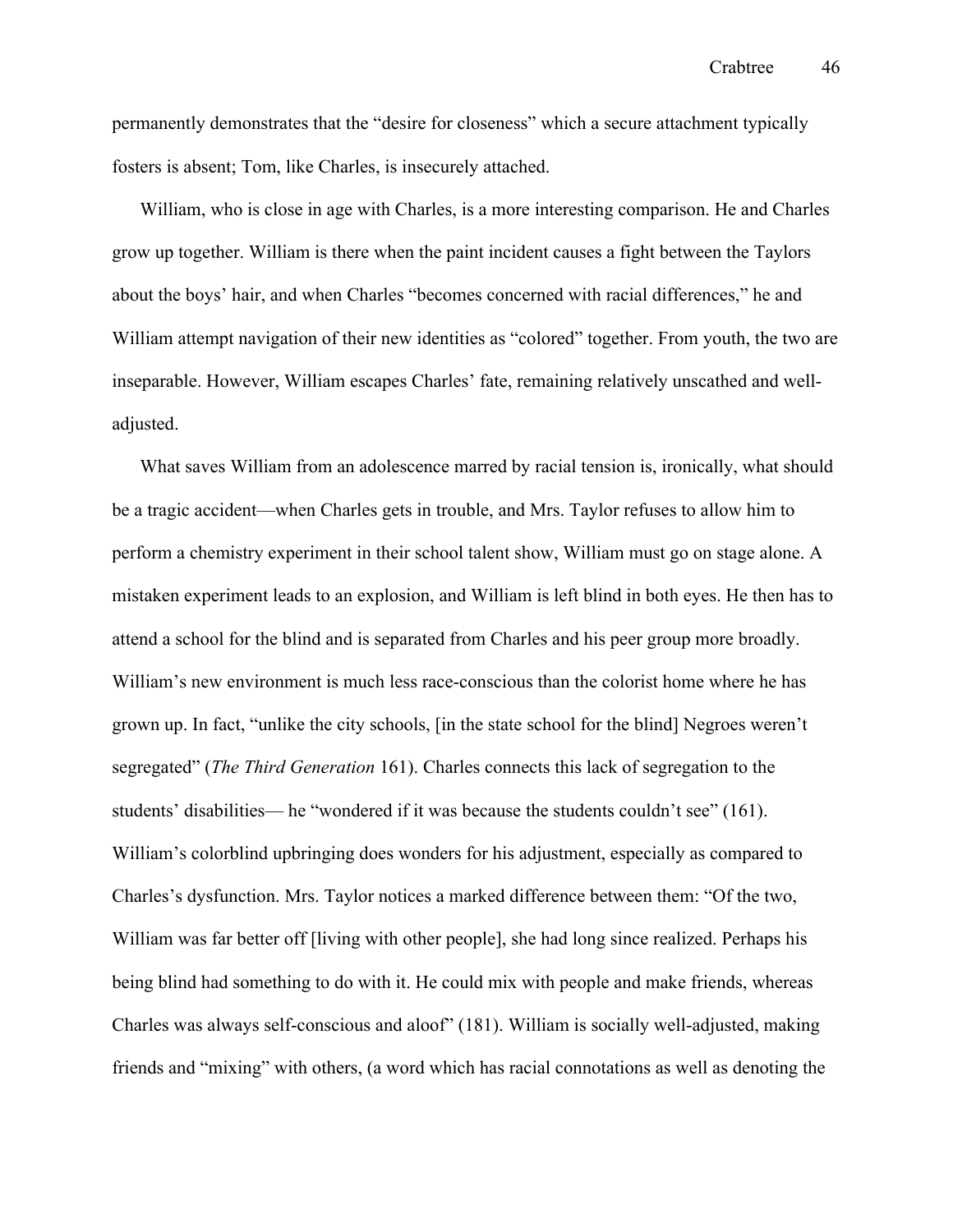permanently demonstrates that the "desire for closeness" which a secure attachment typically fosters is absent; Tom, like Charles, is insecurely attached.

William, who is close in age with Charles, is a more interesting comparison. He and Charles grow up together. William is there when the paint incident causes a fight between the Taylors about the boys' hair, and when Charles "becomes concerned with racial differences," he and William attempt navigation of their new identities as "colored" together. From youth, the two are inseparable. However, William escapes Charles' fate, remaining relatively unscathed and well-adjusted.

What saves William from an adolescence marred by racial tension is, ironically, what should be a tragic accident—when Charles gets in trouble, and Mrs. Taylor refuses to allow him to perform a chemistry experiment in their school talent show, William must go on stage alone. A mistaken experiment leads to an explosion, and William is left blind in both eyes. He then has to attend a school for the blind and is separated from Charles and his peer group more broadly. William's new environment is much less race-conscious than the colorist home where he has grown up. In fact, "unlike the city schools, [in the state school for the blind] Negroes weren't segregated" (*The Third Generation* 161). Charles connects this lack of segregation to the students' disabilities— he "wondered if it was because the students couldn't see" (161). William's colorblind upbringing does wonders for his adjustment, especially as compared to Charles's dysfunction. Mrs. Taylor notices a marked difference between them: "Of the two, William was far better off [living with other people], she had long since realized. Perhaps his being blind had something to do with it. He could mix with people and make friends, whereas Charles was always self-conscious and aloof" (181). William is socially well-adjusted, making friends and "mixing" with others, (a word which has racial connotations as well as denoting the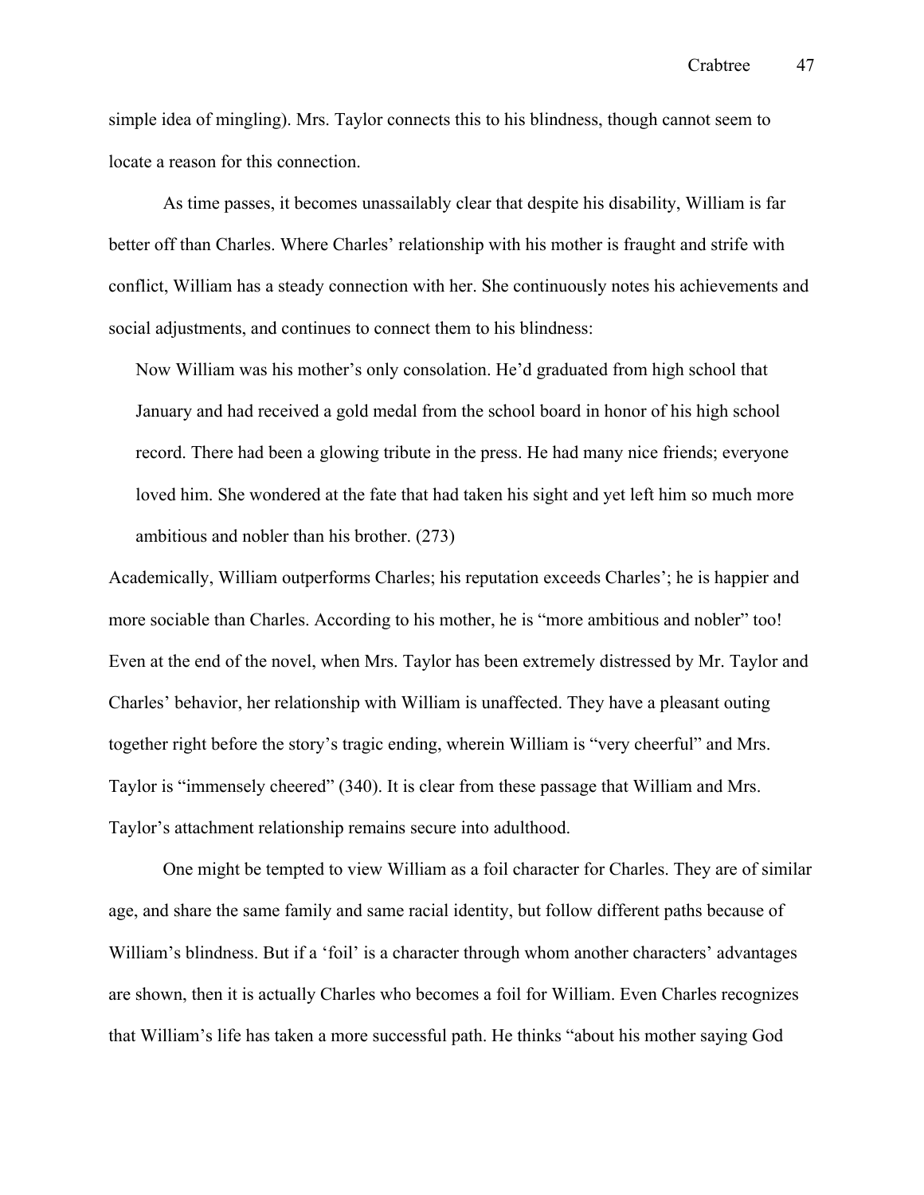simple idea of mingling). Mrs. Taylor connects this to his blindness, though cannot seem to locate a reason for this connection.

As time passes, it becomes unassailably clear that despite his disability, William is far better off than Charles. Where Charles' relationship with his mother is fraught and strife with conflict, William has a steady connection with her. She continuously notes his achievements and social adjustments, and continues to connect them to his blindness:

> Now William was his mother's only consolation. He'd graduated from high school that January and had received a gold medal from the school board in honor of his high school record. There had been a glowing tribute in the press. He had many nice friends; everyone loved him. She wondered at the fate that had taken his sight and yet left him so much more ambitious and nobler than his brother. (273)

Academically, William outperforms Charles; his reputation exceeds Charles'; he is happier and more sociable than Charles. According to his mother, he is "more ambitious and nobler" too! Even at the end of the novel, when Mrs. Taylor has been extremely distressed by Mr. Taylor and Charles' behavior, her relationship with William is unaffected. They have a pleasant outing together right before the story's tragic ending, wherein William is "very cheerful" and Mrs. Taylor is "immensely cheered" (340). It is clear from these passage that William and Mrs. Taylor's attachment relationship remains secure into adulthood.

One might be tempted to view William as a foil character for Charles. They are of similar age, and share the same family and same racial identity, but follow different paths because of William's blindness. But if a 'foil' is a character through whom another characters' advantages are shown, then it is actually Charles who becomes a foil for William. Even Charles recognizes that William's life has taken a more successful path. He thinks "about his mother saying God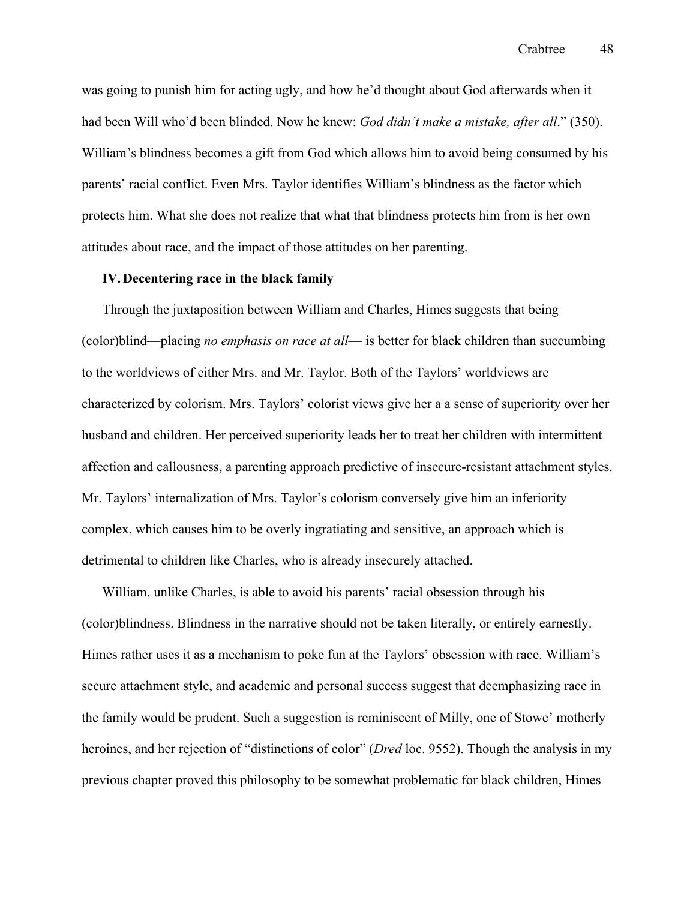was going to punish him for acting ugly, and how he'd thought about God afterwards when it had been Will who'd been blinded. Now he knew: *God didn't make a mistake, after all*." (350). William's blindness becomes a gift from God which allows him to avoid being consumed by his parents' racial conflict. Even Mrs. Taylor identifies William's blindness as the factor which protects him. What she does not realize that what that blindness protects him from is her own attitudes about race, and the impact of those attitudes on her parenting.

## IV. Decentering race in the black family

Through the juxtaposition between William and Charles, Himes suggests that being (color)blind—placing *no emphasis on race at all*— is better for black children than succumbing to the worldviews of either Mrs. and Mr. Taylor. Both of the Taylors' worldviews are characterized by colorism. Mrs. Taylors' colorist views give her a a sense of superiority over her husband and children. Her perceived superiority leads her to treat her children with intermittent affection and callousness, a parenting approach predictive of insecure-resistant attachment styles. Mr. Taylors' internalization of Mrs. Taylor's colorism conversely give him an inferiority complex, which causes him to be overly ingratiating and sensitive, an approach which is detrimental to children like Charles, who is already insecurely attached.

William, unlike Charles, is able to avoid his parents' racial obsession through his (color)blindness. Blindness in the narrative should not be taken literally, or entirely earnestly. Himes rather uses it as a mechanism to poke fun at the Taylors' obsession with race. William's secure attachment style, and academic and personal success suggest that deemphasizing race in the family would be prudent. Such a suggestion is reminiscent of Milly, one of Stowe' motherly heroines, and her rejection of "distinctions of color" (*Dred* loc. 9552). Though the analysis in my previous chapter proved this philosophy to be somewhat problematic for black children, Himes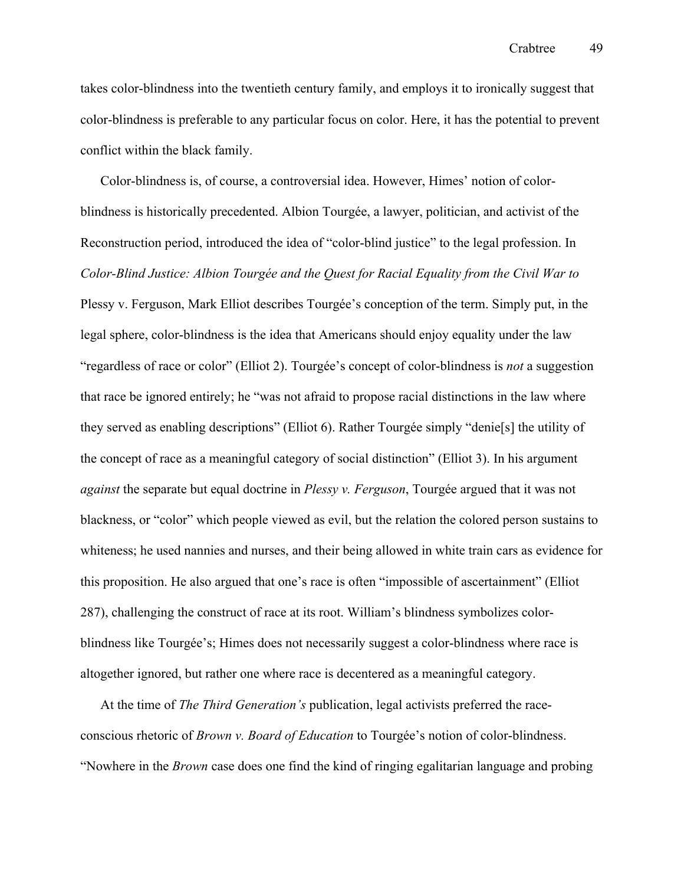takes color-blindness into the twentieth century family, and employs it to ironically suggest that color-blindness is preferable to any particular focus on color. Here, it has the potential to prevent conflict within the black family.

Color-blindness is, of course, a controversial idea. However, Himes' notion of color-blindness is historically precedented. Albion Tourgée, a lawyer, politician, and activist of the Reconstruction period, introduced the idea of "color-blind justice" to the legal profession. In *Color-Blind Justice: Albion Tourgée and the Quest for Racial Equality from the Civil War to* Plessy v. Ferguson, Mark Elliot describes Tourgée's conception of the term. Simply put, in the legal sphere, color-blindness is the idea that Americans should enjoy equality under the law "regardless of race or color" (Elliot 2). Tourgée's concept of color-blindness is *not* a suggestion that race be ignored entirely; he "was not afraid to propose racial distinctions in the law where they served as enabling descriptions" (Elliot 6). Rather Tourgée simply "denie[s] the utility of the concept of race as a meaningful category of social distinction" (Elliot 3). In his argument *against* the separate but equal doctrine in *Plessy v. Ferguson*, Tourgée argued that it was not blackness, or "color" which people viewed as evil, but the relation the colored person sustains to whiteness; he used nannies and nurses, and their being allowed in white train cars as evidence for this proposition. He also argued that one's race is often "impossible of ascertainment" (Elliot 287), challenging the construct of race at its root. William's blindness symbolizes color-blindness like Tourgée's; Himes does not necessarily suggest a color-blindness where race is altogether ignored, but rather one where race is decentered as a meaningful category.

At the time of *The Third Generation's* publication, legal activists preferred the race-conscious rhetoric of *Brown v. Board of Education* to Tourgée's notion of color-blindness. "Nowhere in the *Brown* case does one find the kind of ringing egalitarian language and probing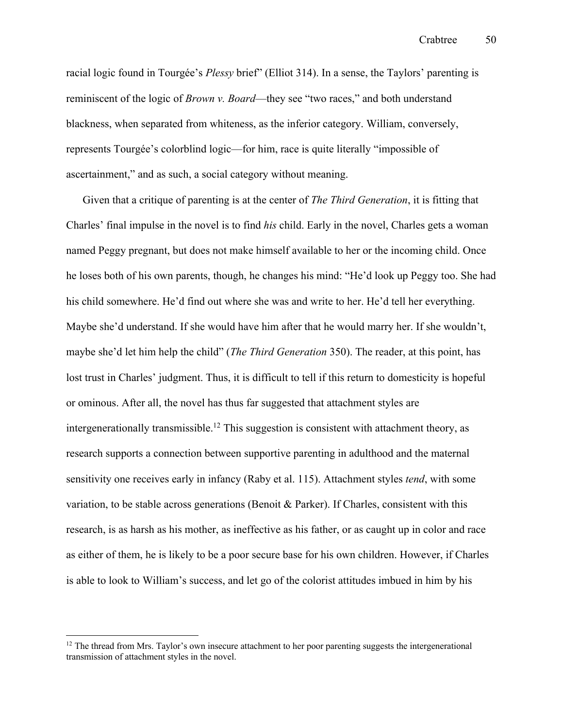racial logic found in Tourgée's *Plessy* brief" (Elliot 314). In a sense, the Taylors' parenting is reminiscent of the logic of *Brown v. Board*—they see "two races," and both understand blackness, when separated from whiteness, as the inferior category. William, conversely, represents Tourgée's colorblind logic—for him, race is quite literally "impossible of ascertainment," and as such, a social category without meaning.

Given that a critique of parenting is at the center of *The Third Generation*, it is fitting that Charles' final impulse in the novel is to find *his* child. Early in the novel, Charles gets a woman named Peggy pregnant, but does not make himself available to her or the incoming child. Once he loses both of his own parents, though, he changes his mind: "He'd look up Peggy too. She had his child somewhere. He'd find out where she was and write to her. He'd tell her everything. Maybe she'd understand. If she would have him after that he would marry her. If she wouldn't, maybe she'd let him help the child" (*The Third Generation* 350). The reader, at this point, has lost trust in Charles' judgment. Thus, it is difficult to tell if this return to domesticity is hopeful or ominous. After all, the novel has thus far suggested that attachment styles are intergenerationally transmissible.[12] This suggestion is consistent with attachment theory, as research supports a connection between supportive parenting in adulthood and the maternal sensitivity one receives early in infancy (Raby et al. 115). Attachment styles *tend*, with some variation, to be stable across generations (Benoit & Parker). If Charles, consistent with this research, is as harsh as his mother, as ineffective as his father, or as caught up in color and race as either of them, he is likely to be a poor secure base for his own children. However, if Charles is able to look to William's success, and let go of the colorist attitudes imbued in him by his

[12] The thread from Mrs. Taylor's own insecure attachment to her poor parenting suggests the intergenerational transmission of attachment styles in the novel.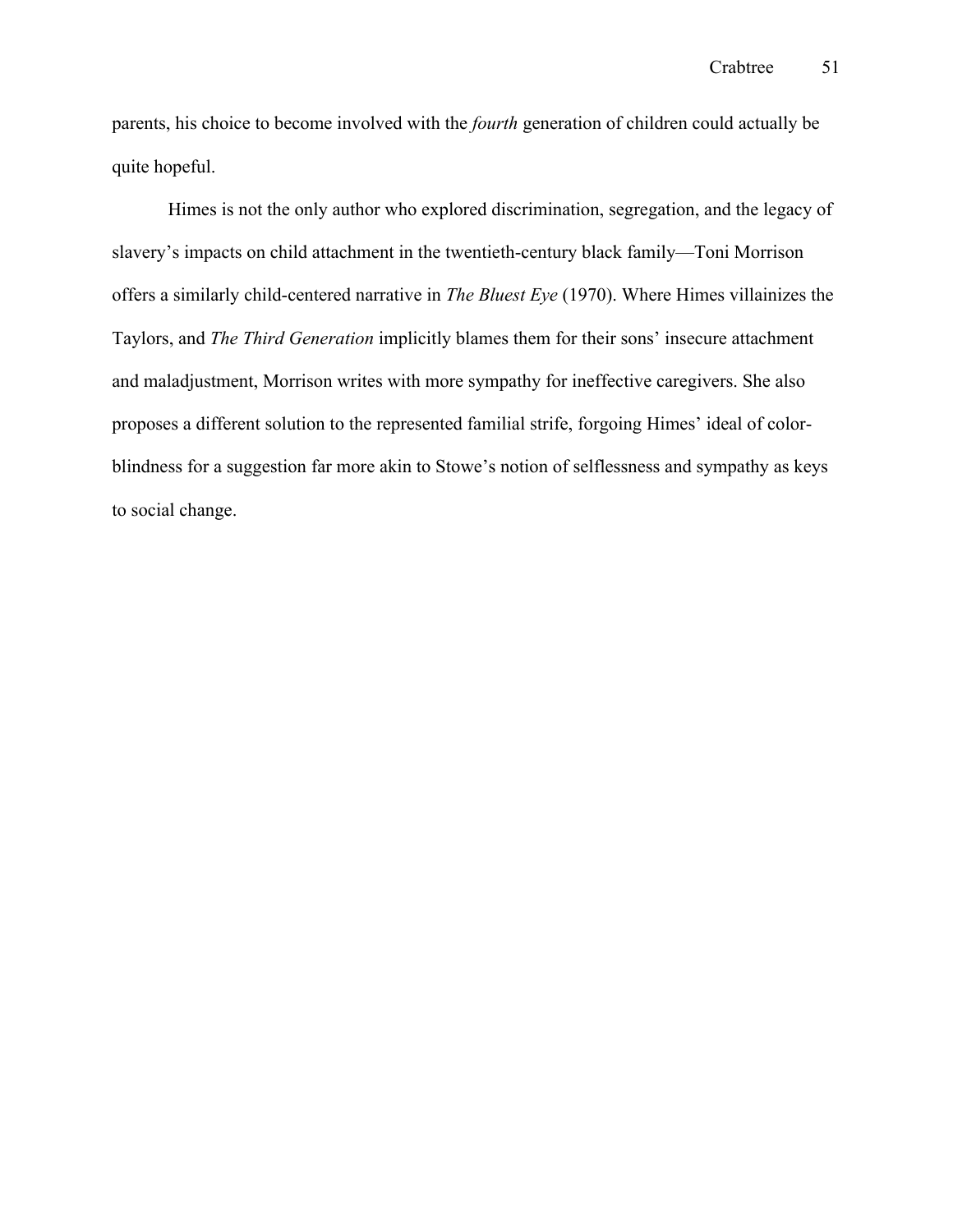parents, his choice to become involved with the *fourth* generation of children could actually be quite hopeful.

Himes is not the only author who explored discrimination, segregation, and the legacy of slavery's impacts on child attachment in the twentieth-century black family—Toni Morrison offers a similarly child-centered narrative in *The Bluest Eye* (1970). Where Himes villainizes the Taylors, and *The Third Generation* implicitly blames them for their sons' insecure attachment and maladjustment, Morrison writes with more sympathy for ineffective caregivers. She also proposes a different solution to the represented familial strife, forgoing Himes' ideal of color-blindness for a suggestion far more akin to Stowe's notion of selflessness and sympathy as keys to social change.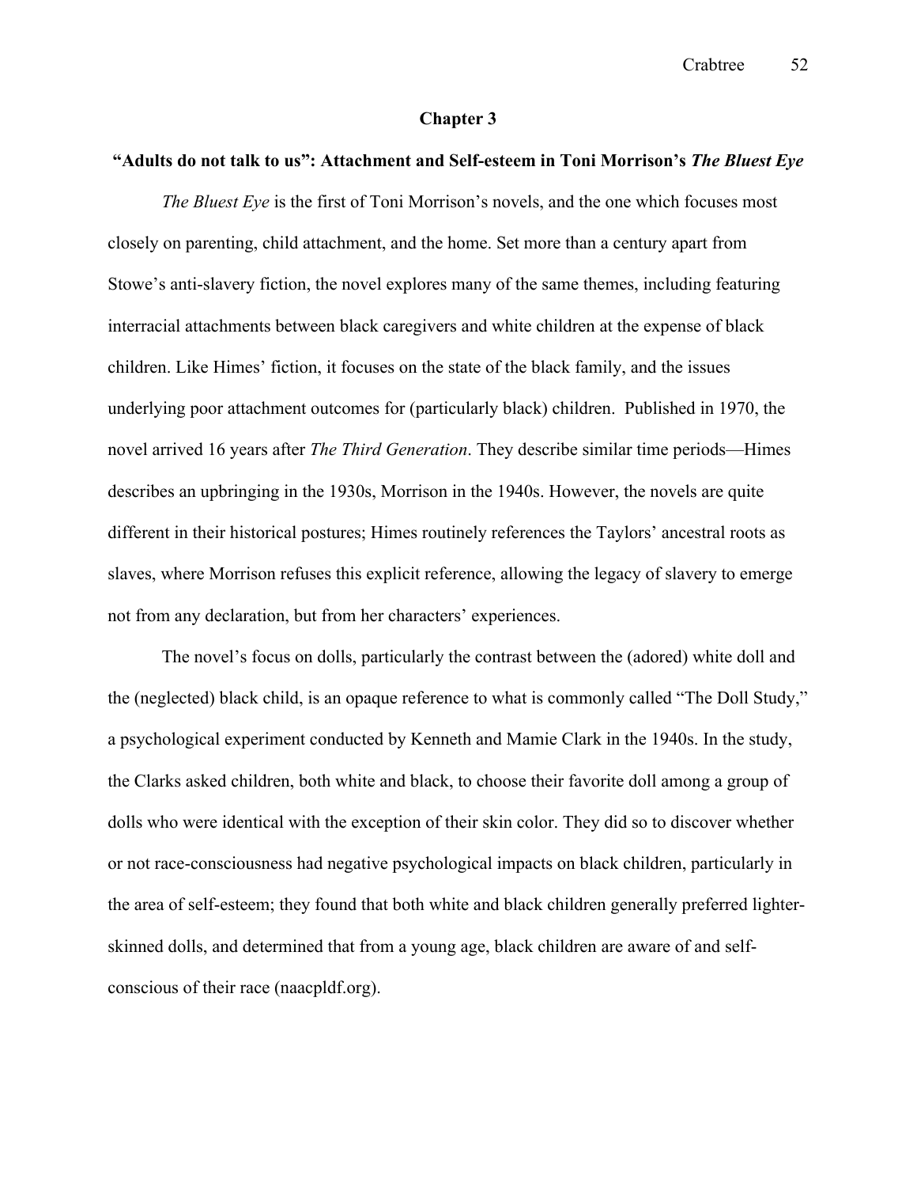## Chapter 3

### "Adults do not talk to us": Attachment and Self-esteem in Toni Morrison's *The Bluest Eye*

*The Bluest Eye* is the first of Toni Morrison's novels, and the one which focuses most closely on parenting, child attachment, and the home. Set more than a century apart from Stowe's anti-slavery fiction, the novel explores many of the same themes, including featuring interracial attachments between black caregivers and white children at the expense of black children. Like Himes' fiction, it focuses on the state of the black family, and the issues underlying poor attachment outcomes for (particularly black) children. Published in 1970, the novel arrived 16 years after *The Third Generation*. They describe similar time periods—Himes describes an upbringing in the 1930s, Morrison in the 1940s. However, the novels are quite different in their historical postures; Himes routinely references the Taylors' ancestral roots as slaves, where Morrison refuses this explicit reference, allowing the legacy of slavery to emerge not from any declaration, but from her characters' experiences.

The novel's focus on dolls, particularly the contrast between the (adored) white doll and the (neglected) black child, is an opaque reference to what is commonly called "The Doll Study," a psychological experiment conducted by Kenneth and Mamie Clark in the 1940s. In the study, the Clarks asked children, both white and black, to choose their favorite doll among a group of dolls who were identical with the exception of their skin color. They did so to discover whether or not race-consciousness had negative psychological impacts on black children, particularly in the area of self-esteem; they found that both white and black children generally preferred lighter-skinned dolls, and determined that from a young age, black children are aware of and self-conscious of their race (naacpldf.org).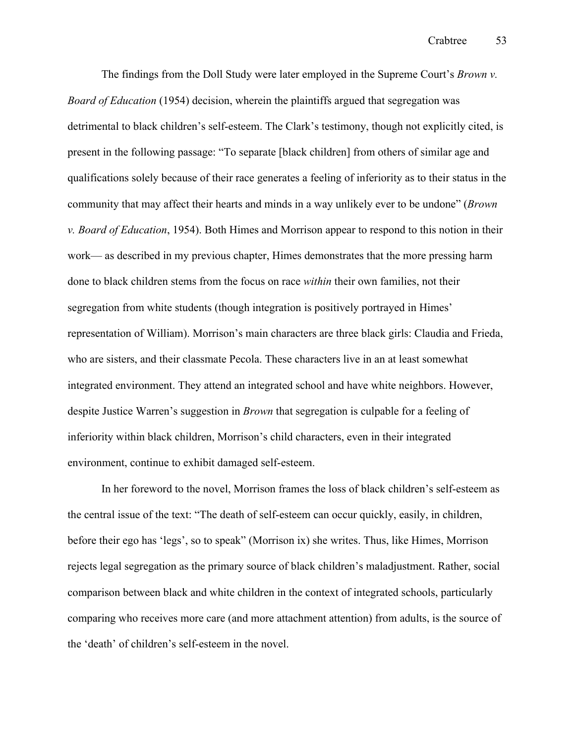The findings from the Doll Study were later employed in the Supreme Court's *Brown v. Board of Education* (1954) decision, wherein the plaintiffs argued that segregation was detrimental to black children's self-esteem. The Clark's testimony, though not explicitly cited, is present in the following passage: "To separate [black children] from others of similar age and qualifications solely because of their race generates a feeling of inferiority as to their status in the community that may affect their hearts and minds in a way unlikely ever to be undone" (*Brown v. Board of Education*, 1954). Both Himes and Morrison appear to respond to this notion in their work— as described in my previous chapter, Himes demonstrates that the more pressing harm done to black children stems from the focus on race *within* their own families, not their segregation from white students (though integration is positively portrayed in Himes' representation of William). Morrison's main characters are three black girls: Claudia and Frieda, who are sisters, and their classmate Pecola. These characters live in an at least somewhat integrated environment. They attend an integrated school and have white neighbors. However, despite Justice Warren's suggestion in *Brown* that segregation is culpable for a feeling of inferiority within black children, Morrison's child characters, even in their integrated environment, continue to exhibit damaged self-esteem.

In her foreword to the novel, Morrison frames the loss of black children's self-esteem as the central issue of the text: "The death of self-esteem can occur quickly, easily, in children, before their ego has 'legs', so to speak" (Morrison ix) she writes. Thus, like Himes, Morrison rejects legal segregation as the primary source of black children's maladjustment. Rather, social comparison between black and white children in the context of integrated schools, particularly comparing who receives more care (and more attachment attention) from adults, is the source of the 'death' of children's self-esteem in the novel.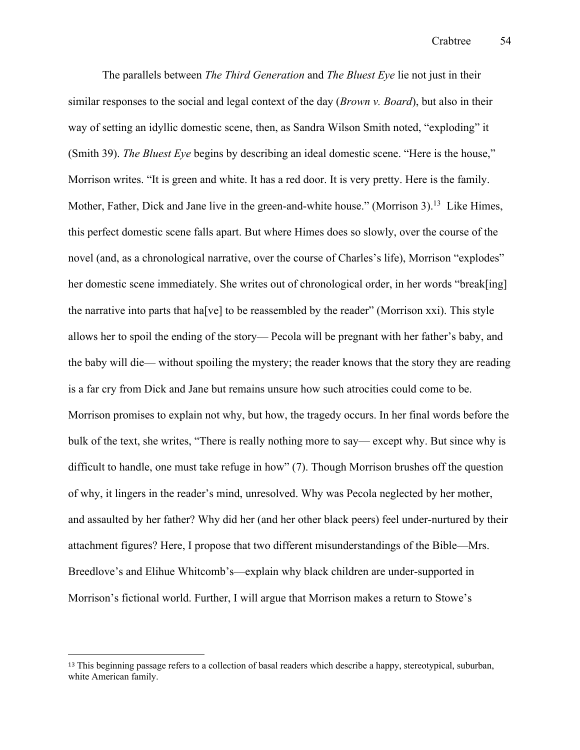The parallels between *The Third Generation* and *The Bluest Eye* lie not just in their similar responses to the social and legal context of the day (*Brown v. Board*), but also in their way of setting an idyllic domestic scene, then, as Sandra Wilson Smith noted, "exploding" it (Smith 39). *The Bluest Eye* begins by describing an ideal domestic scene. "Here is the house," Morrison writes. "It is green and white. It has a red door. It is very pretty. Here is the family. Mother, Father, Dick and Jane live in the green-and-white house." (Morrison 3).[13] Like Himes, this perfect domestic scene falls apart. But where Himes does so slowly, over the course of the novel (and, as a chronological narrative, over the course of Charles's life), Morrison "explodes" her domestic scene immediately. She writes out of chronological order, in her words "break[ing] the narrative into parts that ha[ve] to be reassembled by the reader" (Morrison xxi). This style allows her to spoil the ending of the story— Pecola will be pregnant with her father's baby, and the baby will die— without spoiling the mystery; the reader knows that the story they are reading is a far cry from Dick and Jane but remains unsure how such atrocities could come to be. Morrison promises to explain not why, but how, the tragedy occurs. In her final words before the bulk of the text, she writes, "There is really nothing more to say— except why. But since why is difficult to handle, one must take refuge in how" (7). Though Morrison brushes off the question of why, it lingers in the reader's mind, unresolved. Why was Pecola neglected by her mother, and assaulted by her father? Why did her (and her other black peers) feel under-nurtured by their attachment figures? Here, I propose that two different misunderstandings of the Bible—Mrs. Breedlove's and Elihue Whitcomb's—explain why black children are under-supported in Morrison's fictional world. Further, I will argue that Morrison makes a return to Stowe's

---

[13] This beginning passage refers to a collection of basal readers which describe a happy, stereotypical, suburban, white American family.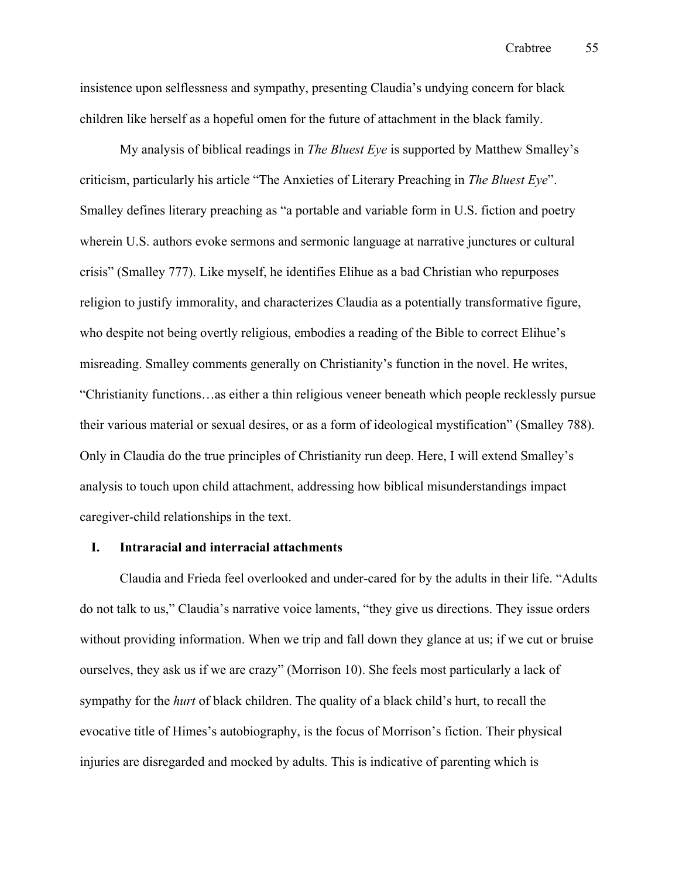insistence upon selflessness and sympathy, presenting Claudia's undying concern for black children like herself as a hopeful omen for the future of attachment in the black family.

My analysis of biblical readings in *The Bluest Eye* is supported by Matthew Smalley's criticism, particularly his article "The Anxieties of Literary Preaching in *The Bluest Eye*". Smalley defines literary preaching as "a portable and variable form in U.S. fiction and poetry wherein U.S. authors evoke sermons and sermonic language at narrative junctures or cultural crisis" (Smalley 777). Like myself, he identifies Elihue as a bad Christian who repurposes religion to justify immorality, and characterizes Claudia as a potentially transformative figure, who despite not being overtly religious, embodies a reading of the Bible to correct Elihue's misreading. Smalley comments generally on Christianity's function in the novel. He writes, "Christianity functions…as either a thin religious veneer beneath which people recklessly pursue their various material or sexual desires, or as a form of ideological mystification" (Smalley 788). Only in Claudia do the true principles of Christianity run deep. Here, I will extend Smalley's analysis to touch upon child attachment, addressing how biblical misunderstandings impact caregiver-child relationships in the text.

## I. Intraracial and interracial attachments

Claudia and Frieda feel overlooked and under-cared for by the adults in their life. "Adults do not talk to us," Claudia's narrative voice laments, "they give us directions. They issue orders without providing information. When we trip and fall down they glance at us; if we cut or bruise ourselves, they ask us if we are crazy" (Morrison 10). She feels most particularly a lack of sympathy for the *hurt* of black children. The quality of a black child's hurt, to recall the evocative title of Himes's autobiography, is the focus of Morrison's fiction. Their physical injuries are disregarded and mocked by adults. This is indicative of parenting which is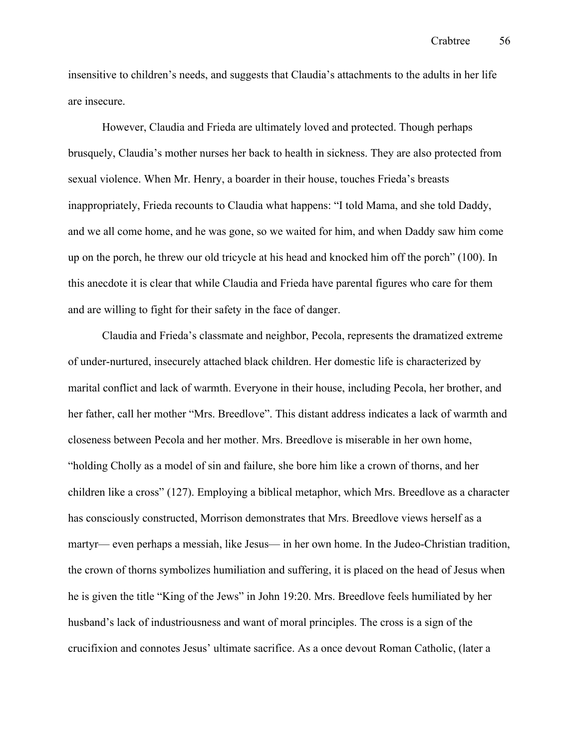insensitive to children's needs, and suggests that Claudia's attachments to the adults in her life are insecure.

However, Claudia and Frieda are ultimately loved and protected. Though perhaps brusquely, Claudia's mother nurses her back to health in sickness. They are also protected from sexual violence. When Mr. Henry, a boarder in their house, touches Frieda's breasts inappropriately, Frieda recounts to Claudia what happens: "I told Mama, and she told Daddy, and we all come home, and he was gone, so we waited for him, and when Daddy saw him come up on the porch, he threw our old tricycle at his head and knocked him off the porch" (100). In this anecdote it is clear that while Claudia and Frieda have parental figures who care for them and are willing to fight for their safety in the face of danger.

Claudia and Frieda's classmate and neighbor, Pecola, represents the dramatized extreme of under-nurtured, insecurely attached black children. Her domestic life is characterized by marital conflict and lack of warmth. Everyone in their house, including Pecola, her brother, and her father, call her mother "Mrs. Breedlove". This distant address indicates a lack of warmth and closeness between Pecola and her mother. Mrs. Breedlove is miserable in her own home, "holding Cholly as a model of sin and failure, she bore him like a crown of thorns, and her children like a cross" (127). Employing a biblical metaphor, which Mrs. Breedlove as a character has consciously constructed, Morrison demonstrates that Mrs. Breedlove views herself as a martyr— even perhaps a messiah, like Jesus— in her own home. In the Judeo-Christian tradition, the crown of thorns symbolizes humiliation and suffering, it is placed on the head of Jesus when he is given the title "King of the Jews" in John 19:20. Mrs. Breedlove feels humiliated by her husband's lack of industriousness and want of moral principles. The cross is a sign of the crucifixion and connotes Jesus' ultimate sacrifice. As a once devout Roman Catholic, (later a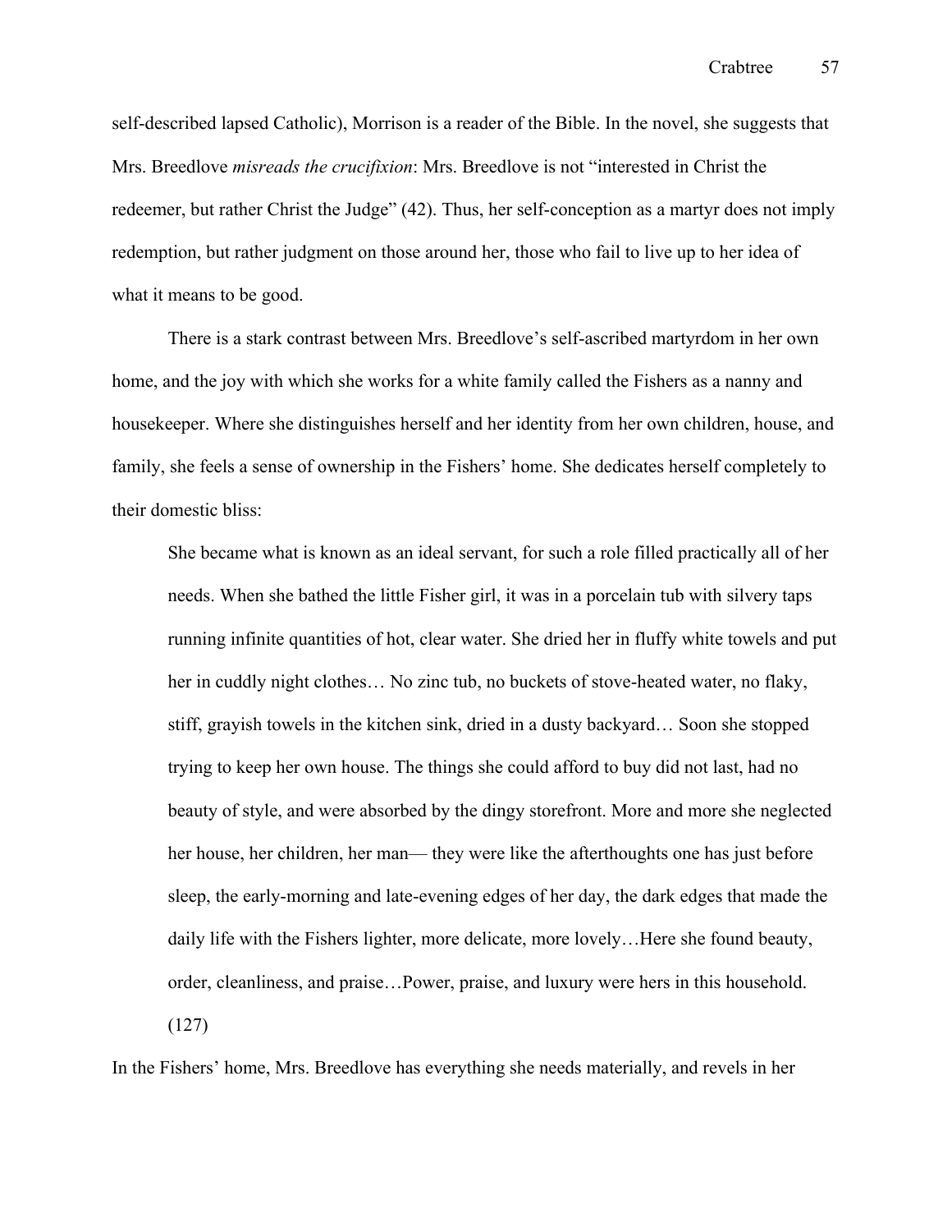self-described lapsed Catholic), Morrison is a reader of the Bible. In the novel, she suggests that Mrs. Breedlove *misreads the crucifixion*: Mrs. Breedlove is not "interested in Christ the redeemer, but rather Christ the Judge" (42). Thus, her self-conception as a martyr does not imply redemption, but rather judgment on those around her, those who fail to live up to her idea of what it means to be good.

There is a stark contrast between Mrs. Breedlove's self-ascribed martyrdom in her own home, and the joy with which she works for a white family called the Fishers as a nanny and housekeeper. Where she distinguishes herself and her identity from her own children, house, and family, she feels a sense of ownership in the Fishers' home. She dedicates herself completely to their domestic bliss:

> She became what is known as an ideal servant, for such a role filled practically all of her needs. When she bathed the little Fisher girl, it was in a porcelain tub with silvery taps running infinite quantities of hot, clear water. She dried her in fluffy white towels and put her in cuddly night clothes… No zinc tub, no buckets of stove-heated water, no flaky, stiff, grayish towels in the kitchen sink, dried in a dusty backyard… Soon she stopped trying to keep her own house. The things she could afford to buy did not last, had no beauty of style, and were absorbed by the dingy storefront. More and more she neglected her house, her children, her man— they were like the afterthoughts one has just before sleep, the early-morning and late-evening edges of her day, the dark edges that made the daily life with the Fishers lighter, more delicate, more lovely…Here she found beauty, order, cleanliness, and praise…Power, praise, and luxury were hers in this household. (127)

In the Fishers' home, Mrs. Breedlove has everything she needs materially, and revels in her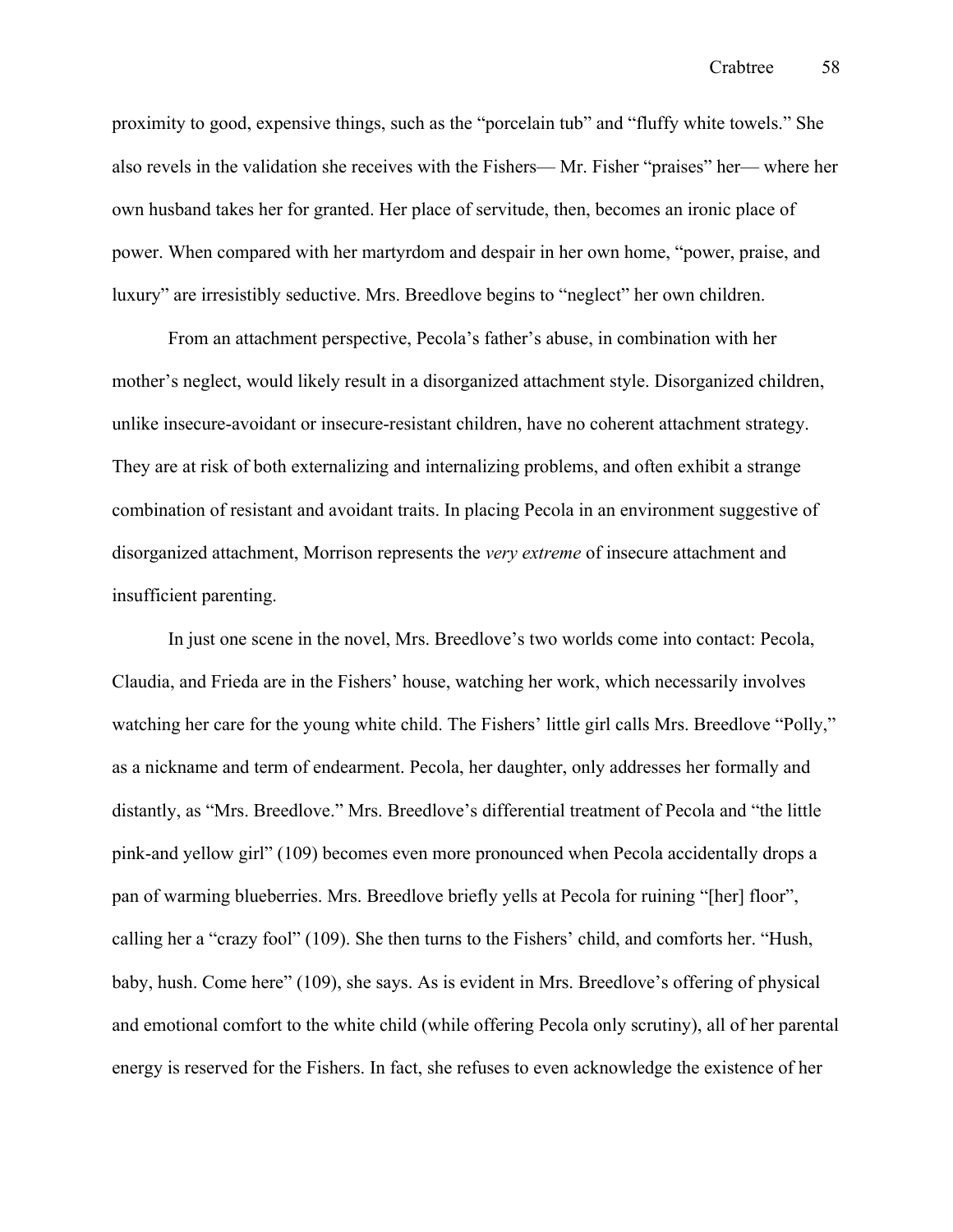proximity to good, expensive things, such as the "porcelain tub" and "fluffy white towels." She also revels in the validation she receives with the Fishers— Mr. Fisher "praises" her— where her own husband takes her for granted. Her place of servitude, then, becomes an ironic place of power. When compared with her martyrdom and despair in her own home, "power, praise, and luxury" are irresistibly seductive. Mrs. Breedlove begins to "neglect" her own children.

From an attachment perspective, Pecola's father's abuse, in combination with her mother's neglect, would likely result in a disorganized attachment style. Disorganized children, unlike insecure-avoidant or insecure-resistant children, have no coherent attachment strategy. They are at risk of both externalizing and internalizing problems, and often exhibit a strange combination of resistant and avoidant traits. In placing Pecola in an environment suggestive of disorganized attachment, Morrison represents the *very extreme* of insecure attachment and insufficient parenting.

In just one scene in the novel, Mrs. Breedlove's two worlds come into contact: Pecola, Claudia, and Frieda are in the Fishers' house, watching her work, which necessarily involves watching her care for the young white child. The Fishers' little girl calls Mrs. Breedlove "Polly," as a nickname and term of endearment. Pecola, her daughter, only addresses her formally and distantly, as "Mrs. Breedlove." Mrs. Breedlove's differential treatment of Pecola and "the little pink-and yellow girl" (109) becomes even more pronounced when Pecola accidentally drops a pan of warming blueberries. Mrs. Breedlove briefly yells at Pecola for ruining "[her] floor", calling her a "crazy fool" (109). She then turns to the Fishers' child, and comforts her. "Hush, baby, hush. Come here" (109), she says. As is evident in Mrs. Breedlove's offering of physical and emotional comfort to the white child (while offering Pecola only scrutiny), all of her parental energy is reserved for the Fishers. In fact, she refuses to even acknowledge the existence of her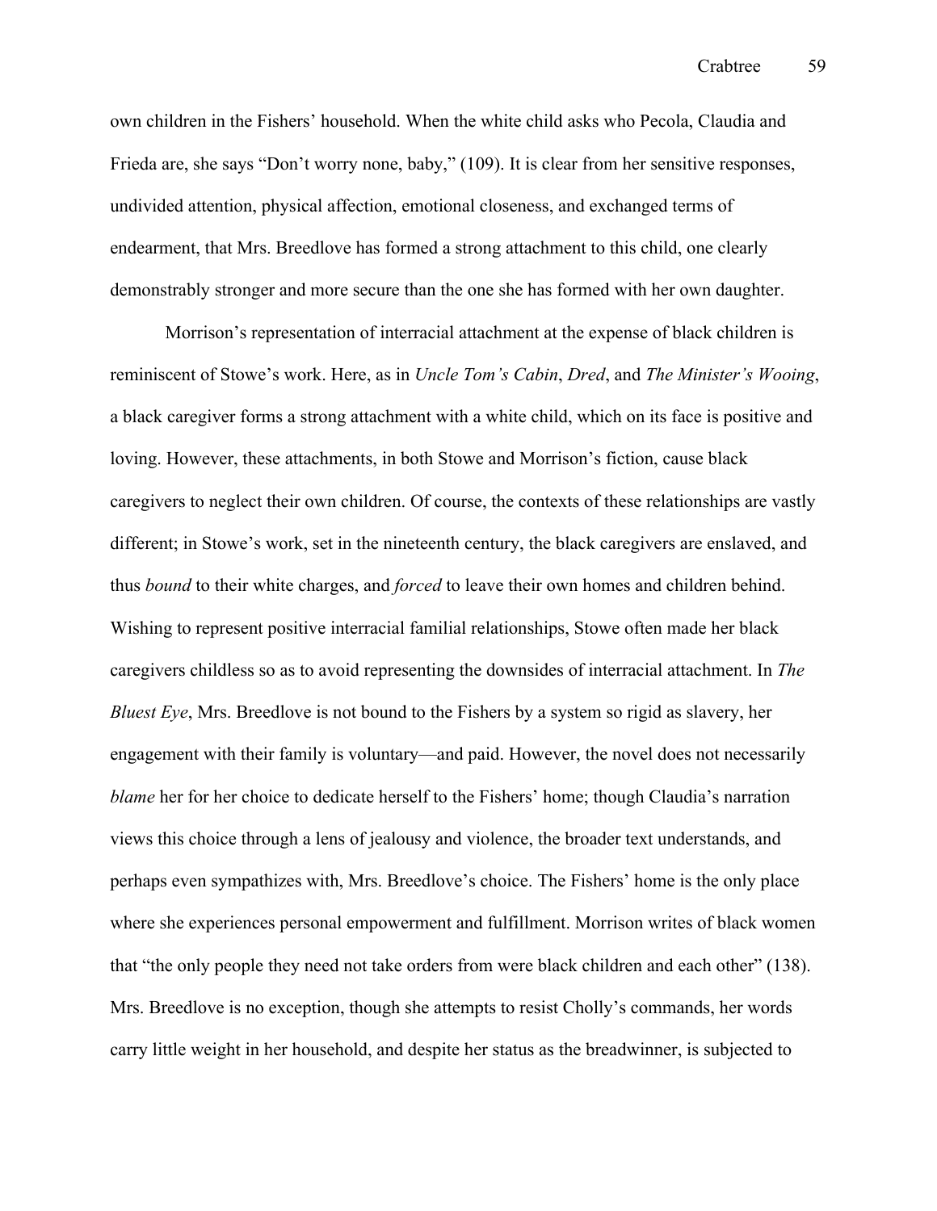own children in the Fishers' household. When the white child asks who Pecola, Claudia and Frieda are, she says "Don't worry none, baby," (109). It is clear from her sensitive responses, undivided attention, physical affection, emotional closeness, and exchanged terms of endearment, that Mrs. Breedlove has formed a strong attachment to this child, one clearly demonstrably stronger and more secure than the one she has formed with her own daughter.

Morrison's representation of interracial attachment at the expense of black children is reminiscent of Stowe's work. Here, as in *Uncle Tom's Cabin*, *Dred*, and *The Minister's Wooing*, a black caregiver forms a strong attachment with a white child, which on its face is positive and loving. However, these attachments, in both Stowe and Morrison's fiction, cause black caregivers to neglect their own children. Of course, the contexts of these relationships are vastly different; in Stowe's work, set in the nineteenth century, the black caregivers are enslaved, and thus *bound* to their white charges, and *forced* to leave their own homes and children behind. Wishing to represent positive interracial familial relationships, Stowe often made her black caregivers childless so as to avoid representing the downsides of interracial attachment. In *The Bluest Eye*, Mrs. Breedlove is not bound to the Fishers by a system so rigid as slavery, her engagement with their family is voluntary—and paid. However, the novel does not necessarily *blame* her for her choice to dedicate herself to the Fishers' home; though Claudia's narration views this choice through a lens of jealousy and violence, the broader text understands, and perhaps even sympathizes with, Mrs. Breedlove's choice. The Fishers' home is the only place where she experiences personal empowerment and fulfillment. Morrison writes of black women that "the only people they need not take orders from were black children and each other" (138). Mrs. Breedlove is no exception, though she attempts to resist Cholly's commands, her words carry little weight in her household, and despite her status as the breadwinner, is subjected to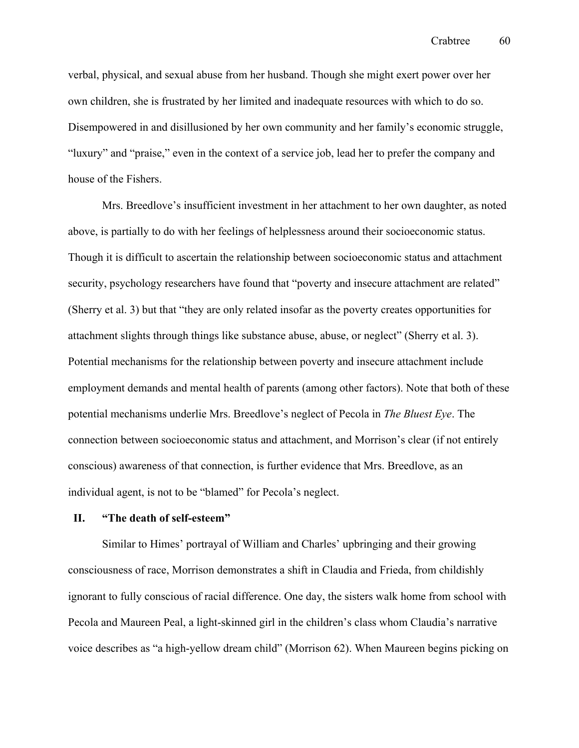verbal, physical, and sexual abuse from her husband. Though she might exert power over her own children, she is frustrated by her limited and inadequate resources with which to do so. Disempowered in and disillusioned by her own community and her family's economic struggle, "luxury" and "praise," even in the context of a service job, lead her to prefer the company and house of the Fishers.

Mrs. Breedlove's insufficient investment in her attachment to her own daughter, as noted above, is partially to do with her feelings of helplessness around their socioeconomic status. Though it is difficult to ascertain the relationship between socioeconomic status and attachment security, psychology researchers have found that "poverty and insecure attachment are related" (Sherry et al. 3) but that "they are only related insofar as the poverty creates opportunities for attachment slights through things like substance abuse, abuse, or neglect" (Sherry et al. 3). Potential mechanisms for the relationship between poverty and insecure attachment include employment demands and mental health of parents (among other factors). Note that both of these potential mechanisms underlie Mrs. Breedlove's neglect of Pecola in *The Bluest Eye*. The connection between socioeconomic status and attachment, and Morrison's clear (if not entirely conscious) awareness of that connection, is further evidence that Mrs. Breedlove, as an individual agent, is not to be "blamed" for Pecola's neglect.

## II. "The death of self-esteem"

Similar to Himes' portrayal of William and Charles' upbringing and their growing consciousness of race, Morrison demonstrates a shift in Claudia and Frieda, from childishly ignorant to fully conscious of racial difference. One day, the sisters walk home from school with Pecola and Maureen Peal, a light-skinned girl in the children's class whom Claudia's narrative voice describes as "a high-yellow dream child" (Morrison 62). When Maureen begins picking on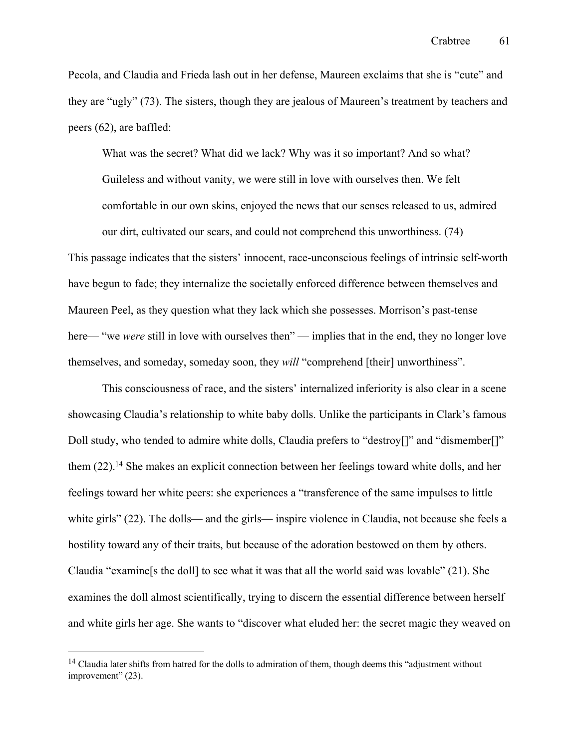Pecola, and Claudia and Frieda lash out in her defense, Maureen exclaims that she is "cute" and they are "ugly" (73). The sisters, though they are jealous of Maureen's treatment by teachers and peers (62), are baffled:

> What was the secret? What did we lack? Why was it so important? And so what? Guileless and without vanity, we were still in love with ourselves then. We felt comfortable in our own skins, enjoyed the news that our senses released to us, admired our dirt, cultivated our scars, and could not comprehend this unworthiness. (74)

This passage indicates that the sisters' innocent, race-unconscious feelings of intrinsic self-worth have begun to fade; they internalize the societally enforced difference between themselves and Maureen Peel, as they question what they lack which she possesses. Morrison's past-tense here— "we *were* still in love with ourselves then" — implies that in the end, they no longer love themselves, and someday, someday soon, they *will* "comprehend [their] unworthiness".

This consciousness of race, and the sisters' internalized inferiority is also clear in a scene showcasing Claudia's relationship to white baby dolls. Unlike the participants in Clark's famous Doll study, who tended to admire white dolls, Claudia prefers to "destroy[]" and "dismember[]" them (22).[14] She makes an explicit connection between her feelings toward white dolls, and her feelings toward her white peers: she experiences a "transference of the same impulses to little white girls" (22). The dolls— and the girls— inspire violence in Claudia, not because she feels a hostility toward any of their traits, but because of the adoration bestowed on them by others. Claudia "examine[s the doll] to see what it was that all the world said was lovable" (21). She examines the doll almost scientifically, trying to discern the essential difference between herself and white girls her age. She wants to "discover what eluded her: the secret magic they weaved on

[14] Claudia later shifts from hatred for the dolls to admiration of them, though deems this "adjustment without improvement" (23).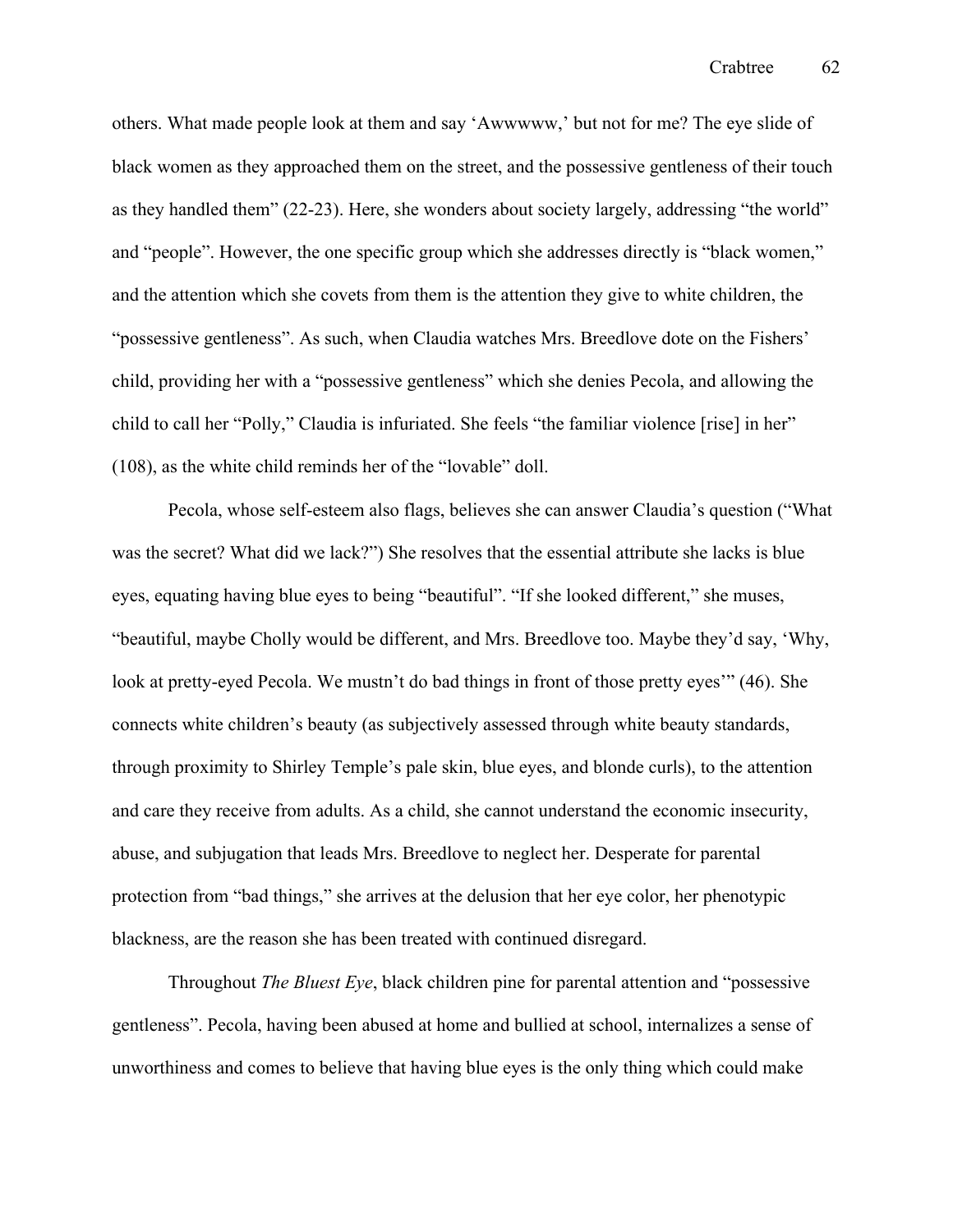others. What made people look at them and say 'Awwwww,' but not for me? The eye slide of black women as they approached them on the street, and the possessive gentleness of their touch as they handled them" (22-23). Here, she wonders about society largely, addressing "the world" and "people". However, the one specific group which she addresses directly is "black women," and the attention which she covets from them is the attention they give to white children, the "possessive gentleness". As such, when Claudia watches Mrs. Breedlove dote on the Fishers' child, providing her with a "possessive gentleness" which she denies Pecola, and allowing the child to call her "Polly," Claudia is infuriated. She feels "the familiar violence [rise] in her" (108), as the white child reminds her of the "lovable" doll.

Pecola, whose self-esteem also flags, believes she can answer Claudia's question ("What was the secret? What did we lack?") She resolves that the essential attribute she lacks is blue eyes, equating having blue eyes to being "beautiful". "If she looked different," she muses, "beautiful, maybe Cholly would be different, and Mrs. Breedlove too. Maybe they'd say, 'Why, look at pretty-eyed Pecola. We mustn't do bad things in front of those pretty eyes'" (46). She connects white children's beauty (as subjectively assessed through white beauty standards, through proximity to Shirley Temple's pale skin, blue eyes, and blonde curls), to the attention and care they receive from adults. As a child, she cannot understand the economic insecurity, abuse, and subjugation that leads Mrs. Breedlove to neglect her. Desperate for parental protection from "bad things," she arrives at the delusion that her eye color, her phenotypic blackness, are the reason she has been treated with continued disregard.

Throughout *The Bluest Eye*, black children pine for parental attention and "possessive gentleness". Pecola, having been abused at home and bullied at school, internalizes a sense of unworthiness and comes to believe that having blue eyes is the only thing which could make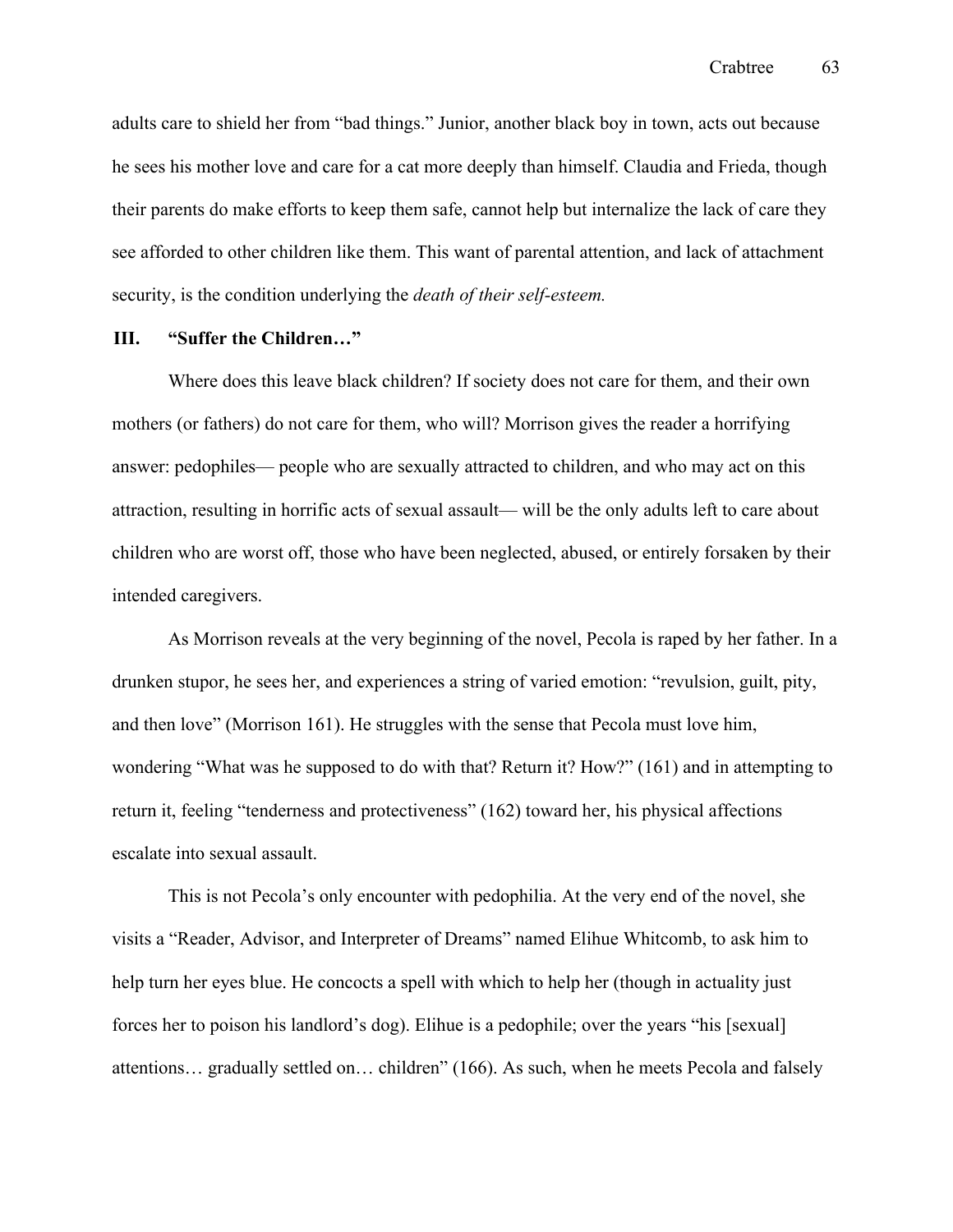adults care to shield her from "bad things." Junior, another black boy in town, acts out because he sees his mother love and care for a cat more deeply than himself. Claudia and Frieda, though their parents do make efforts to keep them safe, cannot help but internalize the lack of care they see afforded to other children like them. This want of parental attention, and lack of attachment security, is the condition underlying the *death of their self-esteem.*

## III. "Suffer the Children…"

Where does this leave black children? If society does not care for them, and their own mothers (or fathers) do not care for them, who will? Morrison gives the reader a horrifying answer: pedophiles— people who are sexually attracted to children, and who may act on this attraction, resulting in horrific acts of sexual assault— will be the only adults left to care about children who are worst off, those who have been neglected, abused, or entirely forsaken by their intended caregivers.

As Morrison reveals at the very beginning of the novel, Pecola is raped by her father. In a drunken stupor, he sees her, and experiences a string of varied emotion: "revulsion, guilt, pity, and then love" (Morrison 161). He struggles with the sense that Pecola must love him, wondering "What was he supposed to do with that? Return it? How?" (161) and in attempting to return it, feeling "tenderness and protectiveness" (162) toward her, his physical affections escalate into sexual assault.

This is not Pecola's only encounter with pedophilia. At the very end of the novel, she visits a "Reader, Advisor, and Interpreter of Dreams" named Elihue Whitcomb, to ask him to help turn her eyes blue. He concocts a spell with which to help her (though in actuality just forces her to poison his landlord's dog). Elihue is a pedophile; over the years "his [sexual] attentions… gradually settled on… children" (166). As such, when he meets Pecola and falsely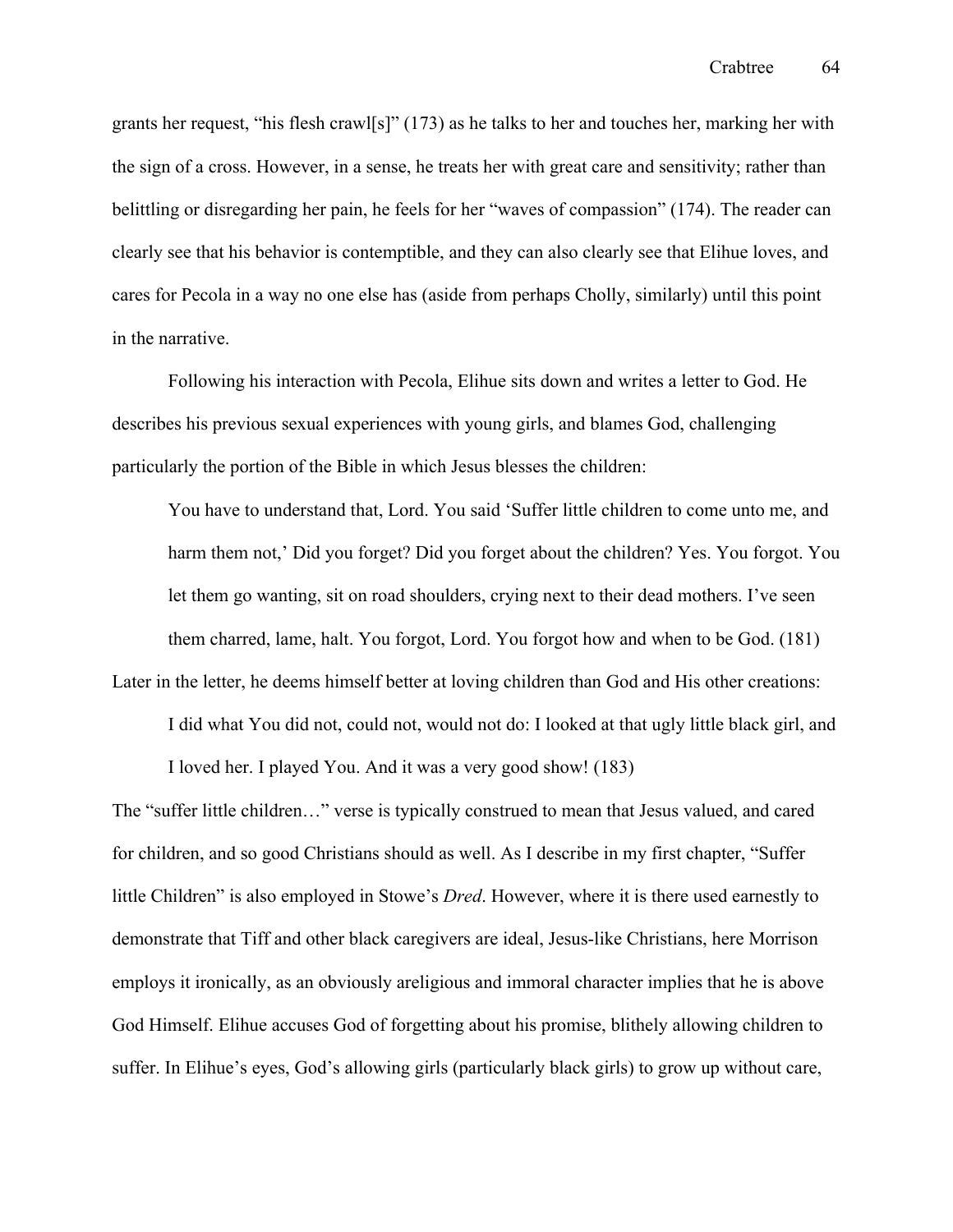grants her request, "his flesh crawl[s]" (173) as he talks to her and touches her, marking her with the sign of a cross. However, in a sense, he treats her with great care and sensitivity; rather than belittling or disregarding her pain, he feels for her "waves of compassion" (174). The reader can clearly see that his behavior is contemptible, and they can also clearly see that Elihue loves, and cares for Pecola in a way no one else has (aside from perhaps Cholly, similarly) until this point in the narrative.

Following his interaction with Pecola, Elihue sits down and writes a letter to God. He describes his previous sexual experiences with young girls, and blames God, challenging particularly the portion of the Bible in which Jesus blesses the children:

> You have to understand that, Lord. You said 'Suffer little children to come unto me, and harm them not,' Did you forget? Did you forget about the children? Yes. You forgot. You let them go wanting, sit on road shoulders, crying next to their dead mothers. I've seen them charred, lame, halt. You forgot, Lord. You forgot how and when to be God. (181)

Later in the letter, he deems himself better at loving children than God and His other creations:

> I did what You did not, could not, would not do: I looked at that ugly little black girl, and I loved her. I played You. And it was a very good show! (183)

The "suffer little children…" verse is typically construed to mean that Jesus valued, and cared for children, and so good Christians should as well. As I describe in my first chapter, "Suffer little Children" is also employed in Stowe's *Dred*. However, where it is there used earnestly to demonstrate that Tiff and other black caregivers are ideal, Jesus-like Christians, here Morrison employs it ironically, as an obviously areligious and immoral character implies that he is above God Himself. Elihue accuses God of forgetting about his promise, blithely allowing children to suffer. In Elihue's eyes, God's allowing girls (particularly black girls) to grow up without care,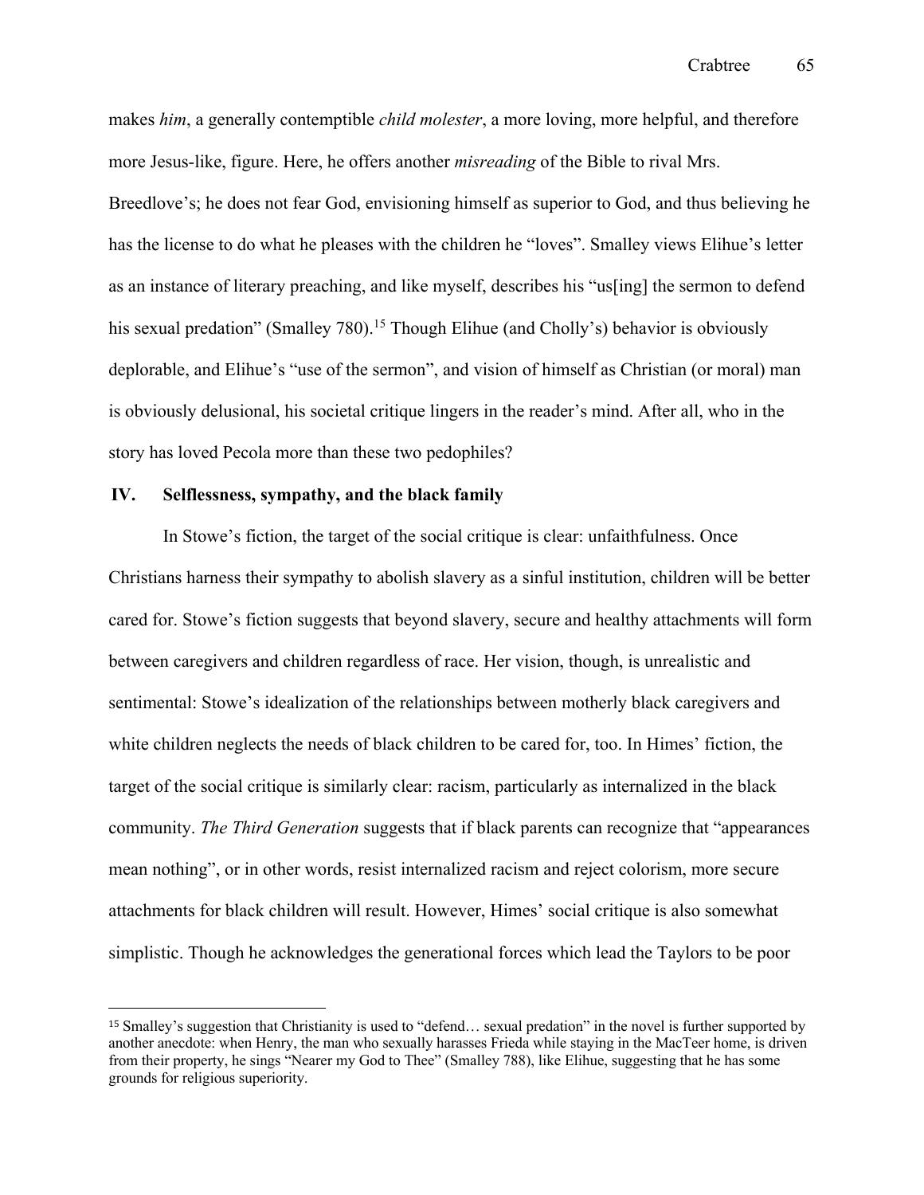makes *him*, a generally contemptible *child molester*, a more loving, more helpful, and therefore more Jesus-like, figure. Here, he offers another *misreading* of the Bible to rival Mrs. Breedlove's; he does not fear God, envisioning himself as superior to God, and thus believing he has the license to do what he pleases with the children he "loves". Smalley views Elihue's letter as an instance of literary preaching, and like myself, describes his "us[ing] the sermon to defend his sexual predation" (Smalley 780).[15] Though Elihue (and Cholly's) behavior is obviously deplorable, and Elihue's "use of the sermon", and vision of himself as Christian (or moral) man is obviously delusional, his societal critique lingers in the reader's mind. After all, who in the story has loved Pecola more than these two pedophiles?

## IV. Selflessness, sympathy, and the black family

In Stowe's fiction, the target of the social critique is clear: unfaithfulness. Once Christians harness their sympathy to abolish slavery as a sinful institution, children will be better cared for. Stowe's fiction suggests that beyond slavery, secure and healthy attachments will form between caregivers and children regardless of race. Her vision, though, is unrealistic and sentimental: Stowe's idealization of the relationships between motherly black caregivers and white children neglects the needs of black children to be cared for, too. In Himes' fiction, the target of the social critique is similarly clear: racism, particularly as internalized in the black community. *The Third Generation* suggests that if black parents can recognize that "appearances mean nothing", or in other words, resist internalized racism and reject colorism, more secure attachments for black children will result. However, Himes' social critique is also somewhat simplistic. Though he acknowledges the generational forces which lead the Taylors to be poor

[15] Smalley's suggestion that Christianity is used to "defend… sexual predation" in the novel is further supported by another anecdote: when Henry, the man who sexually harasses Frieda while staying in the MacTeer home, is driven from their property, he sings "Nearer my God to Thee" (Smalley 788), like Elihue, suggesting that he has some grounds for religious superiority.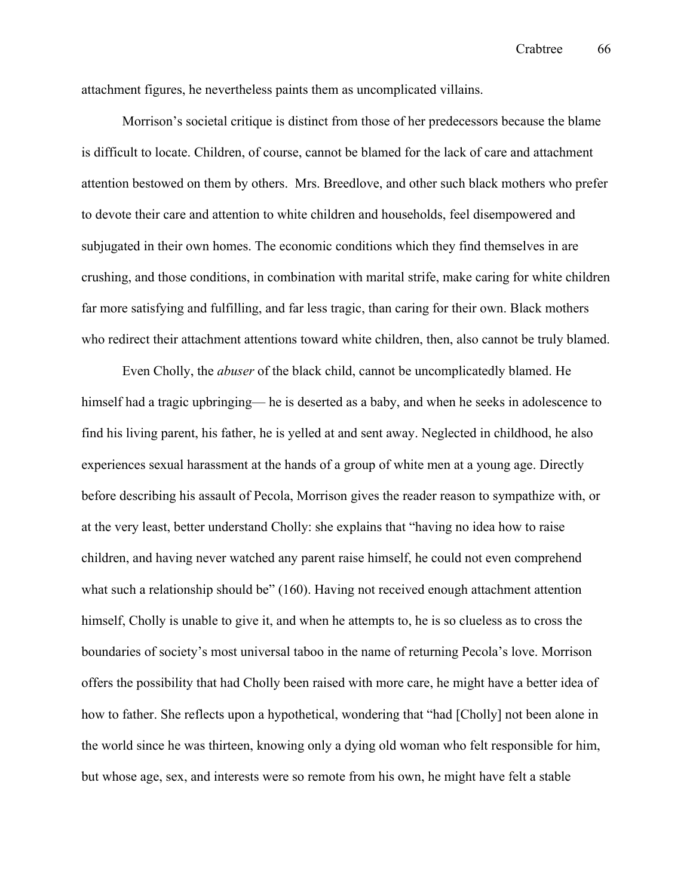attachment figures, he nevertheless paints them as uncomplicated villains.

Morrison's societal critique is distinct from those of her predecessors because the blame is difficult to locate. Children, of course, cannot be blamed for the lack of care and attachment attention bestowed on them by others. Mrs. Breedlove, and other such black mothers who prefer to devote their care and attention to white children and households, feel disempowered and subjugated in their own homes. The economic conditions which they find themselves in are crushing, and those conditions, in combination with marital strife, make caring for white children far more satisfying and fulfilling, and far less tragic, than caring for their own. Black mothers who redirect their attachment attentions toward white children, then, also cannot be truly blamed.

Even Cholly, the *abuser* of the black child, cannot be uncomplicatedly blamed. He himself had a tragic upbringing— he is deserted as a baby, and when he seeks in adolescence to find his living parent, his father, he is yelled at and sent away. Neglected in childhood, he also experiences sexual harassment at the hands of a group of white men at a young age. Directly before describing his assault of Pecola, Morrison gives the reader reason to sympathize with, or at the very least, better understand Cholly: she explains that "having no idea how to raise children, and having never watched any parent raise himself, he could not even comprehend what such a relationship should be" (160). Having not received enough attachment attention himself, Cholly is unable to give it, and when he attempts to, he is so clueless as to cross the boundaries of society's most universal taboo in the name of returning Pecola's love. Morrison offers the possibility that had Cholly been raised with more care, he might have a better idea of how to father. She reflects upon a hypothetical, wondering that "had [Cholly] not been alone in the world since he was thirteen, knowing only a dying old woman who felt responsible for him, but whose age, sex, and interests were so remote from his own, he might have felt a stable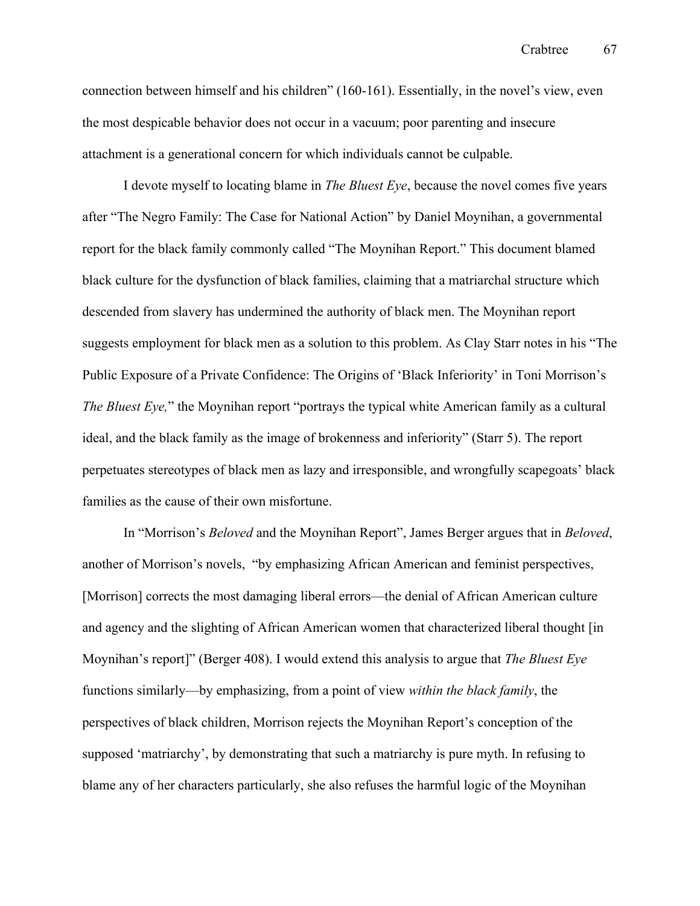connection between himself and his children" (160-161). Essentially, in the novel's view, even the most despicable behavior does not occur in a vacuum; poor parenting and insecure attachment is a generational concern for which individuals cannot be culpable.

I devote myself to locating blame in *The Bluest Eye*, because the novel comes five years after "The Negro Family: The Case for National Action" by Daniel Moynihan, a governmental report for the black family commonly called "The Moynihan Report." This document blamed black culture for the dysfunction of black families, claiming that a matriarchal structure which descended from slavery has undermined the authority of black men. The Moynihan report suggests employment for black men as a solution to this problem. As Clay Starr notes in his "The Public Exposure of a Private Confidence: The Origins of 'Black Inferiority' in Toni Morrison's *The Bluest Eye,*" the Moynihan report "portrays the typical white American family as a cultural ideal, and the black family as the image of brokenness and inferiority" (Starr 5). The report perpetuates stereotypes of black men as lazy and irresponsible, and wrongfully scapegoats' black families as the cause of their own misfortune.

In "Morrison's *Beloved* and the Moynihan Report", James Berger argues that in *Beloved*, another of Morrison's novels, "by emphasizing African American and feminist perspectives, [Morrison] corrects the most damaging liberal errors—the denial of African American culture and agency and the slighting of African American women that characterized liberal thought [in Moynihan's report]" (Berger 408). I would extend this analysis to argue that *The Bluest Eye* functions similarly—by emphasizing, from a point of view *within the black family*, the perspectives of black children, Morrison rejects the Moynihan Report's conception of the supposed 'matriarchy', by demonstrating that such a matriarchy is pure myth. In refusing to blame any of her characters particularly, she also refuses the harmful logic of the Moynihan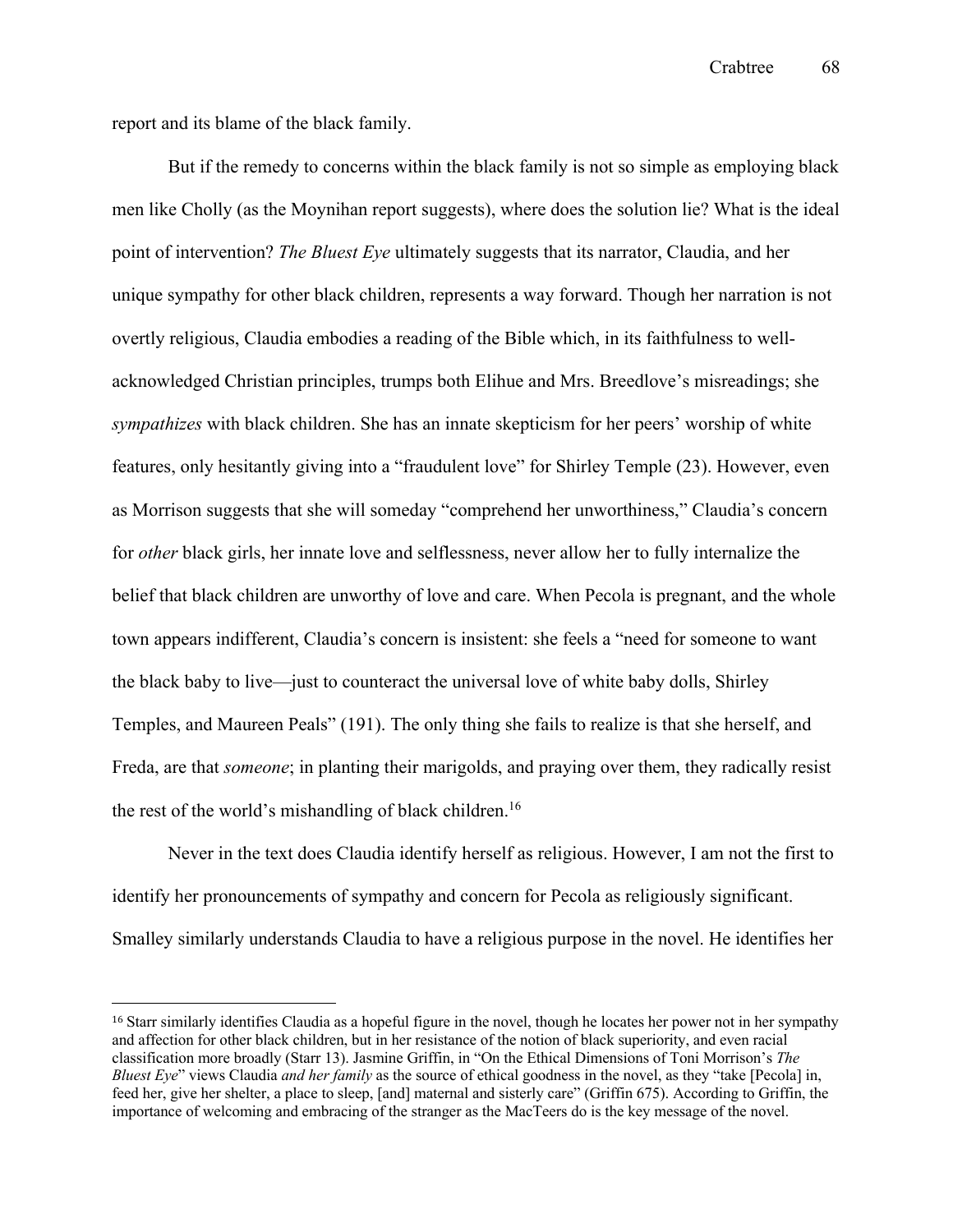report and its blame of the black family.

But if the remedy to concerns within the black family is not so simple as employing black men like Cholly (as the Moynihan report suggests), where does the solution lie? What is the ideal point of intervention? *The Bluest Eye* ultimately suggests that its narrator, Claudia, and her unique sympathy for other black children, represents a way forward. Though her narration is not overtly religious, Claudia embodies a reading of the Bible which, in its faithfulness to well-acknowledged Christian principles, trumps both Elihue and Mrs. Breedlove's misreadings; she *sympathizes* with black children. She has an innate skepticism for her peers' worship of white features, only hesitantly giving into a "fraudulent love" for Shirley Temple (23). However, even as Morrison suggests that she will someday "comprehend her unworthiness," Claudia's concern for *other* black girls, her innate love and selflessness, never allow her to fully internalize the belief that black children are unworthy of love and care. When Pecola is pregnant, and the whole town appears indifferent, Claudia's concern is insistent: she feels a "need for someone to want the black baby to live—just to counteract the universal love of white baby dolls, Shirley Temples, and Maureen Peals" (191). The only thing she fails to realize is that she herself, and Freda, are that *someone*; in planting their marigolds, and praying over them, they radically resist the rest of the world's mishandling of black children.[16]

Never in the text does Claudia identify herself as religious. However, I am not the first to identify her pronouncements of sympathy and concern for Pecola as religiously significant. Smalley similarly understands Claudia to have a religious purpose in the novel. He identifies her

---

[16] Starr similarly identifies Claudia as a hopeful figure in the novel, though he locates her power not in her sympathy and affection for other black children, but in her resistance of the notion of black superiority, and even racial classification more broadly (Starr 13). Jasmine Griffin, in "On the Ethical Dimensions of Toni Morrison's *The Bluest Eye*" views Claudia *and her family* as the source of ethical goodness in the novel, as they "take [Pecola] in, feed her, give her shelter, a place to sleep, [and] maternal and sisterly care" (Griffin 675). According to Griffin, the importance of welcoming and embracing of the stranger as the MacTeers do is the key message of the novel.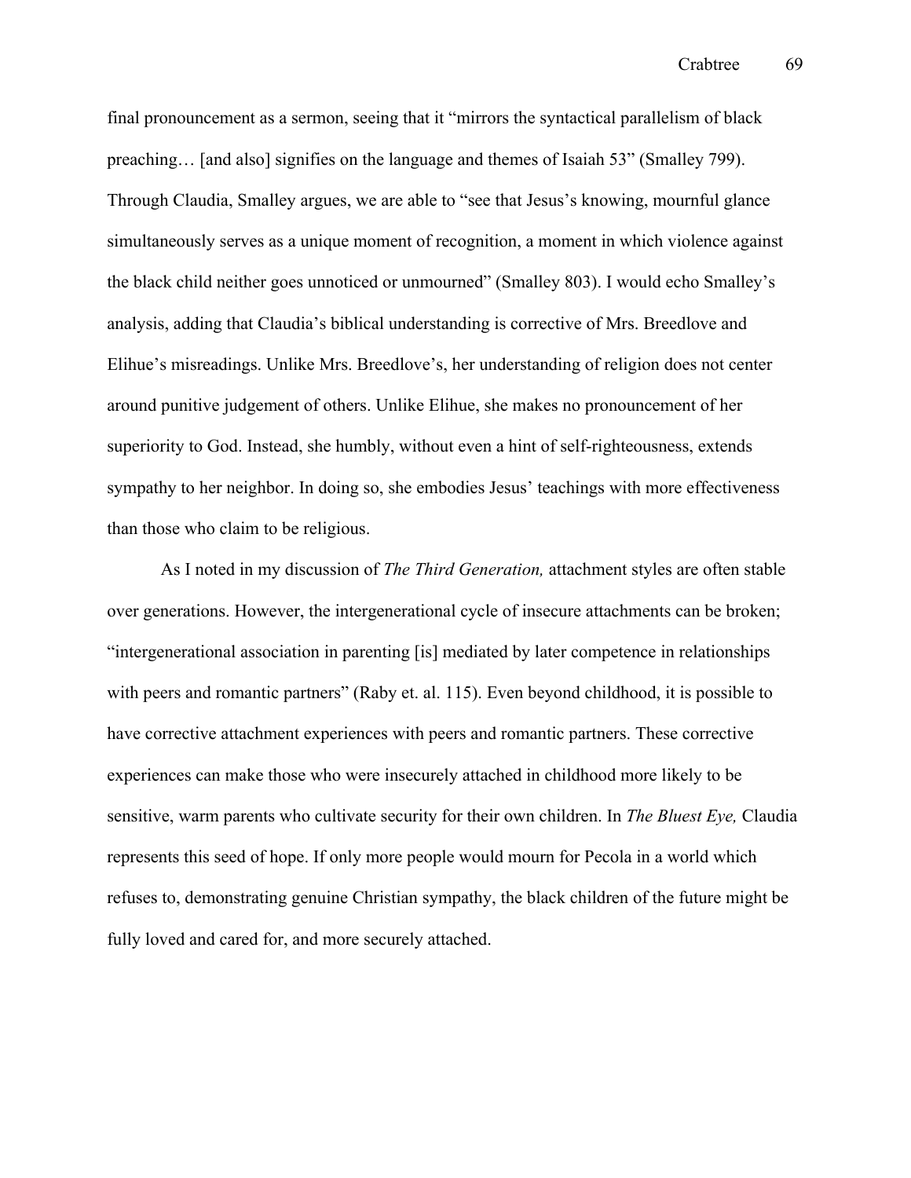final pronouncement as a sermon, seeing that it "mirrors the syntactical parallelism of black preaching… [and also] signifies on the language and themes of Isaiah 53" (Smalley 799). Through Claudia, Smalley argues, we are able to "see that Jesus's knowing, mournful glance simultaneously serves as a unique moment of recognition, a moment in which violence against the black child neither goes unnoticed or unmourned" (Smalley 803). I would echo Smalley's analysis, adding that Claudia's biblical understanding is corrective of Mrs. Breedlove and Elihue's misreadings. Unlike Mrs. Breedlove's, her understanding of religion does not center around punitive judgement of others. Unlike Elihue, she makes no pronouncement of her superiority to God. Instead, she humbly, without even a hint of self-righteousness, extends sympathy to her neighbor. In doing so, she embodies Jesus' teachings with more effectiveness than those who claim to be religious.

As I noted in my discussion of *The Third Generation,* attachment styles are often stable over generations. However, the intergenerational cycle of insecure attachments can be broken; "intergenerational association in parenting [is] mediated by later competence in relationships with peers and romantic partners" (Raby et. al. 115). Even beyond childhood, it is possible to have corrective attachment experiences with peers and romantic partners. These corrective experiences can make those who were insecurely attached in childhood more likely to be sensitive, warm parents who cultivate security for their own children. In *The Bluest Eye,* Claudia represents this seed of hope. If only more people would mourn for Pecola in a world which refuses to, demonstrating genuine Christian sympathy, the black children of the future might be fully loved and cared for, and more securely attached.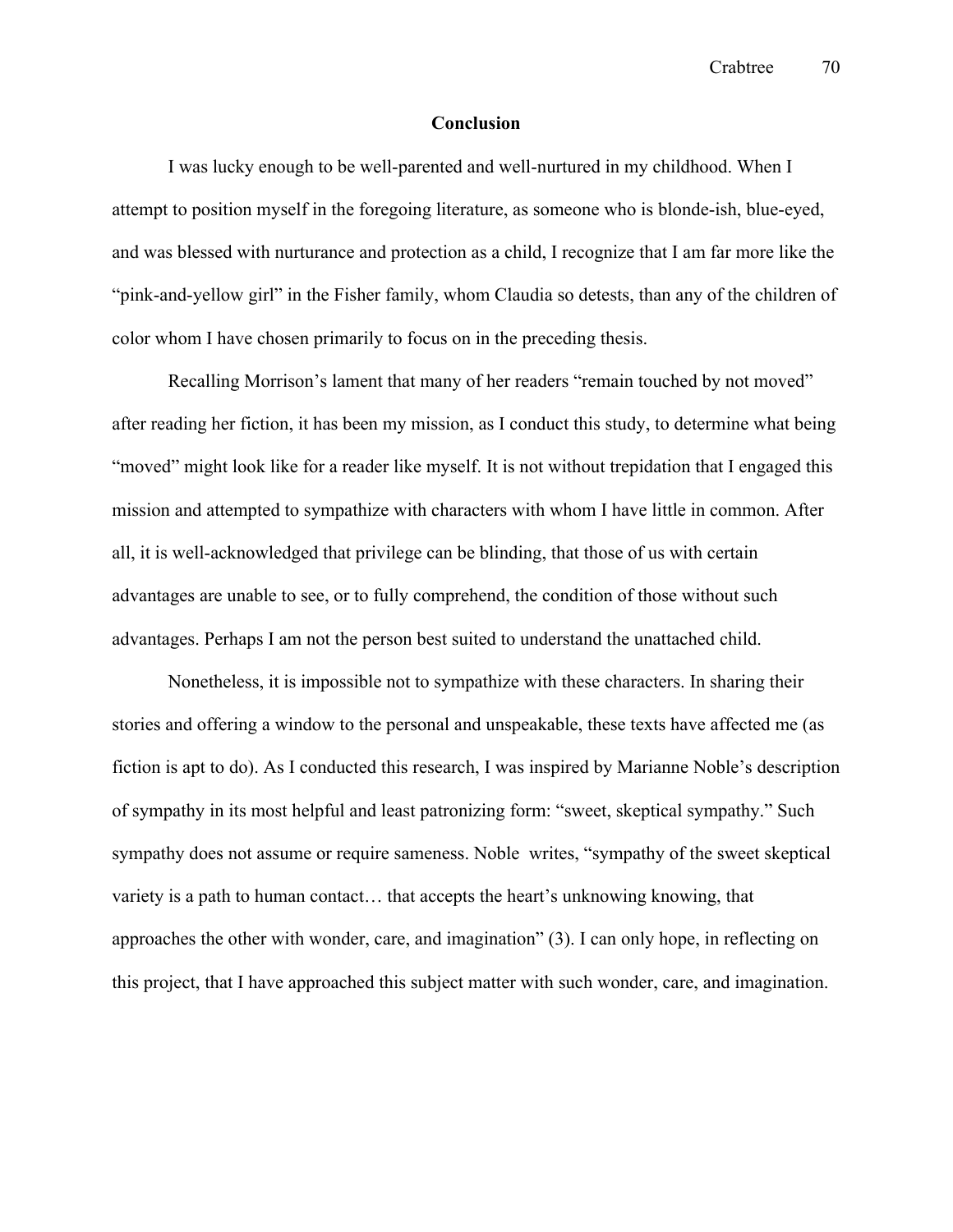## Conclusion

I was lucky enough to be well-parented and well-nurtured in my childhood. When I attempt to position myself in the foregoing literature, as someone who is blonde-ish, blue-eyed, and was blessed with nurturance and protection as a child, I recognize that I am far more like the "pink-and-yellow girl" in the Fisher family, whom Claudia so detests, than any of the children of color whom I have chosen primarily to focus on in the preceding thesis.

Recalling Morrison's lament that many of her readers "remain touched by not moved" after reading her fiction, it has been my mission, as I conduct this study, to determine what being "moved" might look like for a reader like myself. It is not without trepidation that I engaged this mission and attempted to sympathize with characters with whom I have little in common. After all, it is well-acknowledged that privilege can be blinding, that those of us with certain advantages are unable to see, or to fully comprehend, the condition of those without such advantages. Perhaps I am not the person best suited to understand the unattached child.

Nonetheless, it is impossible not to sympathize with these characters. In sharing their stories and offering a window to the personal and unspeakable, these texts have affected me (as fiction is apt to do). As I conducted this research, I was inspired by Marianne Noble's description of sympathy in its most helpful and least patronizing form: "sweet, skeptical sympathy." Such sympathy does not assume or require sameness. Noble writes, "sympathy of the sweet skeptical variety is a path to human contact… that accepts the heart's unknowing knowing, that approaches the other with wonder, care, and imagination" (3). I can only hope, in reflecting on this project, that I have approached this subject matter with such wonder, care, and imagination.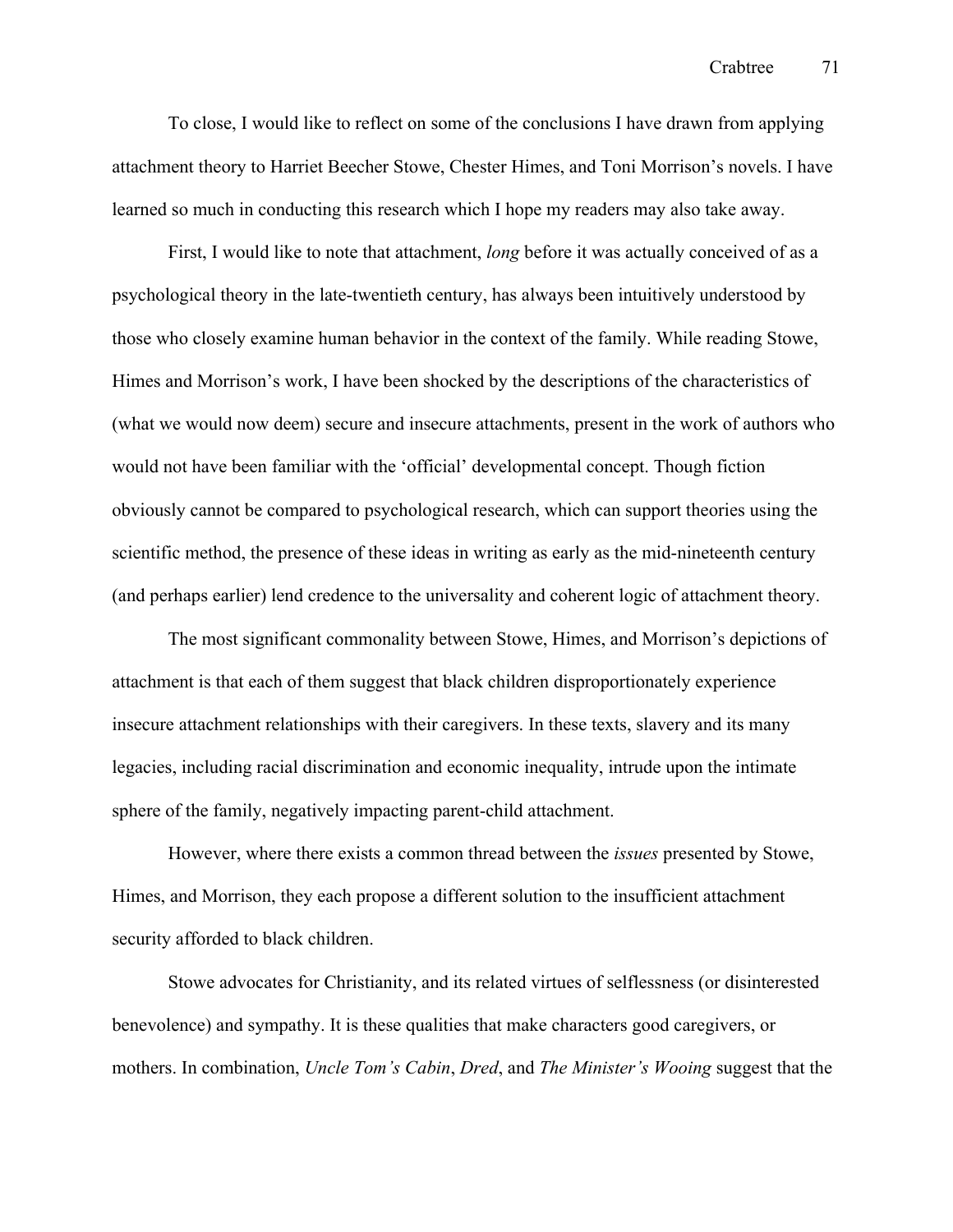To close, I would like to reflect on some of the conclusions I have drawn from applying attachment theory to Harriet Beecher Stowe, Chester Himes, and Toni Morrison's novels. I have learned so much in conducting this research which I hope my readers may also take away.

First, I would like to note that attachment, *long* before it was actually conceived of as a psychological theory in the late-twentieth century, has always been intuitively understood by those who closely examine human behavior in the context of the family. While reading Stowe, Himes and Morrison's work, I have been shocked by the descriptions of the characteristics of (what we would now deem) secure and insecure attachments, present in the work of authors who would not have been familiar with the 'official' developmental concept. Though fiction obviously cannot be compared to psychological research, which can support theories using the scientific method, the presence of these ideas in writing as early as the mid-nineteenth century (and perhaps earlier) lend credence to the universality and coherent logic of attachment theory.

The most significant commonality between Stowe, Himes, and Morrison's depictions of attachment is that each of them suggest that black children disproportionately experience insecure attachment relationships with their caregivers. In these texts, slavery and its many legacies, including racial discrimination and economic inequality, intrude upon the intimate sphere of the family, negatively impacting parent-child attachment.

However, where there exists a common thread between the *issues* presented by Stowe, Himes, and Morrison, they each propose a different solution to the insufficient attachment security afforded to black children.

Stowe advocates for Christianity, and its related virtues of selflessness (or disinterested benevolence) and sympathy. It is these qualities that make characters good caregivers, or mothers. In combination, *Uncle Tom's Cabin*, *Dred*, and *The Minister's Wooing* suggest that the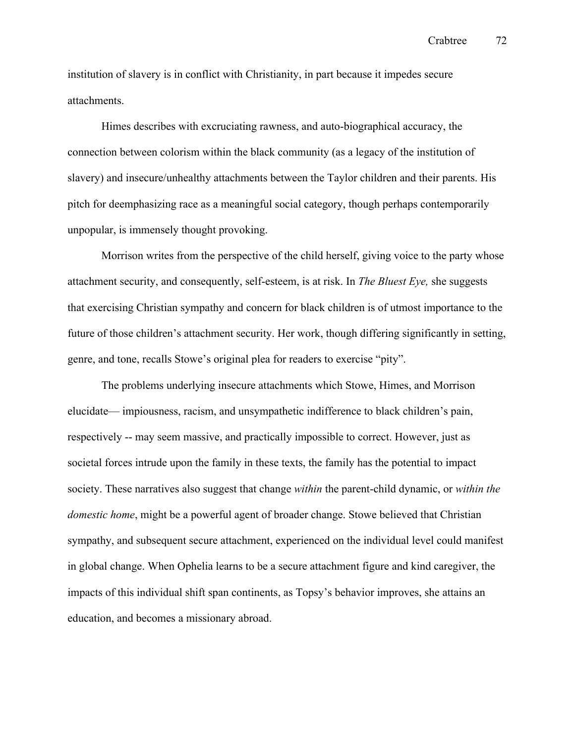institution of slavery is in conflict with Christianity, in part because it impedes secure attachments.

Himes describes with excruciating rawness, and auto-biographical accuracy, the connection between colorism within the black community (as a legacy of the institution of slavery) and insecure/unhealthy attachments between the Taylor children and their parents. His pitch for deemphasizing race as a meaningful social category, though perhaps contemporarily unpopular, is immensely thought provoking.

Morrison writes from the perspective of the child herself, giving voice to the party whose attachment security, and consequently, self-esteem, is at risk. In *The Bluest Eye,* she suggests that exercising Christian sympathy and concern for black children is of utmost importance to the future of those children's attachment security. Her work, though differing significantly in setting, genre, and tone, recalls Stowe's original plea for readers to exercise "pity".

The problems underlying insecure attachments which Stowe, Himes, and Morrison elucidate— impiousness, racism, and unsympathetic indifference to black children's pain, respectively -- may seem massive, and practically impossible to correct. However, just as societal forces intrude upon the family in these texts, the family has the potential to impact society. These narratives also suggest that change *within* the parent-child dynamic, or *within the domestic home*, might be a powerful agent of broader change. Stowe believed that Christian sympathy, and subsequent secure attachment, experienced on the individual level could manifest in global change. When Ophelia learns to be a secure attachment figure and kind caregiver, the impacts of this individual shift span continents, as Topsy's behavior improves, she attains an education, and becomes a missionary abroad.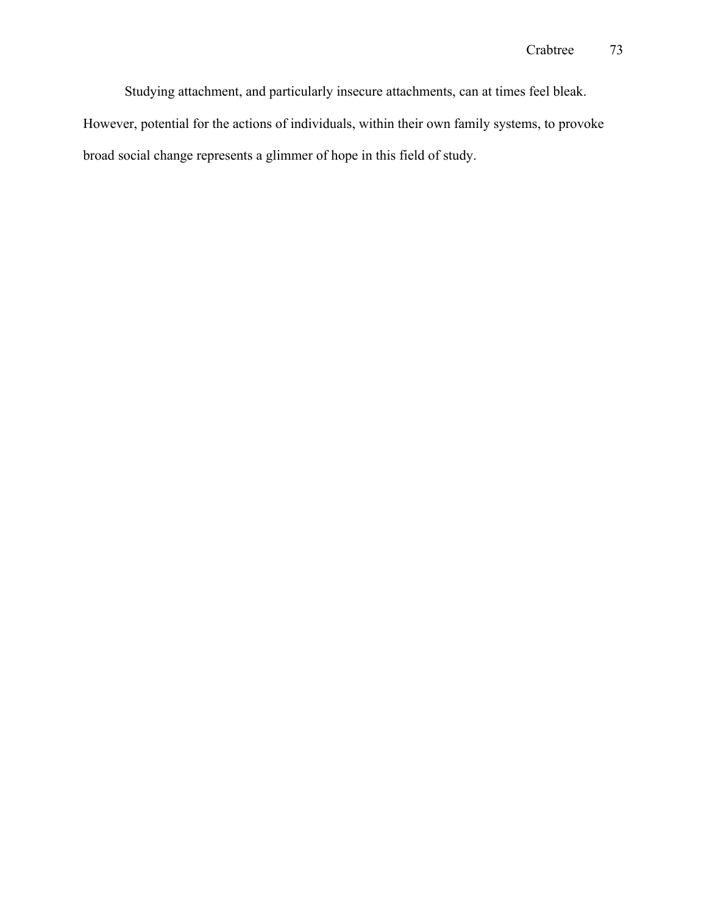Studying attachment, and particularly insecure attachments, can at times feel bleak. However, potential for the actions of individuals, within their own family systems, to provoke broad social change represents a glimmer of hope in this field of study.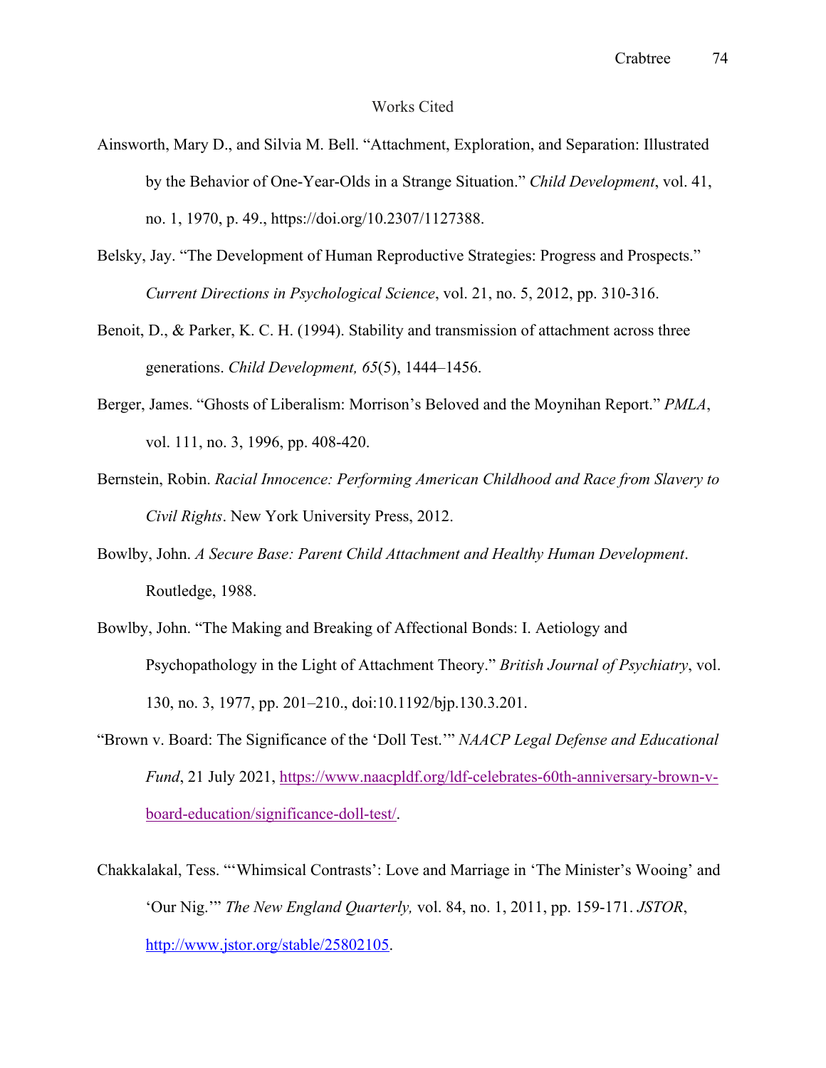# Works Cited

Ainsworth, Mary D., and Silvia M. Bell. "Attachment, Exploration, and Separation: Illustrated by the Behavior of One-Year-Olds in a Strange Situation." *Child Development*, vol. 41, no. 1, 1970, p. 49., https://doi.org/10.2307/1127388.

Belsky, Jay. "The Development of Human Reproductive Strategies: Progress and Prospects." *Current Directions in Psychological Science*, vol. 21, no. 5, 2012, pp. 310-316.

Benoit, D., & Parker, K. C. H. (1994). Stability and transmission of attachment across three generations. *Child Development, 65*(5), 1444–1456.

Berger, James. "Ghosts of Liberalism: Morrison's Beloved and the Moynihan Report." *PMLA*, vol. 111, no. 3, 1996, pp. 408-420.

Bernstein, Robin. *Racial Innocence: Performing American Childhood and Race from Slavery to Civil Rights*. New York University Press, 2012.

Bowlby, John. *A Secure Base: Parent Child Attachment and Healthy Human Development*. Routledge, 1988.

Bowlby, John. "The Making and Breaking of Affectional Bonds: I. Aetiology and Psychopathology in the Light of Attachment Theory." *British Journal of Psychiatry*, vol. 130, no. 3, 1977, pp. 201–210., doi:10.1192/bjp.130.3.201.

"Brown v. Board: The Significance of the 'Doll Test.'" *NAACP Legal Defense and Educational Fund*, 21 July 2021, https://www.naacpldf.org/ldf-celebrates-60th-anniversary-brown-v-board-education/significance-doll-test/.

Chakkalakal, Tess. "'Whimsical Contrasts': Love and Marriage in 'The Minister's Wooing' and 'Our Nig.'" *The New England Quarterly,* vol. 84, no. 1, 2011, pp. 159-171. *JSTOR*, http://www.jstor.org/stable/25802105.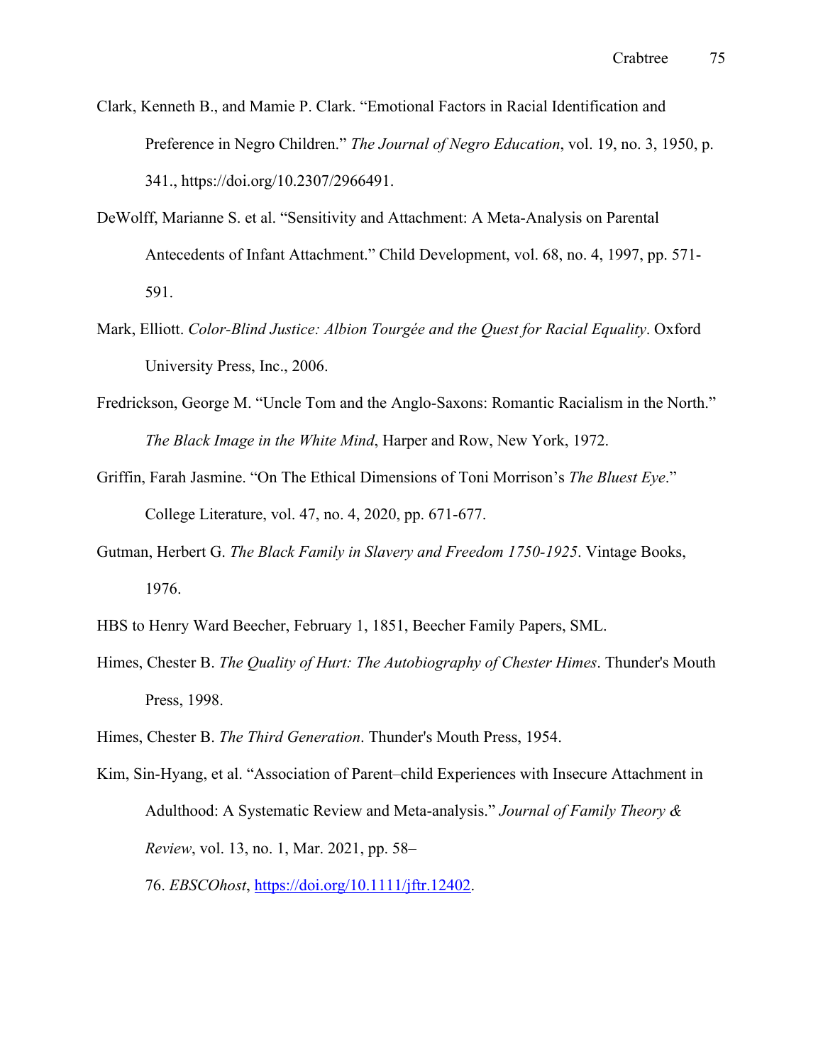Clark, Kenneth B., and Mamie P. Clark. "Emotional Factors in Racial Identification and Preference in Negro Children." *The Journal of Negro Education*, vol. 19, no. 3, 1950, p. 341., https://doi.org/10.2307/2966491.

DeWolff, Marianne S. et al. "Sensitivity and Attachment: A Meta-Analysis on Parental Antecedents of Infant Attachment." Child Development, vol. 68, no. 4, 1997, pp. 571-591.

Mark, Elliott. *Color-Blind Justice: Albion Tourgée and the Quest for Racial Equality*. Oxford University Press, Inc., 2006.

Fredrickson, George M. "Uncle Tom and the Anglo-Saxons: Romantic Racialism in the North." *The Black Image in the White Mind*, Harper and Row, New York, 1972.

Griffin, Farah Jasmine. "On The Ethical Dimensions of Toni Morrison's *The Bluest Eye*." College Literature, vol. 47, no. 4, 2020, pp. 671-677.

Gutman, Herbert G. *The Black Family in Slavery and Freedom 1750-1925*. Vintage Books, 1976.

HBS to Henry Ward Beecher, February 1, 1851, Beecher Family Papers, SML.

Himes, Chester B. *The Quality of Hurt: The Autobiography of Chester Himes*. Thunder's Mouth Press, 1998.

Himes, Chester B. *The Third Generation*. Thunder's Mouth Press, 1954.

Kim, Sin-Hyang, et al. "Association of Parent–child Experiences with Insecure Attachment in Adulthood: A Systematic Review and Meta-analysis." *Journal of Family Theory & Review*, vol. 13, no. 1, Mar. 2021, pp. 58–76. *EBSCOhost*, https://doi.org/10.1111/jftr.12402.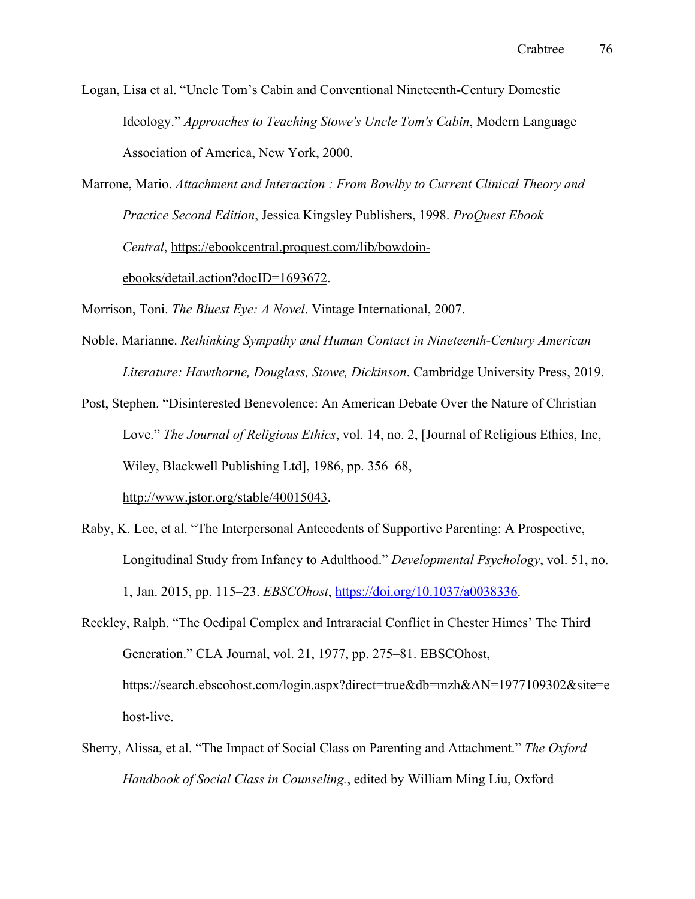Logan, Lisa et al. "Uncle Tom's Cabin and Conventional Nineteenth-Century Domestic Ideology." *Approaches to Teaching Stowe's Uncle Tom's Cabin*, Modern Language Association of America, New York, 2000.

Marrone, Mario. *Attachment and Interaction : From Bowlby to Current Clinical Theory and Practice Second Edition*, Jessica Kingsley Publishers, 1998. *ProQuest Ebook Central*, https://ebookcentral.proquest.com/lib/bowdoin-ebooks/detail.action?docID=1693672.

Morrison, Toni. *The Bluest Eye: A Novel*. Vintage International, 2007.

Noble, Marianne. *Rethinking Sympathy and Human Contact in Nineteenth-Century American Literature: Hawthorne, Douglass, Stowe, Dickinson*. Cambridge University Press, 2019.

Post, Stephen. "Disinterested Benevolence: An American Debate Over the Nature of Christian Love." *The Journal of Religious Ethics*, vol. 14, no. 2, [Journal of Religious Ethics, Inc, Wiley, Blackwell Publishing Ltd], 1986, pp. 356–68, http://www.jstor.org/stable/40015043.

Raby, K. Lee, et al. "The Interpersonal Antecedents of Supportive Parenting: A Prospective, Longitudinal Study from Infancy to Adulthood." *Developmental Psychology*, vol. 51, no. 1, Jan. 2015, pp. 115–23. *EBSCOhost*, https://doi.org/10.1037/a0038336.

Reckley, Ralph. "The Oedipal Complex and Intraracial Conflict in Chester Himes' The Third Generation." CLA Journal, vol. 21, 1977, pp. 275–81. EBSCOhost, https://search.ebscohost.com/login.aspx?direct=true&db=mzh&AN=1977109302&site=ehost-live.

Sherry, Alissa, et al. "The Impact of Social Class on Parenting and Attachment." *The Oxford Handbook of Social Class in Counseling.*, edited by William Ming Liu, Oxford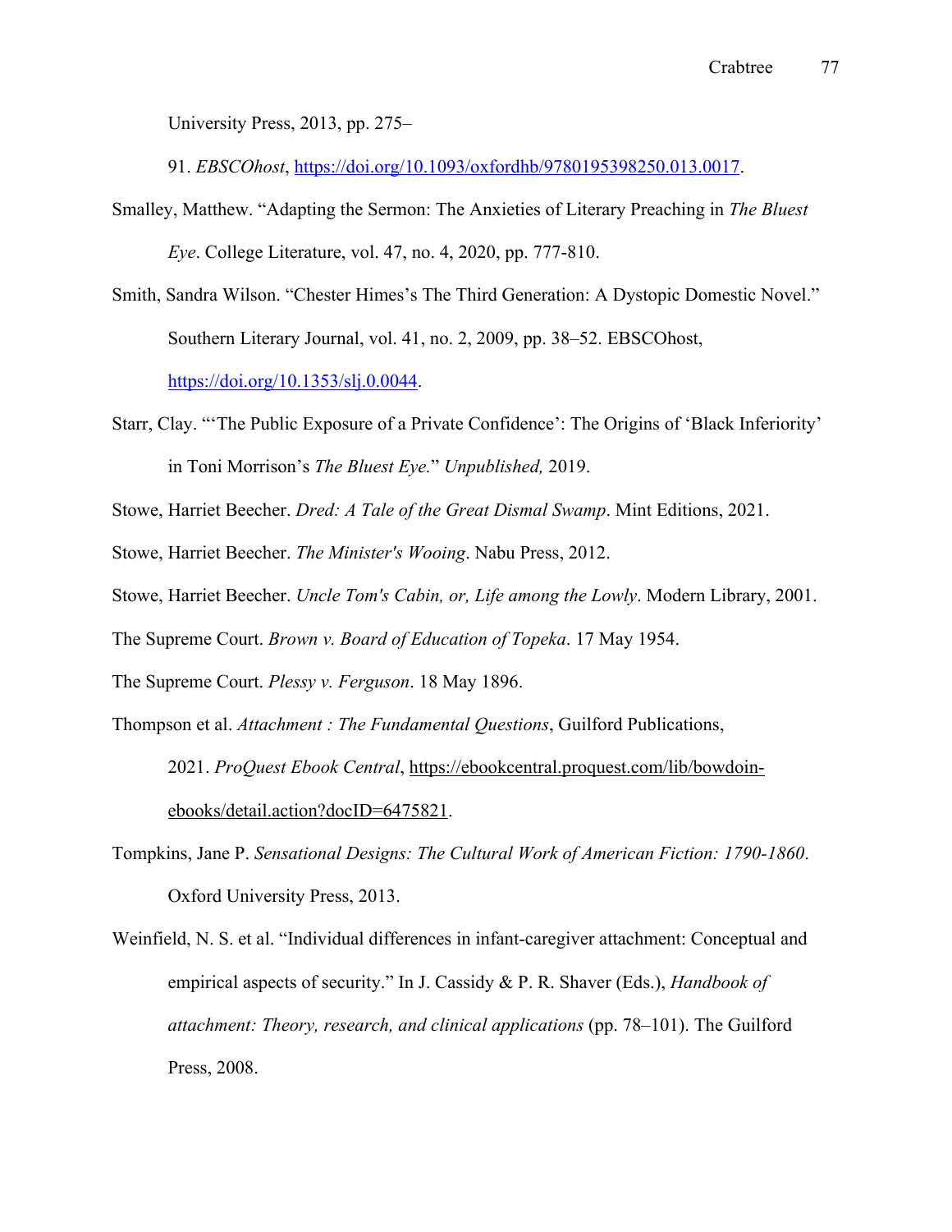University Press, 2013, pp. 275–91. *EBSCOhost*, https://doi.org/10.1093/oxfordhb/9780195398250.013.0017.

Smalley, Matthew. "Adapting the Sermon: The Anxieties of Literary Preaching in *The Bluest Eye*. College Literature, vol. 47, no. 4, 2020, pp. 777-810.

Smith, Sandra Wilson. "Chester Himes's The Third Generation: A Dystopic Domestic Novel." Southern Literary Journal, vol. 41, no. 2, 2009, pp. 38–52. EBSCOhost, https://doi.org/10.1353/slj.0.0044.

Starr, Clay. "'The Public Exposure of a Private Confidence': The Origins of 'Black Inferiority' in Toni Morrison's *The Bluest Eye*." *Unpublished,* 2019.

Stowe, Harriet Beecher. *Dred: A Tale of the Great Dismal Swamp*. Mint Editions, 2021.

Stowe, Harriet Beecher. *The Minister's Wooing*. Nabu Press, 2012.

Stowe, Harriet Beecher. *Uncle Tom's Cabin, or, Life among the Lowly*. Modern Library, 2001.

The Supreme Court. *Brown v. Board of Education of Topeka*. 17 May 1954.

The Supreme Court. *Plessy v. Ferguson*. 18 May 1896.

Thompson et al. *Attachment : The Fundamental Questions*, Guilford Publications, 2021. *ProQuest Ebook Central*, https://ebookcentral.proquest.com/lib/bowdoin-ebooks/detail.action?docID=6475821.

Tompkins, Jane P. *Sensational Designs: The Cultural Work of American Fiction: 1790-1860*. Oxford University Press, 2013.

Weinfield, N. S. et al. "Individual differences in infant-caregiver attachment: Conceptual and empirical aspects of security." In J. Cassidy & P. R. Shaver (Eds.), *Handbook of attachment: Theory, research, and clinical applications* (pp. 78–101). The Guilford Press, 2008.